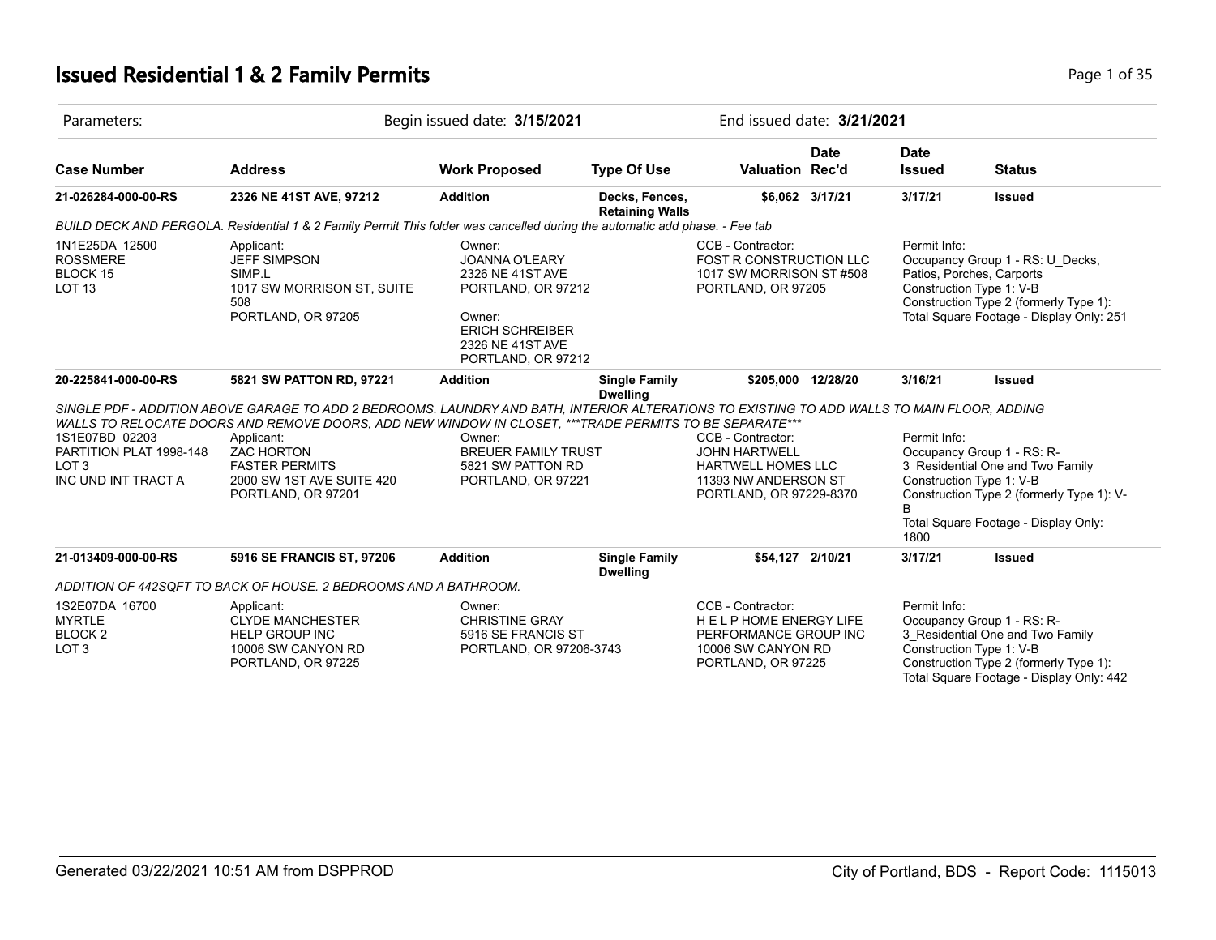# Issued Residential 1 & 2 Family Permits

| Parameters: | Begin issued date: **3/15/2021** | End issued date: **3/21/2021** |
|---|---|---|

| Case Number | Address | Work Proposed | Type Of Use | Valuation | Date Rec'd | Date Issued | Status |
|---|---|---|---|---|---|---|---|
| **21-026284-000-00-RS** | **2326 NE 41ST AVE, 97212** | **Addition** | **Decks, Fences, Retaining Walls** | **$6,062** | **3/17/21** | **3/17/21** | **Issued** |

*BUILD DECK AND PERGOLA. Residential 1 & 2 Family Permit This folder was cancelled during the automatic add phase. - Fee tab*

| | | | | |
|---|---|---|---|---|
| 1N1E25DA 12500<br>ROSSMERE<br>BLOCK 15<br>LOT 13 | Applicant:<br>JEFF SIMPSON<br>SIMP.L<br>1017 SW MORRISON ST, SUITE 508<br>PORTLAND, OR 97205 | Owner:<br>JOANNA O'LEARY<br>2326 NE 41ST AVE<br>PORTLAND, OR 97212<br><br>Owner:<br>ERICH SCHREIBER<br>2326 NE 41ST AVE<br>PORTLAND, OR 97212 | CCB - Contractor:<br>FOST R CONSTRUCTION LLC<br>1017 SW MORRISON ST #508<br>PORTLAND, OR 97205 | Permit Info:<br>Occupancy Group 1 - RS: U_Decks, Patios, Porches, Carports<br>Construction Type 1: V-B<br>Construction Type 2 (formerly Type 1):<br>Total Square Footage - Display Only: 251 |

| Case Number | Address | Work Proposed | Type Of Use | Valuation | Date Rec'd | Date Issued | Status |
|---|---|---|---|---|---|---|---|
| **20-225841-000-00-RS** | **5821 SW PATTON RD, 97221** | **Addition** | **Single Family Dwelling** | **$205,000** | **12/28/20** | **3/16/21** | **Issued** |

*SINGLE PDF - ADDITION ABOVE GARAGE TO ADD 2 BEDROOMS. LAUNDRY AND BATH, INTERIOR ALTERATIONS TO EXISTING TO ADD WALLS TO MAIN FLOOR, ADDING WALLS TO RELOCATE DOORS AND REMOVE DOORS, ADD NEW WINDOW IN CLOSET, ***TRADE PERMITS TO BE SEPARATE****

| | | | | |
|---|---|---|---|---|
| 1S1E07BD 02203<br>PARTITION PLAT 1998-148<br>LOT 3<br>INC UND INT TRACT A | Applicant:<br>ZAC HORTON<br>FASTER PERMITS<br>2000 SW 1ST AVE SUITE 420<br>PORTLAND, OR 97201 | Owner:<br>BREUER FAMILY TRUST<br>5821 SW PATTON RD<br>PORTLAND, OR 97221 | CCB - Contractor:<br>JOHN HARTWELL<br>HARTWELL HOMES LLC<br>11393 NW ANDERSON ST<br>PORTLAND, OR 97229-8370 | Permit Info:<br>Occupancy Group 1 - RS: R-3_Residential One and Two Family<br>Construction Type 1: V-B<br>Construction Type 2 (formerly Type 1): V-B<br>Total Square Footage - Display Only: 1800 |

| Case Number | Address | Work Proposed | Type Of Use | Valuation | Date Rec'd | Date Issued | Status |
|---|---|---|---|---|---|---|---|
| **21-013409-000-00-RS** | **5916 SE FRANCIS ST, 97206** | **Addition** | **Single Family Dwelling** | **$54,127** | **2/10/21** | **3/17/21** | **Issued** |

*ADDITION OF 442SQFT TO BACK OF HOUSE. 2 BEDROOMS AND A BATHROOM.*

| | | | | |
|---|---|---|---|---|
| 1S2E07DA 16700<br>MYRTLE<br>BLOCK 2<br>LOT 3 | Applicant:<br>CLYDE MANCHESTER<br>HELP GROUP INC<br>10006 SW CANYON RD<br>PORTLAND, OR 97225 | Owner:<br>CHRISTINE GRAY<br>5916 SE FRANCIS ST<br>PORTLAND, OR 97206-3743 | CCB - Contractor:<br>H E L P HOME ENERGY LIFE PERFORMANCE GROUP INC<br>10006 SW CANYON RD<br>PORTLAND, OR 97225 | Permit Info:<br>Occupancy Group 1 - RS: R-3_Residential One and Two Family<br>Construction Type 1: V-B<br>Construction Type 2 (formerly Type 1):<br>Total Square Footage - Display Only: 442 |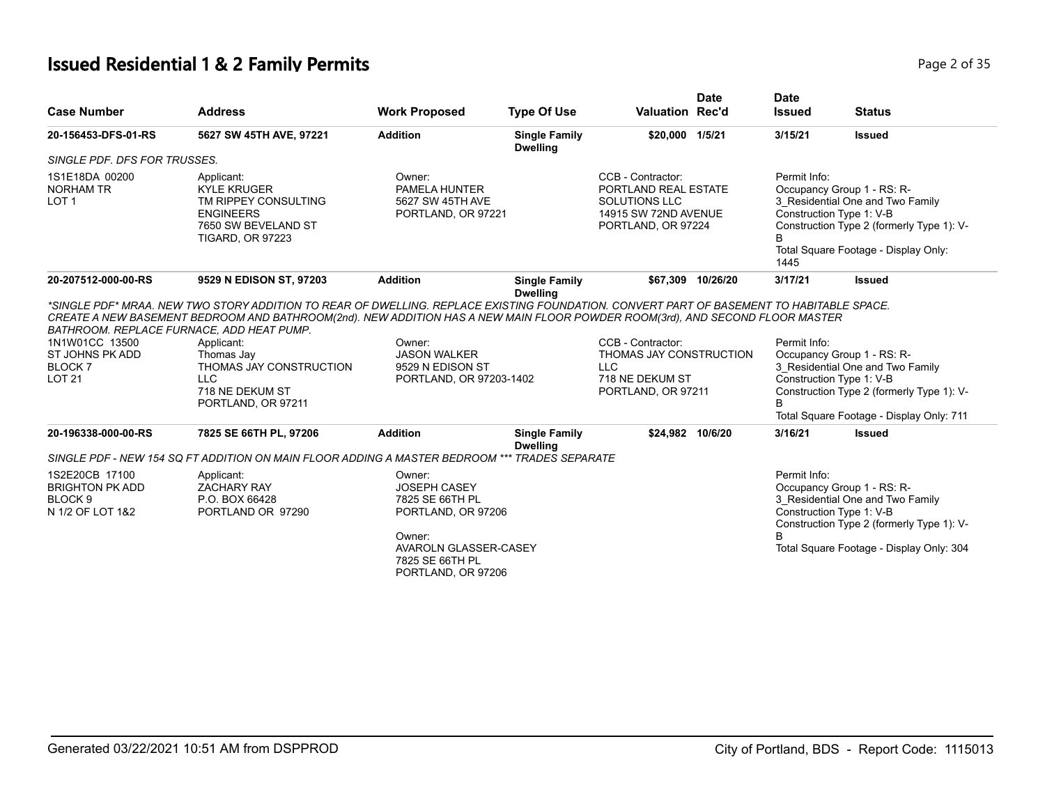# Issued Residential 1 & 2 Family Permits

| Case Number | Address | Work Proposed | Type Of Use | Valuation | Date Rec'd | Date Issued | Status |
|---|---|---|---|---|---|---|---|
| 20-156453-DFS-01-RS | 5627 SW 45TH AVE, 97221 | Addition | Single Family Dwelling | $20,000 | 1/5/21 | 3/15/21 | Issued |

*SINGLE PDF. DFS FOR TRUSSES.*

1S1E18DA 00200
NORHAM TR
LOT 1

Applicant:
KYLE KRUGER
TM RIPPEY CONSULTING ENGINEERS
7650 SW BEVELAND ST
TIGARD, OR 97223

Owner:
PAMELA HUNTER
5627 SW 45TH AVE
PORTLAND, OR 97221

CCB - Contractor:
PORTLAND REAL ESTATE SOLUTIONS LLC
14915 SW 72ND AVENUE
PORTLAND, OR 97224

Permit Info:
Occupancy Group 1 - RS: R-3_Residential One and Two Family
Construction Type 1: V-B
Construction Type 2 (formerly Type 1): V-B
Total Square Footage - Display Only: 1445

| Case Number | Address | Work Proposed | Type Of Use | Valuation | Date Rec'd | Date Issued | Status |
|---|---|---|---|---|---|---|---|
| 20-207512-000-00-RS | 9529 N EDISON ST, 97203 | Addition | Single Family Dwelling | $67,309 | 10/26/20 | 3/17/21 | Issued |

*\*SINGLE PDF\* MRAA. NEW TWO STORY ADDITION TO REAR OF DWELLING. REPLACE EXISTING FOUNDATION. CONVERT PART OF BASEMENT TO HABITABLE SPACE. CREATE A NEW BASEMENT BEDROOM AND BATHROOM(2nd). NEW ADDITION HAS A NEW MAIN FLOOR POWDER ROOM(3rd), AND SECOND FLOOR MASTER BATHROOM. REPLACE FURNACE, ADD HEAT PUMP.*

1N1W01CC 13500
ST JOHNS PK ADD
BLOCK 7
LOT 21

Applicant:
Thomas Jay
THOMAS JAY CONSTRUCTION LLC
718 NE DEKUM ST
PORTLAND, OR 97211

Owner:
JASON WALKER
9529 N EDISON ST
PORTLAND, OR 97203-1402

CCB - Contractor:
THOMAS JAY CONSTRUCTION LLC
718 NE DEKUM ST
PORTLAND, OR 97211

Permit Info:
Occupancy Group 1 - RS: R-3_Residential One and Two Family
Construction Type 1: V-B
Construction Type 2 (formerly Type 1): V-B
Total Square Footage - Display Only: 711

| Case Number | Address | Work Proposed | Type Of Use | Valuation | Date Rec'd | Date Issued | Status |
|---|---|---|---|---|---|---|---|
| 20-196338-000-00-RS | 7825 SE 66TH PL, 97206 | Addition | Single Family Dwelling | $24,982 | 10/6/20 | 3/16/21 | Issued |

*SINGLE PDF - NEW 154 SQ FT ADDITION ON MAIN FLOOR ADDING A MASTER BEDROOM \*\*\* TRADES SEPARATE*

1S2E20CB 17100
BRIGHTON PK ADD
BLOCK 9
N 1/2 OF LOT 1&2

Applicant:
ZACHARY RAY
P.O. BOX 66428
PORTLAND OR 97290

Owner:
JOSEPH CASEY
7825 SE 66TH PL
PORTLAND, OR 97206

Owner:
AVAROLN GLASSER-CASEY
7825 SE 66TH PL
PORTLAND, OR 97206

Permit Info:
Occupancy Group 1 - RS: R-3_Residential One and Two Family
Construction Type 1: V-B
Construction Type 2 (formerly Type 1): V-B
Total Square Footage - Display Only: 304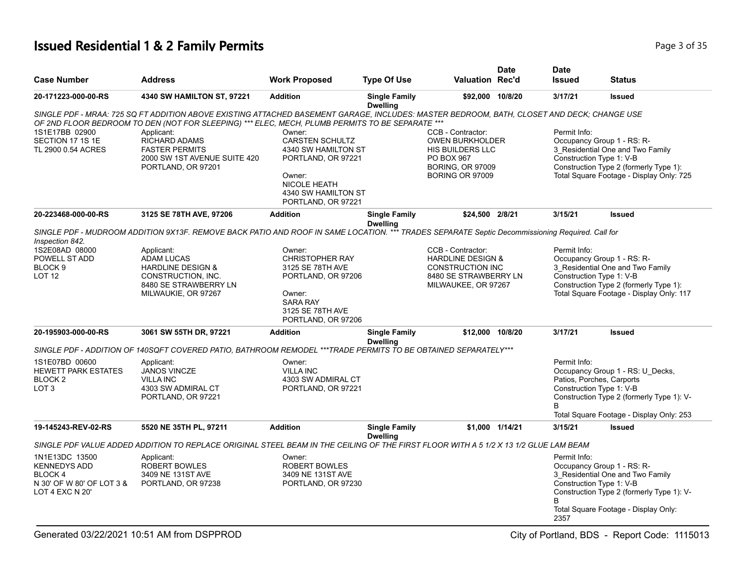# Issued Residential 1 & 2 Family Permits

| Case Number | Address | Work Proposed | Type Of Use | Valuation | Date Rec'd | Date Issued | Status |
|---|---|---|---|---|---|---|---|
| 20-171223-000-00-RS | 4340 SW HAMILTON ST, 97221 | Addition | Single Family Dwelling | $92,000 | 10/8/20 | 3/17/21 | Issued |

SINGLE PDF - MRAA: 725 SQ FT ADDITION ABOVE EXISTING ATTACHED BASEMENT GARAGE, INCLUDES: MASTER BEDROOM, BATH, CLOSET AND DECK; CHANGE USE OF 2ND FLOOR BEDROOM TO DEN (NOT FOR SLEEPING) *** ELEC, MECH, PLUMB PERMITS TO BE SEPARATE ***

1S1E17BB 02900
SECTION 17 1S 1E
TL 2900 0.54 ACRES

Applicant:
RICHARD ADAMS
FASTER PERMITS
2000 SW 1ST AVENUE SUITE 420
PORTLAND, OR 97201

Owner:
CARSTEN SCHULTZ
4340 SW HAMILTON ST
PORTLAND, OR 97221

Owner:
NICOLE HEATH
4340 SW HAMILTON ST
PORTLAND, OR 97221

CCB - Contractor:
OWEN BURKHOLDER
HIS BUILDERS LLC
PO BOX 967
BORING, OR 97009
BORING OR 97009

Permit Info:
Occupancy Group 1 - RS: R-3_Residential One and Two Family
Construction Type 1: V-B
Construction Type 2 (formerly Type 1):
Total Square Footage - Display Only: 725

| Case Number | Address | Work Proposed | Type Of Use | Valuation | Date Rec'd | Date Issued | Status |
|---|---|---|---|---|---|---|---|
| 20-223468-000-00-RS | 3125 SE 78TH AVE, 97206 | Addition | Single Family Dwelling | $24,500 | 2/8/21 | 3/15/21 | Issued |

SINGLE PDF - MUDROOM ADDITION 9X13F. REMOVE BACK PATIO AND ROOF IN SAME LOCATION. *** TRADES SEPARATE Septic Decommissioning Required. Call for Inspection 842.

1S2E08AD 08000
POWELL ST ADD
BLOCK 9
LOT 12

Applicant:
ADAM LUCAS
HARDLINE DESIGN & CONSTRUCTION, INC.
8480 SE STRAWBERRY LN
MILWAUKIE, OR 97267

Owner:
CHRISTOPHER RAY
3125 SE 78TH AVE
PORTLAND, OR 97206

Owner:
SARA RAY
3125 SE 78TH AVE
PORTLAND, OR 97206

CCB - Contractor:
HARDLINE DESIGN & CONSTRUCTION INC
8480 SE STRAWBERRY LN
MILWAUKEE, OR 97267

Permit Info:
Occupancy Group 1 - RS: R-3_Residential One and Two Family
Construction Type 1: V-B
Construction Type 2 (formerly Type 1):
Total Square Footage - Display Only: 117

| Case Number | Address | Work Proposed | Type Of Use | Valuation | Date Rec'd | Date Issued | Status |
|---|---|---|---|---|---|---|---|
| 20-195903-000-00-RS | 3061 SW 55TH DR, 97221 | Addition | Single Family Dwelling | $12,000 | 10/8/20 | 3/17/21 | Issued |

SINGLE PDF - ADDITION OF 140SQFT COVERED PATIO, BATHROOM REMODEL ***TRADE PERMITS TO BE OBTAINED SEPARATELY***

1S1E07BD 00600
HEWETT PARK ESTATES
BLOCK 2
LOT 3

Applicant:
JANOS VINCZE
VILLA INC
4303 SW ADMIRAL CT
PORTLAND, OR 97221

Owner:
VILLA INC
4303 SW ADMIRAL CT
PORTLAND, OR 97221

Permit Info:
Occupancy Group 1 - RS: U_Decks, Patios, Porches, Carports
Construction Type 1: V-B
Construction Type 2 (formerly Type 1): V-B
Total Square Footage - Display Only: 253

| Case Number | Address | Work Proposed | Type Of Use | Valuation | Date Rec'd | Date Issued | Status |
|---|---|---|---|---|---|---|---|
| 19-145243-REV-02-RS | 5520 NE 35TH PL, 97211 | Addition | Single Family Dwelling | $1,000 | 1/14/21 | 3/15/21 | Issued |

SINGLE PDF VALUE ADDED ADDITION TO REPLACE ORIGINAL STEEL BEAM IN THE CEILING OF THE FIRST FLOOR WITH A 5 1/2 X 13 1/2 GLUE LAM BEAM

1N1E13DC 13500
KENNEDYS ADD
BLOCK 4
N 30' OF W 80' OF LOT 3 & LOT 4 EXC N 20'

Applicant:
ROBERT BOWLES
3409 NE 131ST AVE
PORTLAND, OR 97238

Owner:
ROBERT BOWLES
3409 NE 131ST AVE
PORTLAND, OR 97230

Permit Info:
Occupancy Group 1 - RS: R-3_Residential One and Two Family
Construction Type 1: V-B
Construction Type 2 (formerly Type 1): V-B
Total Square Footage - Display Only: 2357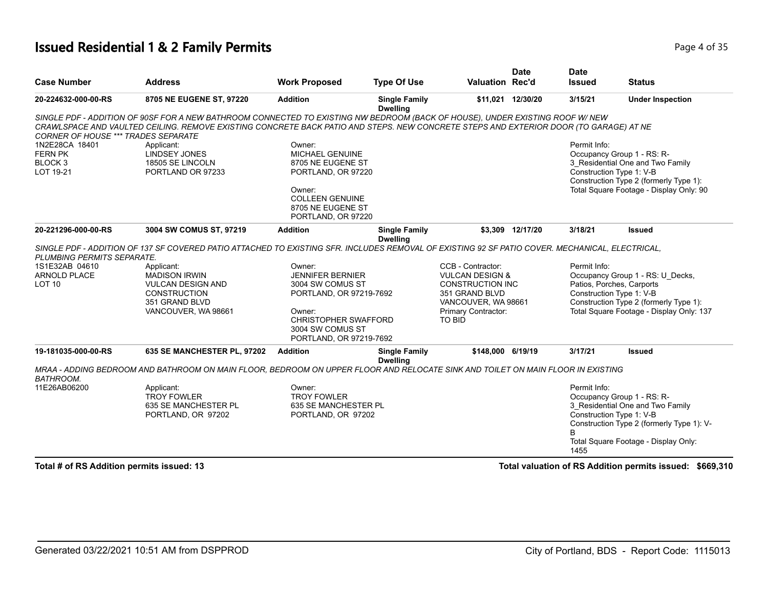# Issued Residential 1 & 2 Family Permits

| Case Number | Address | Work Proposed | Type Of Use | Valuation | Date Rec'd | Date Issued | Status |
|---|---|---|---|---|---|---|---|
| 20-224632-000-00-RS | 8705 NE EUGENE ST, 97220 | Addition | Single Family Dwelling | $11,021 | 12/30/20 | 3/15/21 | Under Inspection |

*SINGLE PDF - ADDITION OF 90SF FOR A NEW BATHROOM CONNECTED TO EXISTING NW BEDROOM (BACK OF HOUSE), UNDER EXISTING ROOF W/ NEW CRAWLSPACE AND VAULTED CEILING. REMOVE EXISTING CONCRETE BACK PATIO AND STEPS. NEW CONCRETE STEPS AND EXTERIOR DOOR (TO GARAGE) AT NE CORNER OF HOUSE *** TRADES SEPARATE*

1N2E28CA 18401
FERN PK
BLOCK 3
LOT 19-21

Applicant:
LINDSEY JONES
18505 SE LINCOLN
PORTLAND OR 97233

Owner:
MICHAEL GENUINE
8705 NE EUGENE ST
PORTLAND, OR 97220

Owner:
COLLEEN GENUINE
8705 NE EUGENE ST
PORTLAND, OR 97220

Permit Info:
Occupancy Group 1 - RS: R-3_Residential One and Two Family
Construction Type 1: V-B
Construction Type 2 (formerly Type 1):
Total Square Footage - Display Only: 90

| Case Number | Address | Work Proposed | Type Of Use | Valuation | Date Rec'd | Date Issued | Status |
|---|---|---|---|---|---|---|---|
| 20-221296-000-00-RS | 3004 SW COMUS ST, 97219 | Addition | Single Family Dwelling | $3,309 | 12/17/20 | 3/18/21 | Issued |

*SINGLE PDF - ADDITION OF 137 SF COVERED PATIO ATTACHED TO EXISTING SFR. INCLUDES REMOVAL OF EXISTING 92 SF PATIO COVER. MECHANICAL, ELECTRICAL, PLUMBING PERMITS SEPARATE.*

1S1E32AB 04610
ARNOLD PLACE
LOT 10

Applicant:
MADISON IRWIN
VULCAN DESIGN AND CONSTRUCTION
351 GRAND BLVD
VANCOUVER, WA 98661

Owner:
JENNIFER BERNIER
3004 SW COMUS ST
PORTLAND, OR 97219-7692

Owner:
CHRISTOPHER SWAFFORD
3004 SW COMUS ST
PORTLAND, OR 97219-7692

CCB - Contractor:
VULCAN DESIGN & CONSTRUCTION INC
351 GRAND BLVD
VANCOUVER, WA 98661
Primary Contractor:
TO BID

Permit Info:
Occupancy Group 1 - RS: U_Decks, Patios, Porches, Carports
Construction Type 1: V-B
Construction Type 2 (formerly Type 1):
Total Square Footage - Display Only: 137

| Case Number | Address | Work Proposed | Type Of Use | Valuation | Date Rec'd | Date Issued | Status |
|---|---|---|---|---|---|---|---|
| 19-181035-000-00-RS | 635 SE MANCHESTER PL, 97202 | Addition | Single Family Dwelling | $148,000 | 6/19/19 | 3/17/21 | Issued |

*MRAA - ADDING BEDROOM AND BATHROOM ON MAIN FLOOR, BEDROOM ON UPPER FLOOR AND RELOCATE SINK AND TOILET ON MAIN FLOOR IN EXISTING BATHROOM.*

11E26AB06200

Applicant:
TROY FOWLER
635 SE MANCHESTER PL
PORTLAND, OR 97202

Owner:
TROY FOWLER
635 SE MANCHESTER PL
PORTLAND, OR 97202

Permit Info:
Occupancy Group 1 - RS: R-3_Residential One and Two Family
Construction Type 1: V-B
Construction Type 2 (formerly Type 1): V-B
Total Square Footage - Display Only: 1455

**Total # of RS Addition permits issued: 13**

**Total valuation of RS Addition permits issued: $669,310**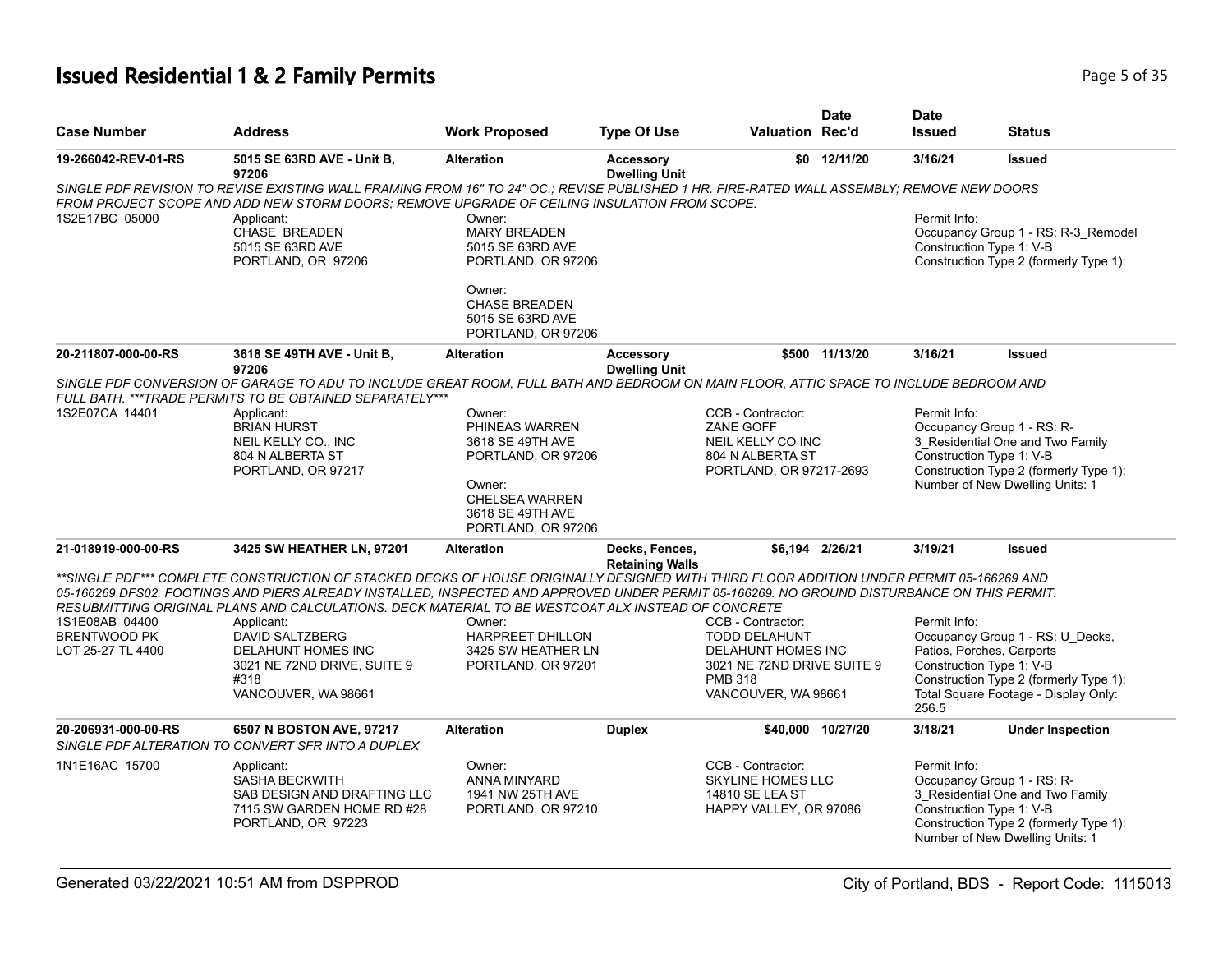# Issued Residential 1 & 2 Family Permits

| Case Number | Address | Work Proposed | Type Of Use | Valuation | Date Rec'd | Date Issued | Status |
|---|---|---|---|---|---|---|---|
| 19-266042-REV-01-RS | 5015 SE 63RD AVE - Unit B, 97206 | Alteration | Accessory Dwelling Unit | $0 | 12/11/20 | 3/16/21 | Issued |

SINGLE PDF REVISION TO REVISE EXISTING WALL FRAMING FROM 16" TO 24" OC.; REVISE PUBLISHED 1 HR. FIRE-RATED WALL ASSEMBLY; REMOVE NEW DOORS FROM PROJECT SCOPE AND ADD NEW STORM DOORS; REMOVE UPGRADE OF CEILING INSULATION FROM SCOPE.

1S2E17BC 05000

Applicant:
CHASE BREADEN
5015 SE 63RD AVE
PORTLAND, OR 97206

Owner:
MARY BREADEN
5015 SE 63RD AVE
PORTLAND, OR 97206

Owner:
CHASE BREADEN
5015 SE 63RD AVE
PORTLAND, OR 97206

Permit Info:
Occupancy Group 1 - RS: R-3_Remodel
Construction Type 1: V-B
Construction Type 2 (formerly Type 1):

---

| Case Number | Address | Work Proposed | Type Of Use | Valuation | Date Rec'd | Date Issued | Status |
|---|---|---|---|---|---|---|---|
| 20-211807-000-00-RS | 3618 SE 49TH AVE - Unit B, 97206 | Alteration | Accessory Dwelling Unit | $500 | 11/13/20 | 3/16/21 | Issued |

SINGLE PDF CONVERSION OF GARAGE TO ADU TO INCLUDE GREAT ROOM, FULL BATH AND BEDROOM ON MAIN FLOOR, ATTIC SPACE TO INCLUDE BEDROOM AND FULL BATH. ***TRADE PERMITS TO BE OBTAINED SEPARATELY***

1S2E07CA 14401

Applicant:
BRIAN HURST
NEIL KELLY CO., INC
804 N ALBERTA ST
PORTLAND, OR 97217

Owner:
PHINEAS WARREN
3618 SE 49TH AVE
PORTLAND, OR 97206

Owner:
CHELSEA WARREN
3618 SE 49TH AVE
PORTLAND, OR 97206

CCB - Contractor:
ZANE GOFF
NEIL KELLY CO INC
804 N ALBERTA ST
PORTLAND, OR 97217-2693

Permit Info:
Occupancy Group 1 - RS: R-3_Residential One and Two Family
Construction Type 1: V-B
Construction Type 2 (formerly Type 1):
Number of New Dwelling Units: 1

---

| Case Number | Address | Work Proposed | Type Of Use | Valuation | Date Rec'd | Date Issued | Status |
|---|---|---|---|---|---|---|---|
| 21-018919-000-00-RS | 3425 SW HEATHER LN, 97201 | Alteration | Decks, Fences, Retaining Walls | $6,194 | 2/26/21 | 3/19/21 | Issued |

**SINGLE PDF*** COMPLETE CONSTRUCTION OF STACKED DECKS OF HOUSE ORIGINALLY DESIGNED WITH THIRD FLOOR ADDITION UNDER PERMIT 05-166269 AND 05-166269 DFS02. FOOTINGS AND PIERS ALREADY INSTALLED, INSPECTED AND APPROVED UNDER PERMIT 05-166269. NO GROUND DISTURBANCE ON THIS PERMIT. RESUBMITTING ORIGINAL PLANS AND CALCULATIONS. DECK MATERIAL TO BE WESTCOAT ALX INSTEAD OF CONCRETE

1S1E08AB 04400
BRENTWOOD PK
LOT 25-27 TL 4400

Applicant:
DAVID SALTZBERG
DELAHUNT HOMES INC
3021 NE 72ND DRIVE, SUITE 9 #318
VANCOUVER, WA 98661

Owner:
HARPREET DHILLON
3425 SW HEATHER LN
PORTLAND, OR 97201

CCB - Contractor:
TODD DELAHUNT
DELAHUNT HOMES INC
3021 NE 72ND DRIVE SUITE 9 PMB 318
VANCOUVER, WA 98661

Permit Info:
Occupancy Group 1 - RS: U_Decks, Patios, Porches, Carports
Construction Type 1: V-B
Construction Type 2 (formerly Type 1):
Total Square Footage - Display Only: 256.5

---

| Case Number | Address | Work Proposed | Type Of Use | Valuation | Date Rec'd | Date Issued | Status |
|---|---|---|---|---|---|---|---|
| 20-206931-000-00-RS | 6507 N BOSTON AVE, 97217 | Alteration | Duplex | $40,000 | 10/27/20 | 3/18/21 | Under Inspection |

SINGLE PDF ALTERATION TO CONVERT SFR INTO A DUPLEX

1N1E16AC 15700

Applicant:
SASHA BECKWITH
SAB DESIGN AND DRAFTING LLC
7115 SW GARDEN HOME RD #28
PORTLAND, OR 97223

Owner:
ANNA MINYARD
1941 NW 25TH AVE
PORTLAND, OR 97210

CCB - Contractor:
SKYLINE HOMES LLC
14810 SE LEA ST
HAPPY VALLEY, OR 97086

Permit Info:
Occupancy Group 1 - RS: R-3_Residential One and Two Family
Construction Type 1: V-B
Construction Type 2 (formerly Type 1):
Number of New Dwelling Units: 1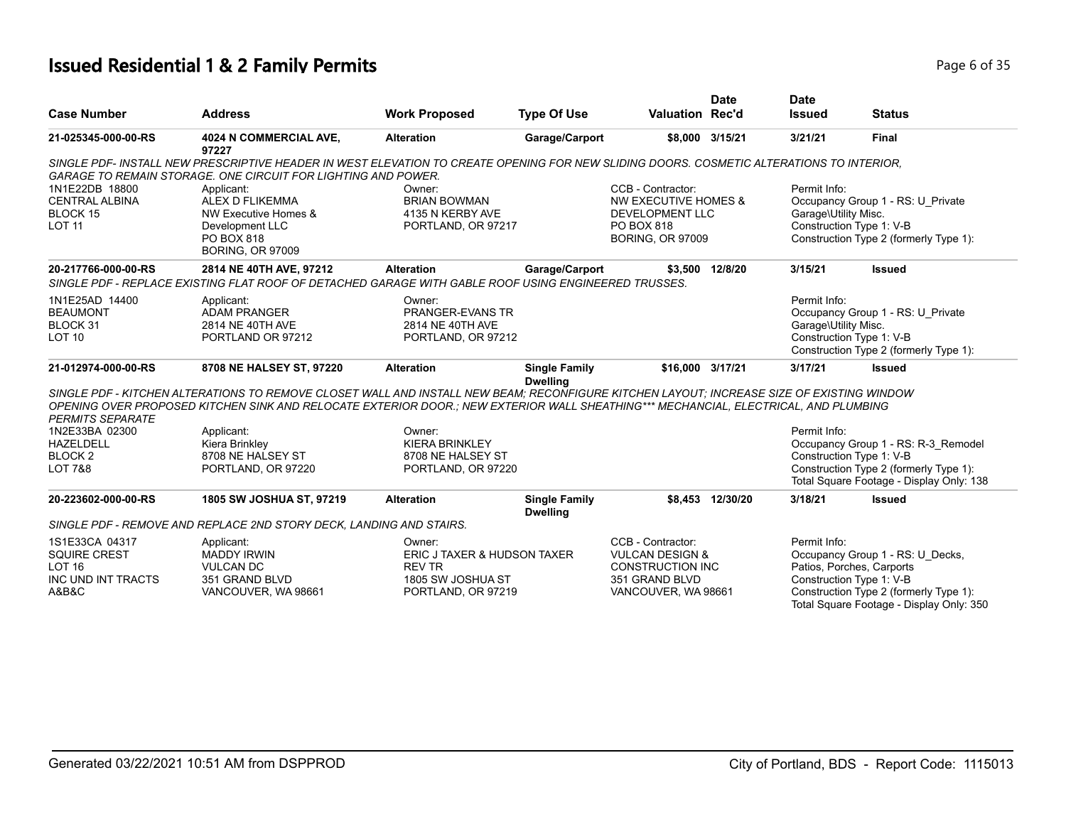# Issued Residential 1 & 2 Family Permits

| Case Number | Address | Work Proposed | Type Of Use | Valuation | Date Rec'd | Date Issued | Status |
|---|---|---|---|---|---|---|---|
| 21-025345-000-00-RS | 4024 N COMMERCIAL AVE, 97227 | Alteration | Garage/Carport | $8,000 | 3/15/21 | 3/21/21 | Final |

*SINGLE PDF- INSTALL NEW PRESCRIPTIVE HEADER IN WEST ELEVATION TO CREATE OPENING FOR NEW SLIDING DOORS. COSMETIC ALTERATIONS TO INTERIOR, GARAGE TO REMAIN STORAGE. ONE CIRCUIT FOR LIGHTING AND POWER.*

| | | | | |
|---|---|---|---|---|
| 1N1E22DB 18800<br>CENTRAL ALBINA<br>BLOCK 15<br>LOT 11 | Applicant:<br>ALEX D FLIKEMMA<br>NW Executive Homes & Development LLC<br>PO BOX 818<br>BORING, OR 97009 | Owner:<br>BRIAN BOWMAN<br>4135 N KERBY AVE<br>PORTLAND, OR 97217 | CCB - Contractor:<br>NW EXECUTIVE HOMES & DEVELOPMENT LLC<br>PO BOX 818<br>BORING, OR 97009 | Permit Info:<br>Occupancy Group 1 - RS: U_Private Garage\Utility Misc.<br>Construction Type 1: V-B<br>Construction Type 2 (formerly Type 1): |

| Case Number | Address | Work Proposed | Type Of Use | Valuation | Date Rec'd | Date Issued | Status |
|---|---|---|---|---|---|---|---|
| 20-217766-000-00-RS | 2814 NE 40TH AVE, 97212 | Alteration | Garage/Carport | $3,500 | 12/8/20 | 3/15/21 | Issued |

*SINGLE PDF - REPLACE EXISTING FLAT ROOF OF DETACHED GARAGE WITH GABLE ROOF USING ENGINEERED TRUSSES.*

| | | | | |
|---|---|---|---|---|
| 1N1E25AD 14400<br>BEAUMONT<br>BLOCK 31<br>LOT 10 | Applicant:<br>ADAM PRANGER<br>2814 NE 40TH AVE<br>PORTLAND OR 97212 | Owner:<br>PRANGER-EVANS TR<br>2814 NE 40TH AVE<br>PORTLAND, OR 97212 | | Permit Info:<br>Occupancy Group 1 - RS: U_Private Garage\Utility Misc.<br>Construction Type 1: V-B<br>Construction Type 2 (formerly Type 1): |

| Case Number | Address | Work Proposed | Type Of Use | Valuation | Date Rec'd | Date Issued | Status |
|---|---|---|---|---|---|---|---|
| 21-012974-000-00-RS | 8708 NE HALSEY ST, 97220 | Alteration | Single Family Dwelling | $16,000 | 3/17/21 | 3/17/21 | Issued |

*SINGLE PDF - KITCHEN ALTERATIONS TO REMOVE CLOSET WALL AND INSTALL NEW BEAM; RECONFIGURE KITCHEN LAYOUT; INCREASE SIZE OF EXISTING WINDOW OPENING OVER PROPOSED KITCHEN SINK AND RELOCATE EXTERIOR DOOR.; NEW EXTERIOR WALL SHEATHING*** MECHANCIAL, ELECTRICAL, AND PLUMBING PERMITS SEPARATE*

| | | | | |
|---|---|---|---|---|
| 1N2E33BA 02300<br>HAZELDELL<br>BLOCK 2<br>LOT 7&8 | Applicant:<br>Kiera Brinkley<br>8708 NE HALSEY ST<br>PORTLAND, OR 97220 | Owner:<br>KIERA BRINKLEY<br>8708 NE HALSEY ST<br>PORTLAND, OR 97220 | | Permit Info:<br>Occupancy Group 1 - RS: R-3_Remodel<br>Construction Type 1: V-B<br>Construction Type 2 (formerly Type 1):<br>Total Square Footage - Display Only: 138 |

| Case Number | Address | Work Proposed | Type Of Use | Valuation | Date Rec'd | Date Issued | Status |
|---|---|---|---|---|---|---|---|
| 20-223602-000-00-RS | 1805 SW JOSHUA ST, 97219 | Alteration | Single Family Dwelling | $8,453 | 12/30/20 | 3/18/21 | Issued |

*SINGLE PDF - REMOVE AND REPLACE 2ND STORY DECK, LANDING AND STAIRS.*

| | | | | |
|---|---|---|---|---|
| 1S1E33CA 04317<br>SQUIRE CREST<br>LOT 16<br>INC UND INT TRACTS A&B&C | Applicant:<br>MADDY IRWIN<br>VULCAN DC<br>351 GRAND BLVD<br>VANCOUVER, WA 98661 | Owner:<br>ERIC J TAXER & HUDSON TAXER REV TR<br>1805 SW JOSHUA ST<br>PORTLAND, OR 97219 | CCB - Contractor:<br>VULCAN DESIGN & CONSTRUCTION INC<br>351 GRAND BLVD<br>VANCOUVER, WA 98661 | Permit Info:<br>Occupancy Group 1 - RS: U_Decks, Patios, Porches, Carports<br>Construction Type 1: V-B<br>Construction Type 2 (formerly Type 1):<br>Total Square Footage - Display Only: 350 |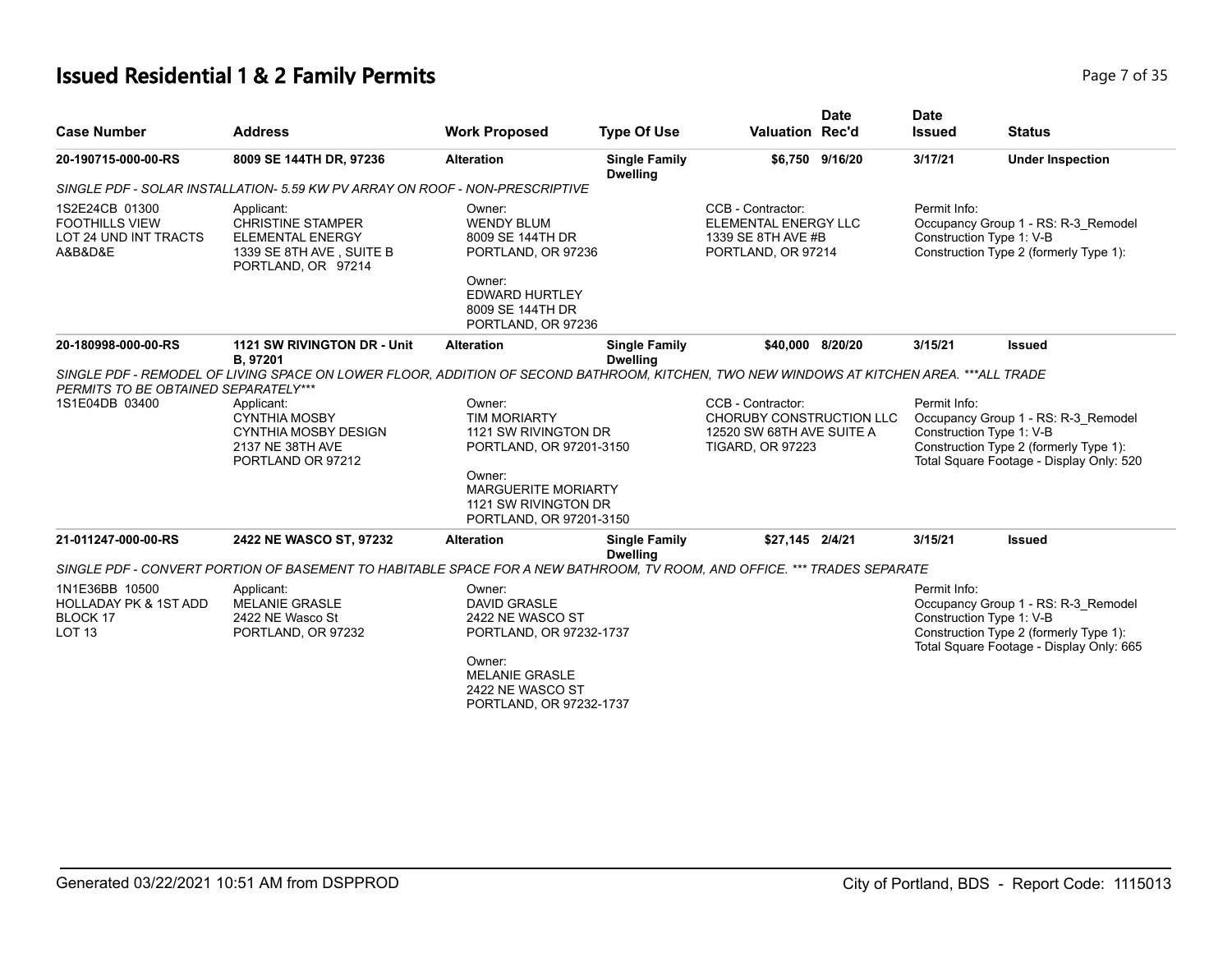# Issued Residential 1 & 2 Family Permits

| Case Number | Address | Work Proposed | Type Of Use | Valuation | Date Rec'd | Date Issued | Status |
|---|---|---|---|---|---|---|---|
| 20-190715-000-00-RS | 8009 SE 144TH DR, 97236 | Alteration | Single Family Dwelling | $6,750 | 9/16/20 | 3/17/21 | Under Inspection |

*SINGLE PDF - SOLAR INSTALLATION- 5.59 KW PV ARRAY ON ROOF - NON-PRESCRIPTIVE*

1S2E24CB 01300
FOOTHILLS VIEW
LOT 24 UND INT TRACTS
A&B&D&E

Applicant:
CHRISTINE STAMPER
ELEMENTAL ENERGY
1339 SE 8TH AVE , SUITE B
PORTLAND, OR 97214

Owner:
WENDY BLUM
8009 SE 144TH DR
PORTLAND, OR 97236

Owner:
EDWARD HURTLEY
8009 SE 144TH DR
PORTLAND, OR 97236

CCB - Contractor:
ELEMENTAL ENERGY LLC
1339 SE 8TH AVE #B
PORTLAND, OR 97214

Permit Info:
Occupancy Group 1 - RS: R-3_Remodel
Construction Type 1: V-B
Construction Type 2 (formerly Type 1):

---

| Case Number | Address | Work Proposed | Type Of Use | Valuation | Date Rec'd | Date Issued | Status |
|---|---|---|---|---|---|---|---|
| 20-180998-000-00-RS | 1121 SW RIVINGTON DR - Unit B, 97201 | Alteration | Single Family Dwelling | $40,000 | 8/20/20 | 3/15/21 | Issued |

*SINGLE PDF - REMODEL OF LIVING SPACE ON LOWER FLOOR, ADDITION OF SECOND BATHROOM, KITCHEN, TWO NEW WINDOWS AT KITCHEN AREA. ***ALL TRADE PERMITS TO BE OBTAINED SEPARATELY****

1S1E04DB 03400

Applicant:
CYNTHIA MOSBY
CYNTHIA MOSBY DESIGN
2137 NE 38TH AVE
PORTLAND OR 97212

Owner:
TIM MORIARTY
1121 SW RIVINGTON DR
PORTLAND, OR 97201-3150

Owner:
MARGUERITE MORIARTY
1121 SW RIVINGTON DR
PORTLAND, OR 97201-3150

CCB - Contractor:
CHORUBY CONSTRUCTION LLC
12520 SW 68TH AVE SUITE A
TIGARD, OR 97223

Permit Info:
Occupancy Group 1 - RS: R-3_Remodel
Construction Type 1: V-B
Construction Type 2 (formerly Type 1):
Total Square Footage - Display Only: 520

---

| Case Number | Address | Work Proposed | Type Of Use | Valuation | Date Rec'd | Date Issued | Status |
|---|---|---|---|---|---|---|---|
| 21-011247-000-00-RS | 2422 NE WASCO ST, 97232 | Alteration | Single Family Dwelling | $27,145 | 2/4/21 | 3/15/21 | Issued |

*SINGLE PDF - CONVERT PORTION OF BASEMENT TO HABITABLE SPACE FOR A NEW BATHROOM, TV ROOM, AND OFFICE. *** TRADES SEPARATE*

1N1E36BB 10500
HOLLADAY PK & 1ST ADD
BLOCK 17
LOT 13

Applicant:
MELANIE GRASLE
2422 NE Wasco St
PORTLAND, OR 97232

Owner:
DAVID GRASLE
2422 NE WASCO ST
PORTLAND, OR 97232-1737

Owner:
MELANIE GRASLE
2422 NE WASCO ST
PORTLAND, OR 97232-1737

Permit Info:
Occupancy Group 1 - RS: R-3_Remodel
Construction Type 1: V-B
Construction Type 2 (formerly Type 1):
Total Square Footage - Display Only: 665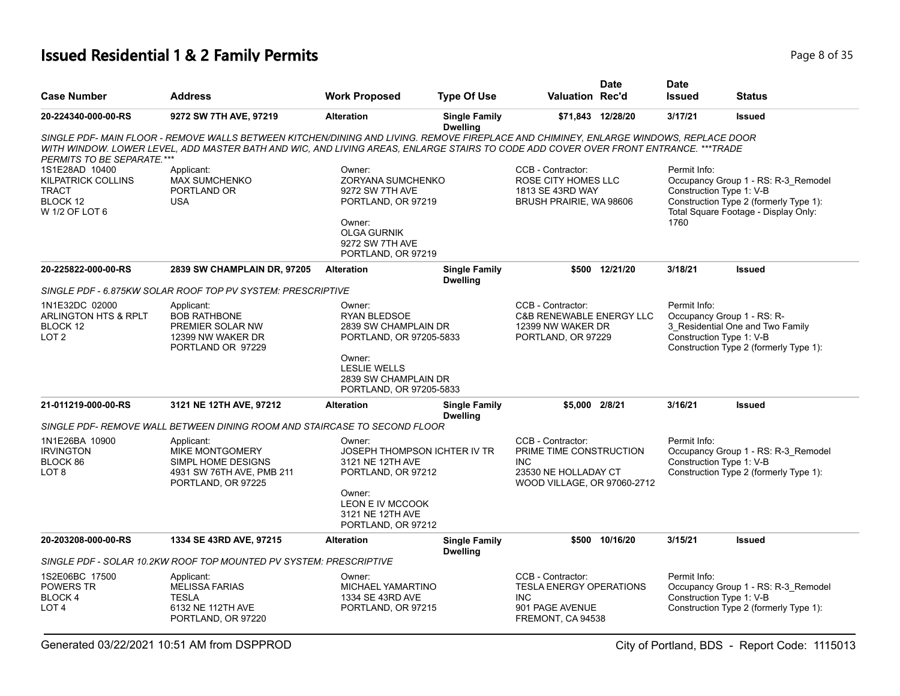# Issued Residential 1 & 2 Family Permits

| Case Number | Address | Work Proposed | Type Of Use | Valuation | Date Rec'd | Date Issued | Status |
|---|---|---|---|---|---|---|---|
| 20-224340-000-00-RS | 9272 SW 7TH AVE, 97219 | Alteration | Single Family Dwelling | $71,843 | 12/28/20 | 3/17/21 | Issued |

*SINGLE PDF- MAIN FLOOR - REMOVE WALLS BETWEEN KITCHEN/DINING AND LIVING. REMOVE FIREPLACE AND CHIMINEY, ENLARGE WINDOWS, REPLACE DOOR WITH WINDOW. LOWER LEVEL, ADD MASTER BATH AND WIC, AND LIVING AREAS, ENLARGE STAIRS TO CODE ADD COVER OVER FRONT ENTRANCE. ***TRADE PERMITS TO BE SEPARATE.****

1S1E28AD 10400
KILPATRICK COLLINS
TRACT
BLOCK 12
W 1/2 OF LOT 6

Applicant:
MAX SUMCHENKO
PORTLAND OR
USA

Owner:
ZORYANA SUMCHENKO
9272 SW 7TH AVE
PORTLAND, OR 97219

Owner:
OLGA GURNIK
9272 SW 7TH AVE
PORTLAND, OR 97219

CCB - Contractor:
ROSE CITY HOMES LLC
1813 SE 43RD WAY
BRUSH PRAIRIE, WA 98606

Permit Info:
Occupancy Group 1 - RS: R-3_Remodel
Construction Type 1: V-B
Construction Type 2 (formerly Type 1):
Total Square Footage - Display Only: 1760

| Case Number | Address | Work Proposed | Type Of Use | Valuation | Date Rec'd | Date Issued | Status |
|---|---|---|---|---|---|---|---|
| 20-225822-000-00-RS | 2839 SW CHAMPLAIN DR, 97205 | Alteration | Single Family Dwelling | $500 | 12/21/20 | 3/18/21 | Issued |

*SINGLE PDF - 6.875KW SOLAR ROOF TOP PV SYSTEM: PRESCRIPTIVE*

1N1E32DC 02000
ARLINGTON HTS & RPLT
BLOCK 12
LOT 2

Applicant:
BOB RATHBONE
PREMIER SOLAR NW
12399 NW WAKER DR
PORTLAND OR 97229

Owner:
RYAN BLEDSOE
2839 SW CHAMPLAIN DR
PORTLAND, OR 97205-5833

Owner:
LESLIE WELLS
2839 SW CHAMPLAIN DR
PORTLAND, OR 97205-5833

CCB - Contractor:
C&B RENEWABLE ENERGY LLC
12399 NW WAKER DR
PORTLAND, OR 97229

Permit Info:
Occupancy Group 1 - RS: R-3_Residential One and Two Family
Construction Type 1: V-B
Construction Type 2 (formerly Type 1):

| Case Number | Address | Work Proposed | Type Of Use | Valuation | Date Rec'd | Date Issued | Status |
|---|---|---|---|---|---|---|---|
| 21-011219-000-00-RS | 3121 NE 12TH AVE, 97212 | Alteration | Single Family Dwelling | $5,000 | 2/8/21 | 3/16/21 | Issued |

*SINGLE PDF- REMOVE WALL BETWEEN DINING ROOM AND STAIRCASE TO SECOND FLOOR*

1N1E26BA 10900
IRVINGTON
BLOCK 86
LOT 8

Applicant:
MIKE MONTGOMERY
SIMPL HOME DESIGNS
4931 SW 76TH AVE, PMB 211
PORTLAND, OR 97225

Owner:
JOSEPH THOMPSON ICHTER IV TR
3121 NE 12TH AVE
PORTLAND, OR 97212

Owner:
LEON E IV MCCOOK
3121 NE 12TH AVE
PORTLAND, OR 97212

CCB - Contractor:
PRIME TIME CONSTRUCTION INC
23530 NE HOLLADAY CT
WOOD VILLAGE, OR 97060-2712

Permit Info:
Occupancy Group 1 - RS: R-3_Remodel
Construction Type 1: V-B
Construction Type 2 (formerly Type 1):

| Case Number | Address | Work Proposed | Type Of Use | Valuation | Date Rec'd | Date Issued | Status |
|---|---|---|---|---|---|---|---|
| 20-203208-000-00-RS | 1334 SE 43RD AVE, 97215 | Alteration | Single Family Dwelling | $500 | 10/16/20 | 3/15/21 | Issued |

*SINGLE PDF - SOLAR 10.2KW ROOF TOP MOUNTED PV SYSTEM: PRESCRIPTIVE*

1S2E06BC 17500
POWERS TR
BLOCK 4
LOT 4

Applicant:
MELISSA FARIAS
TESLA
6132 NE 112TH AVE
PORTLAND, OR 97220

Owner:
MICHAEL YAMARTINO
1334 SE 43RD AVE
PORTLAND, OR 97215

CCB - Contractor:
TESLA ENERGY OPERATIONS INC
901 PAGE AVENUE
FREMONT, CA 94538

Permit Info:
Occupancy Group 1 - RS: R-3_Remodel
Construction Type 1: V-B
Construction Type 2 (formerly Type 1):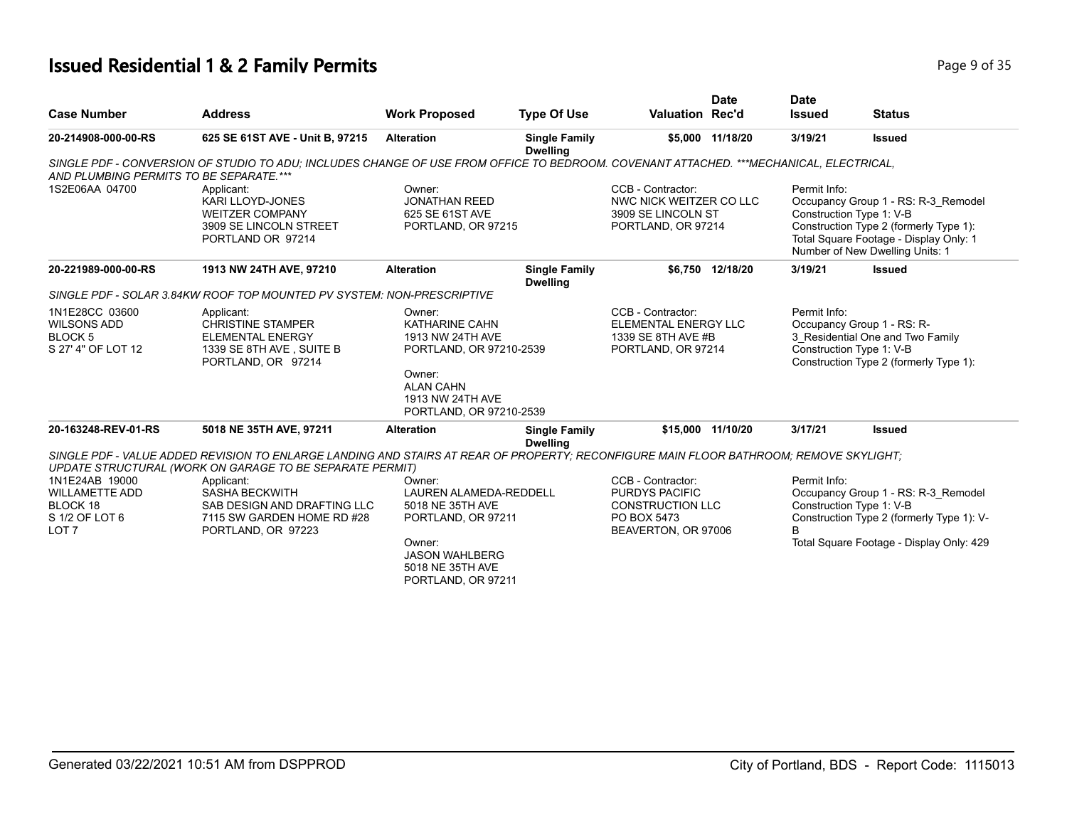# Issued Residential 1 & 2 Family Permits

| Case Number | Address | Work Proposed | Type Of Use | Valuation | Date Rec'd | Date Issued | Status |
|---|---|---|---|---|---|---|---|
| 20-214908-000-00-RS | 625 SE 61ST AVE - Unit B, 97215 | Alteration | Single Family Dwelling | $5,000 | 11/18/20 | 3/19/21 | Issued |

*SINGLE PDF - CONVERSION OF STUDIO TO ADU; INCLUDES CHANGE OF USE FROM OFFICE TO BEDROOM. COVENANT ATTACHED. ***MECHANICAL, ELECTRICAL, AND PLUMBING PERMITS TO BE SEPARATE.****

1S2E06AA 04700

Applicant:
KARI LLOYD-JONES
WEITZER COMPANY
3909 SE LINCOLN STREET
PORTLAND OR 97214

Owner:
JONATHAN REED
625 SE 61ST AVE
PORTLAND, OR 97215

CCB - Contractor:
NWC NICK WEITZER CO LLC
3909 SE LINCOLN ST
PORTLAND, OR 97214

Permit Info:
Occupancy Group 1 - RS: R-3_Remodel
Construction Type 1: V-B
Construction Type 2 (formerly Type 1):
Total Square Footage - Display Only: 1
Number of New Dwelling Units: 1

| Case Number | Address | Work Proposed | Type Of Use | Valuation | Date Rec'd | Date Issued | Status |
|---|---|---|---|---|---|---|---|
| 20-221989-000-00-RS | 1913 NW 24TH AVE, 97210 | Alteration | Single Family Dwelling | $6,750 | 12/18/20 | 3/19/21 | Issued |

*SINGLE PDF - SOLAR 3.84KW ROOF TOP MOUNTED PV SYSTEM: NON-PRESCRIPTIVE*

1N1E28CC 03600
WILSONS ADD
BLOCK 5
S 27' 4" OF LOT 12

Applicant:
CHRISTINE STAMPER
ELEMENTAL ENERGY
1339 SE 8TH AVE , SUITE B
PORTLAND, OR 97214

Owner:
KATHARINE CAHN
1913 NW 24TH AVE
PORTLAND, OR 97210-2539

Owner:
ALAN CAHN
1913 NW 24TH AVE
PORTLAND, OR 97210-2539

CCB - Contractor:
ELEMENTAL ENERGY LLC
1339 SE 8TH AVE #B
PORTLAND, OR 97214

Permit Info:
Occupancy Group 1 - RS: R-3_Residential One and Two Family
Construction Type 1: V-B
Construction Type 2 (formerly Type 1):

| Case Number | Address | Work Proposed | Type Of Use | Valuation | Date Rec'd | Date Issued | Status |
|---|---|---|---|---|---|---|---|
| 20-163248-REV-01-RS | 5018 NE 35TH AVE, 97211 | Alteration | Single Family Dwelling | $15,000 | 11/10/20 | 3/17/21 | Issued |

*SINGLE PDF - VALUE ADDED REVISION TO ENLARGE LANDING AND STAIRS AT REAR OF PROPERTY; RECONFIGURE MAIN FLOOR BATHROOM; REMOVE SKYLIGHT; UPDATE STRUCTURAL (WORK ON GARAGE TO BE SEPARATE PERMIT)*

1N1E24AB 19000
WILLAMETTE ADD
BLOCK 18
S 1/2 OF LOT 6
LOT 7

Applicant:
SASHA BECKWITH
SAB DESIGN AND DRAFTING LLC
7115 SW GARDEN HOME RD #28
PORTLAND, OR 97223

Owner:
LAUREN ALAMEDA-REDDELL
5018 NE 35TH AVE
PORTLAND, OR 97211

Owner:
JASON WAHLBERG
5018 NE 35TH AVE
PORTLAND, OR 97211

CCB - Contractor:
PURDYS PACIFIC CONSTRUCTION LLC
PO BOX 5473
BEAVERTON, OR 97006

Permit Info:
Occupancy Group 1 - RS: R-3_Remodel
Construction Type 1: V-B
Construction Type 2 (formerly Type 1): V-B
Total Square Footage - Display Only: 429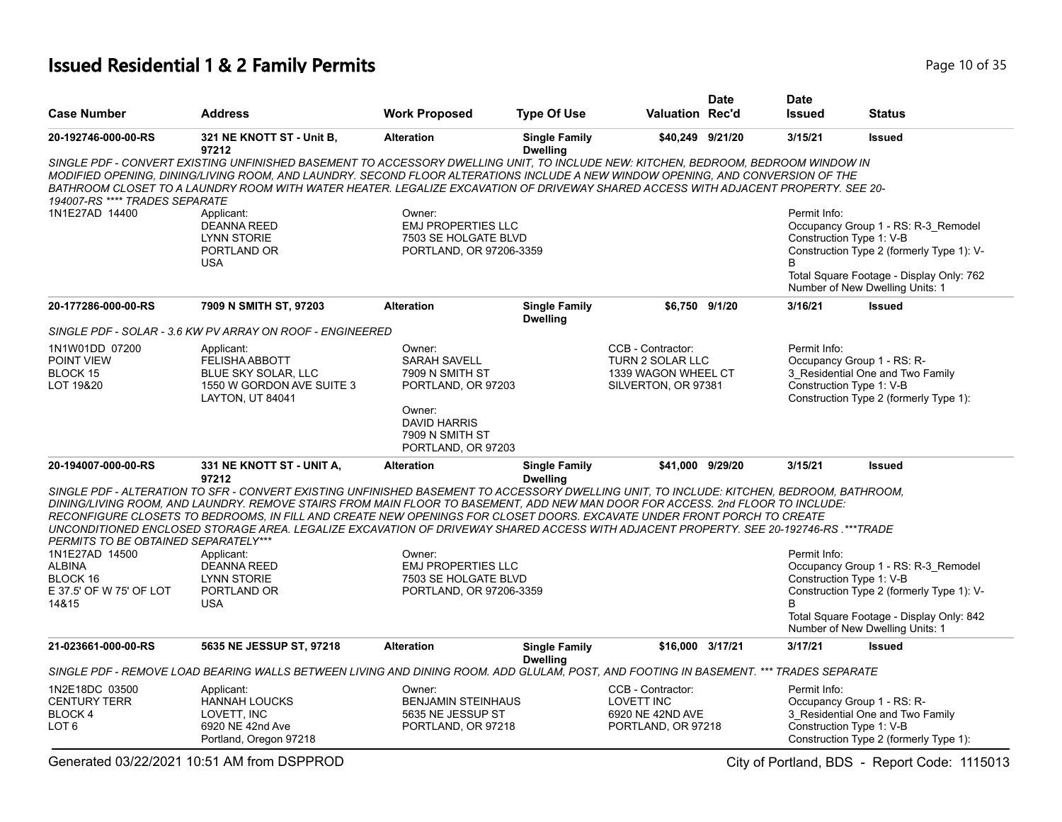## Issued Residential 1 & 2 Family Permits

| Case Number | Address | Work Proposed | Type Of Use | Valuation | Date Rec'd | Date Issued | Status |
|---|---|---|---|---|---|---|---|
| 20-192746-000-00-RS | 321 NE KNOTT ST - Unit B, 97212 | Alteration | Single Family Dwelling | $40,249 | 9/21/20 | 3/15/21 | Issued |

*SINGLE PDF - CONVERT EXISTING UNFINISHED BASEMENT TO ACCESSORY DWELLING UNIT, TO INCLUDE NEW: KITCHEN, BEDROOM, BEDROOM WINDOW IN MODIFIED OPENING, DINING/LIVING ROOM, AND LAUNDRY. SECOND FLOOR ALTERATIONS INCLUDE A NEW WINDOW OPENING, AND CONVERSION OF THE BATHROOM CLOSET TO A LAUNDRY ROOM WITH WATER HEATER. LEGALIZE EXCAVATION OF DRIVEWAY SHARED ACCESS WITH ADJACENT PROPERTY. SEE 20-194007-RS **** TRADES SEPARATE*

1N1E27AD 14400

Applicant: DEANNA REED, LYNN STORIE, PORTLAND OR, USA

Owner: EMJ PROPERTIES LLC, 7503 SE HOLGATE BLVD, PORTLAND, OR 97206-3359

Permit Info: Occupancy Group 1 - RS: R-3_Remodel; Construction Type 1: V-B; Construction Type 2 (formerly Type 1): V-B; Total Square Footage - Display Only: 762; Number of New Dwelling Units: 1

| Case Number | Address | Work Proposed | Type Of Use | Valuation | Date Rec'd | Date Issued | Status |
|---|---|---|---|---|---|---|---|
| 20-177286-000-00-RS | 7909 N SMITH ST, 97203 | Alteration | Single Family Dwelling | $6,750 | 9/1/20 | 3/16/21 | Issued |

*SINGLE PDF - SOLAR - 3.6 KW PV ARRAY ON ROOF - ENGINEERED*

1N1W01DD 07200, POINT VIEW, BLOCK 15, LOT 19&20

Applicant: FELISHA ABBOTT, BLUE SKY SOLAR, LLC, 1550 W GORDON AVE SUITE 3, LAYTON, UT 84041

Owner: SARAH SAVELL, 7909 N SMITH ST, PORTLAND, OR 97203

Owner: DAVID HARRIS, 7909 N SMITH ST, PORTLAND, OR 97203

CCB - Contractor: TURN 2 SOLAR LLC, 1339 WAGON WHEEL CT, SILVERTON, OR 97381

Permit Info: Occupancy Group 1 - RS: R-3_Residential One and Two Family; Construction Type 1: V-B; Construction Type 2 (formerly Type 1):

| Case Number | Address | Work Proposed | Type Of Use | Valuation | Date Rec'd | Date Issued | Status |
|---|---|---|---|---|---|---|---|
| 20-194007-000-00-RS | 331 NE KNOTT ST - UNIT A, 97212 | Alteration | Single Family Dwelling | $41,000 | 9/29/20 | 3/15/21 | Issued |

*SINGLE PDF - ALTERATION TO SFR - CONVERT EXISTING UNFINISHED BASEMENT TO ACCESSORY DWELLING UNIT, TO INCLUDE: KITCHEN, BEDROOM, BATHROOM, DINING/LIVING ROOM, AND LAUNDRY. REMOVE STAIRS FROM MAIN FLOOR TO BASEMENT, ADD NEW MAN DOOR FOR ACCESS. 2nd FLOOR TO INCLUDE: RECONFIGURE CLOSETS TO BEDROOMS, IN FILL AND CREATE NEW OPENINGS FOR CLOSET DOORS. EXCAVATE UNDER FRONT PORCH TO CREATE UNCONDITIONED ENCLOSED STORAGE AREA. LEGALIZE EXCAVATION OF DRIVEWAY SHARED ACCESS WITH ADJACENT PROPERTY. SEE 20-192746-RS .***TRADE PERMITS TO BE OBTAINED SEPARATELY****

1N1E27AD 14500, ALBINA, BLOCK 16, E 37.5' OF W 75' OF LOT 14&15

Applicant: DEANNA REED, LYNN STORIE, PORTLAND OR, USA

Owner: EMJ PROPERTIES LLC, 7503 SE HOLGATE BLVD, PORTLAND, OR 97206-3359

Permit Info: Occupancy Group 1 - RS: R-3_Remodel; Construction Type 1: V-B; Construction Type 2 (formerly Type 1): V-B; Total Square Footage - Display Only: 842; Number of New Dwelling Units: 1

| Case Number | Address | Work Proposed | Type Of Use | Valuation | Date Rec'd | Date Issued | Status |
|---|---|---|---|---|---|---|---|
| 21-023661-000-00-RS | 5635 NE JESSUP ST, 97218 | Alteration | Single Family Dwelling | $16,000 | 3/17/21 | 3/17/21 | Issued |

*SINGLE PDF - REMOVE LOAD BEARING WALLS BETWEEN LIVING AND DINING ROOM. ADD GLULAM, POST, AND FOOTING IN BASEMENT. *** TRADES SEPARATE*

1N2E18DC 03500, CENTURY TERR, BLOCK 4, LOT 6

Applicant: HANNAH LOUCKS, LOVETT, INC, 6920 NE 42nd Ave, Portland, Oregon 97218

Owner: BENJAMIN STEINHAUS, 5635 NE JESSUP ST, PORTLAND, OR 97218

CCB - Contractor: LOVETT INC, 6920 NE 42ND AVE, PORTLAND, OR 97218

Permit Info: Occupancy Group 1 - RS: R-3_Residential One and Two Family; Construction Type 1: V-B; Construction Type 2 (formerly Type 1):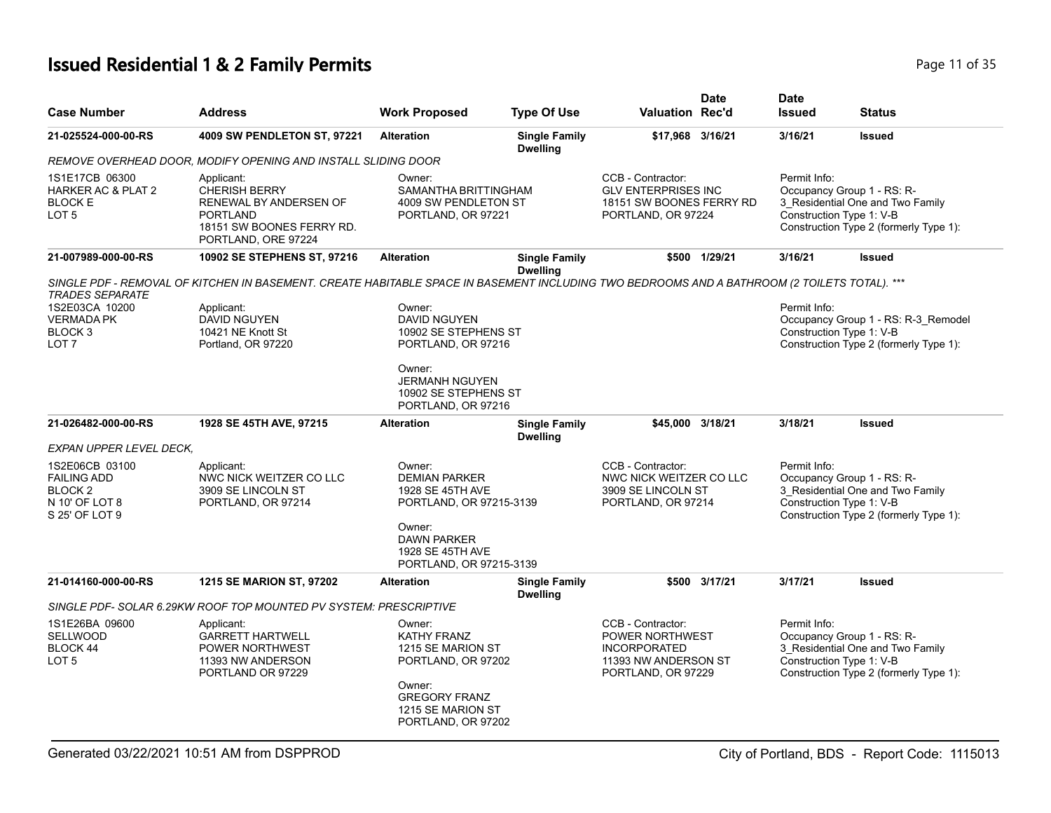# Issued Residential 1 & 2 Family Permits

| Case Number | Address | Work Proposed | Type Of Use | Valuation | Date Rec'd | Date Issued | Status |
|---|---|---|---|---|---|---|---|
| 21-025524-000-00-RS | 4009 SW PENDLETON ST, 97221 | Alteration | Single Family Dwelling | $17,968 | 3/16/21 | 3/16/21 | Issued |
| 21-007989-000-00-RS | 10902 SE STEPHENS ST, 97216 | Alteration | Single Family Dwelling | $500 | 1/29/21 | 3/16/21 | Issued |
| 21-026482-000-00-RS | 1928 SE 45TH AVE, 97215 | Alteration | Single Family Dwelling | $45,000 | 3/18/21 | 3/18/21 | Issued |
| 21-014160-000-00-RS | 1215 SE MARION ST, 97202 | Alteration | Single Family Dwelling | $500 | 3/17/21 | 3/17/21 | Issued |

## 21-025524-000-00-RS — 4009 SW PENDLETON ST, 97221

*REMOVE OVERHEAD DOOR, MODIFY OPENING AND INSTALL SLIDING DOOR*

- **Legal:** 1S1E17CB 06300, HARKER AC & PLAT 2, BLOCK E, LOT 5
- **Applicant:** CHERISH BERRY, RENEWAL BY ANDERSEN OF PORTLAND, 18151 SW BOONES FERRY RD., PORTLAND, ORE 97224
- **Owner:** SAMANTHA BRITTINGHAM, 4009 SW PENDLETON ST, PORTLAND, OR 97221
- **CCB - Contractor:** GLV ENTERPRISES INC, 18151 SW BOONES FERRY RD, PORTLAND, OR 97224
- **Permit Info:** Occupancy Group 1 - RS: R-3_Residential One and Two Family; Construction Type 1: V-B; Construction Type 2 (formerly Type 1):

## 21-007989-000-00-RS — 10902 SE STEPHENS ST, 97216

*SINGLE PDF - REMOVAL OF KITCHEN IN BASEMENT. CREATE HABITABLE SPACE IN BASEMENT INCLUDING TWO BEDROOMS AND A BATHROOM (2 TOILETS TOTAL). *** TRADES SEPARATE*

- **Legal:** 1S2E03CA 10200, VERMADA PK, BLOCK 3, LOT 7
- **Applicant:** DAVID NGUYEN, 10421 NE Knott St, Portland, OR 97220
- **Owner:** DAVID NGUYEN, 10902 SE STEPHENS ST, PORTLAND, OR 97216
- **Owner:** JERMANH NGUYEN, 10902 SE STEPHENS ST, PORTLAND, OR 97216
- **Permit Info:** Occupancy Group 1 - RS: R-3_Remodel; Construction Type 1: V-B; Construction Type 2 (formerly Type 1):

## 21-026482-000-00-RS — 1928 SE 45TH AVE, 97215

*EXPAN UPPER LEVEL DECK,*

- **Legal:** 1S2E06CB 03100, FAILING ADD, BLOCK 2, N 10' OF LOT 8, S 25' OF LOT 9
- **Applicant:** NWC NICK WEITZER CO LLC, 3909 SE LINCOLN ST, PORTLAND, OR 97214
- **Owner:** DEMIAN PARKER, 1928 SE 45TH AVE, PORTLAND, OR 97215-3139
- **Owner:** DAWN PARKER, 1928 SE 45TH AVE, PORTLAND, OR 97215-3139
- **CCB - Contractor:** NWC NICK WEITZER CO LLC, 3909 SE LINCOLN ST, PORTLAND, OR 97214
- **Permit Info:** Occupancy Group 1 - RS: R-3_Residential One and Two Family; Construction Type 1: V-B; Construction Type 2 (formerly Type 1):

## 21-014160-000-00-RS — 1215 SE MARION ST, 97202

*SINGLE PDF- SOLAR 6.29KW ROOF TOP MOUNTED PV SYSTEM: PRESCRIPTIVE*

- **Legal:** 1S1E26BA 09600, SELLWOOD, BLOCK 44, LOT 5
- **Applicant:** GARRETT HARTWELL, POWER NORTHWEST, 11393 NW ANDERSON, PORTLAND OR 97229
- **Owner:** KATHY FRANZ, 1215 SE MARION ST, PORTLAND, OR 97202
- **Owner:** GREGORY FRANZ, 1215 SE MARION ST, PORTLAND, OR 97202
- **CCB - Contractor:** POWER NORTHWEST INCORPORATED, 11393 NW ANDERSON ST, PORTLAND, OR 97229
- **Permit Info:** Occupancy Group 1 - RS: R-3_Residential One and Two Family; Construction Type 1: V-B; Construction Type 2 (formerly Type 1):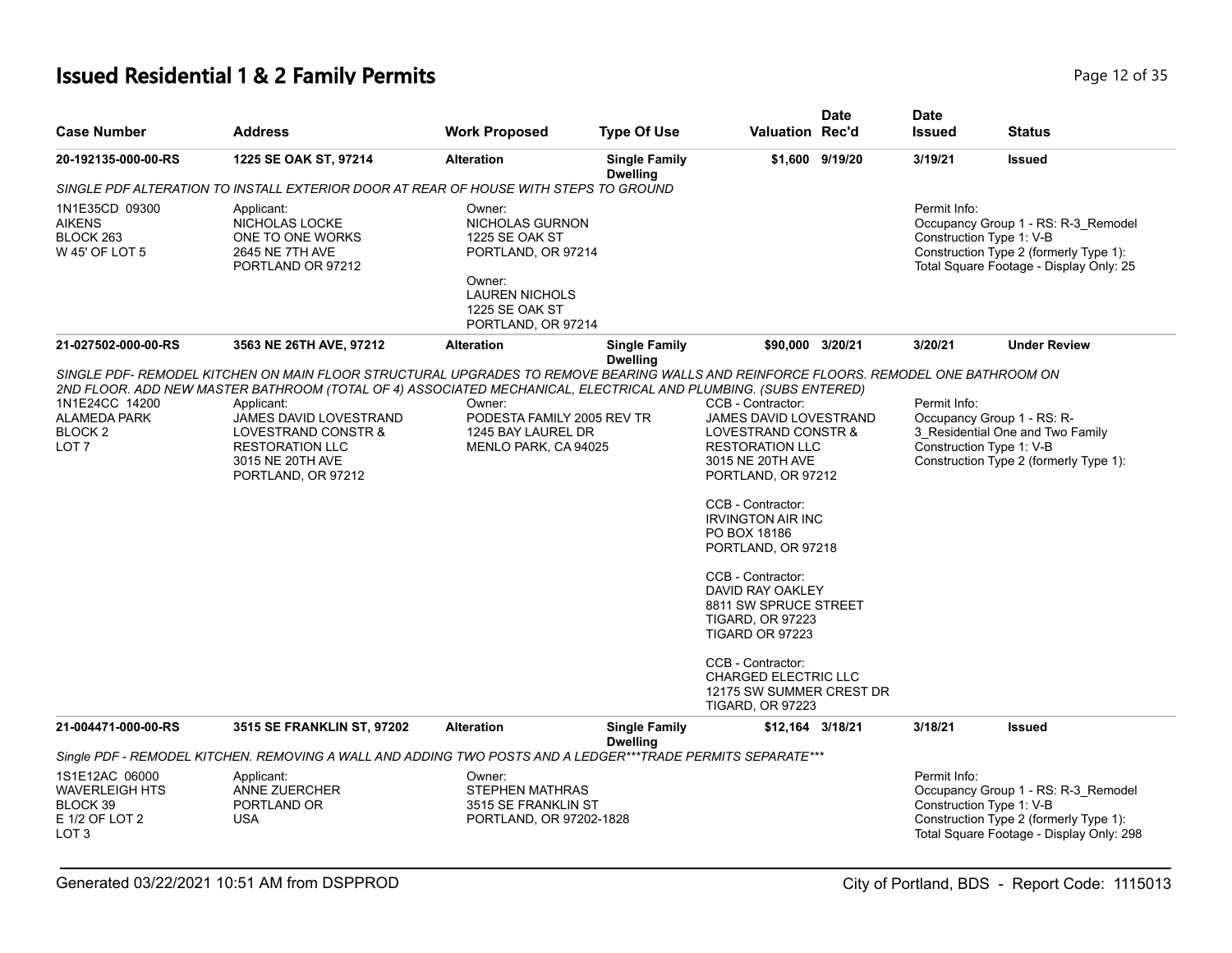# Issued Residential 1 & 2 Family Permits

| Case Number | Address | Work Proposed | Type Of Use | Valuation | Date Rec'd | Date Issued | Status |
|---|---|---|---|---|---|---|---|
| **20-192135-000-00-RS** | **1225 SE OAK ST, 97214** | **Alteration** | **Single Family Dwelling** | **$1,600** | **9/19/20** | **3/19/21** | **Issued** |

*SINGLE PDF ALTERATION TO INSTALL EXTERIOR DOOR AT REAR OF HOUSE WITH STEPS TO GROUND*

1N1E35CD 09300
AIKENS
BLOCK 263
W 45' OF LOT 5

Applicant:
NICHOLAS LOCKE
ONE TO ONE WORKS
2645 NE 7TH AVE
PORTLAND OR 97212

Owner:
NICHOLAS GURNON
1225 SE OAK ST
PORTLAND, OR 97214

Owner:
LAUREN NICHOLS
1225 SE OAK ST
PORTLAND, OR 97214

Permit Info:
Occupancy Group 1 - RS: R-3_Remodel
Construction Type 1: V-B
Construction Type 2 (formerly Type 1):
Total Square Footage - Display Only: 25

| Case Number | Address | Work Proposed | Type Of Use | Valuation | Date Rec'd | Date Issued | Status |
|---|---|---|---|---|---|---|---|
| **21-027502-000-00-RS** | **3563 NE 26TH AVE, 97212** | **Alteration** | **Single Family Dwelling** | **$90,000** | **3/20/21** | **3/20/21** | **Under Review** |

*SINGLE PDF- REMODEL KITCHEN ON MAIN FLOOR STRUCTURAL UPGRADES TO REMOVE BEARING WALLS AND REINFORCE FLOORS. REMODEL ONE BATHROOM ON 2ND FLOOR. ADD NEW MASTER BATHROOM (TOTAL OF 4) ASSOCIATED MECHANICAL, ELECTRICAL AND PLUMBING. (SUBS ENTERED)*

1N1E24CC 14200
ALAMEDA PARK
BLOCK 2
LOT 7

Applicant:
JAMES DAVID LOVESTRAND
LOVESTRAND CONSTR &
RESTORATION LLC
3015 NE 20TH AVE
PORTLAND, OR 97212

Owner:
PODESTA FAMILY 2005 REV TR
1245 BAY LAUREL DR
MENLO PARK, CA 94025

CCB - Contractor:
JAMES DAVID LOVESTRAND
LOVESTRAND CONSTR &
RESTORATION LLC
3015 NE 20TH AVE
PORTLAND, OR 97212

CCB - Contractor:
IRVINGTON AIR INC
PO BOX 18186
PORTLAND, OR 97218

CCB - Contractor:
DAVID RAY OAKLEY
8811 SW SPRUCE STREET
TIGARD, OR 97223
TIGARD OR 97223

CCB - Contractor:
CHARGED ELECTRIC LLC
12175 SW SUMMER CREST DR
TIGARD, OR 97223

Permit Info:
Occupancy Group 1 - RS: R-3_Residential One and Two Family
Construction Type 1: V-B
Construction Type 2 (formerly Type 1):

| Case Number | Address | Work Proposed | Type Of Use | Valuation | Date Rec'd | Date Issued | Status |
|---|---|---|---|---|---|---|---|
| **21-004471-000-00-RS** | **3515 SE FRANKLIN ST, 97202** | **Alteration** | **Single Family Dwelling** | **$12,164** | **3/18/21** | **3/18/21** | **Issued** |

*Single PDF - REMODEL KITCHEN. REMOVING A WALL AND ADDING TWO POSTS AND A LEDGER***TRADE PERMITS SEPARATE****

1S1E12AC 06000
WAVERLEIGH HTS
BLOCK 39
E 1/2 OF LOT 2
LOT 3

Applicant:
ANNE ZUERCHER
PORTLAND OR
USA

Owner:
STEPHEN MATHRAS
3515 SE FRANKLIN ST
PORTLAND, OR 97202-1828

Permit Info:
Occupancy Group 1 - RS: R-3_Remodel
Construction Type 1: V-B
Construction Type 2 (formerly Type 1):
Total Square Footage - Display Only: 298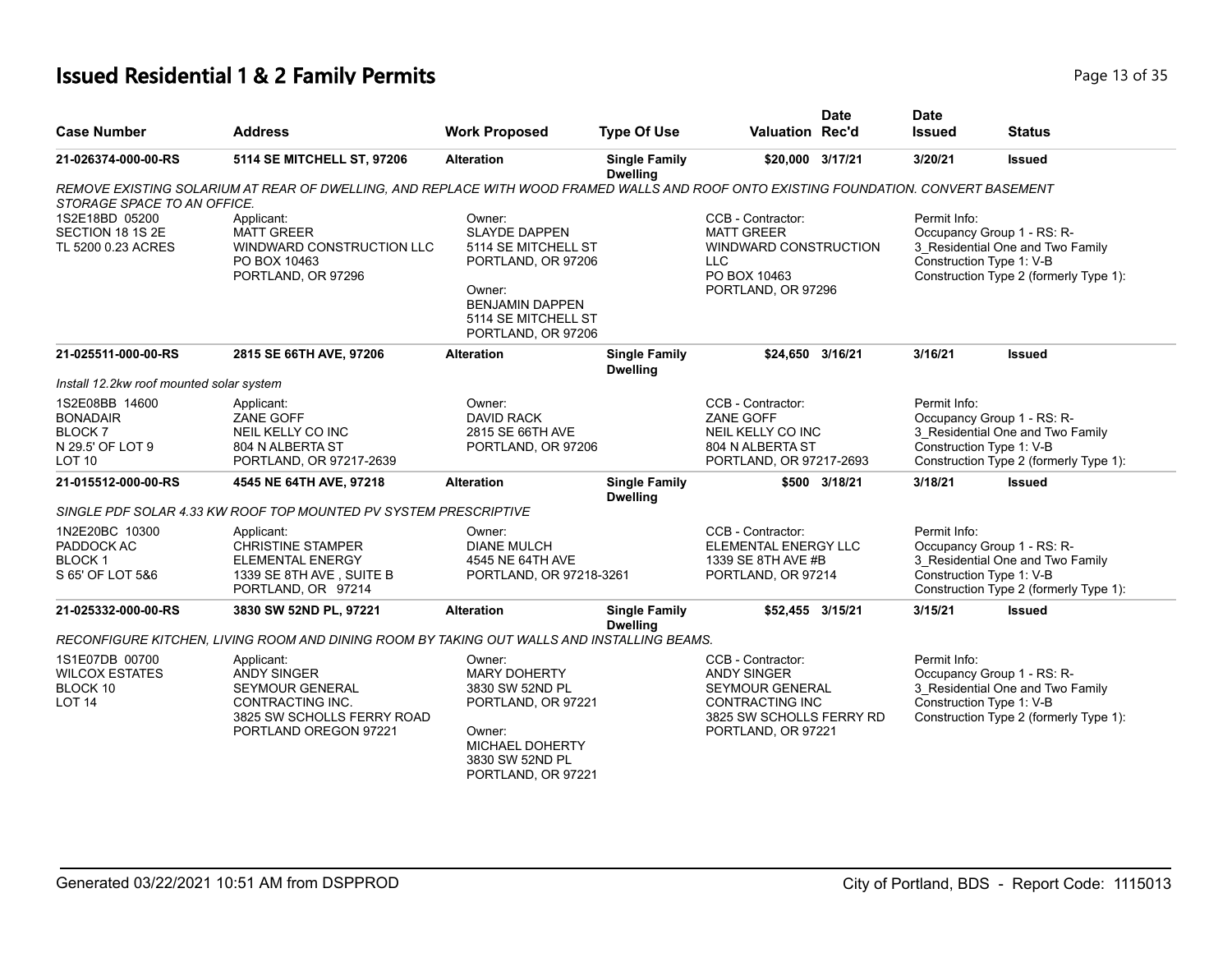# Issued Residential 1 & 2 Family Permits

| Case Number | Address | Work Proposed | Type Of Use | Valuation | Date Rec'd | Date Issued | Status |
|---|---|---|---|---|---|---|---|
| 21-026374-000-00-RS | 5114 SE MITCHELL ST, 97206 | Alteration | Single Family Dwelling | $20,000 | 3/17/21 | 3/20/21 | Issued |

*REMOVE EXISTING SOLARIUM AT REAR OF DWELLING, AND REPLACE WITH WOOD FRAMED WALLS AND ROOF ONTO EXISTING FOUNDATION. CONVERT BASEMENT STORAGE SPACE TO AN OFFICE.*

1S2E18BD 05200
SECTION 18 1S 2E
TL 5200 0.23 ACRES

Applicant:
MATT GREER
WINDWARD CONSTRUCTION LLC
PO BOX 10463
PORTLAND, OR 97296

Owner:
SLAYDE DAPPEN
5114 SE MITCHELL ST
PORTLAND, OR 97206

Owner:
BENJAMIN DAPPEN
5114 SE MITCHELL ST
PORTLAND, OR 97206

CCB - Contractor:
MATT GREER
WINDWARD CONSTRUCTION LLC
PO BOX 10463
PORTLAND, OR 97296

Permit Info:
Occupancy Group 1 - RS: R-3_Residential One and Two Family
Construction Type 1: V-B
Construction Type 2 (formerly Type 1):

| Case Number | Address | Work Proposed | Type Of Use | Valuation | Date Rec'd | Date Issued | Status |
|---|---|---|---|---|---|---|---|
| 21-025511-000-00-RS | 2815 SE 66TH AVE, 97206 | Alteration | Single Family Dwelling | $24,650 | 3/16/21 | 3/16/21 | Issued |

*Install 12.2kw roof mounted solar system*

1S2E08BB 14600
BONADAIR
BLOCK 7
N 29.5' OF LOT 9
LOT 10

Applicant:
ZANE GOFF
NEIL KELLY CO INC
804 N ALBERTA ST
PORTLAND, OR 97217-2639

Owner:
DAVID RACK
2815 SE 66TH AVE
PORTLAND, OR 97206

CCB - Contractor:
ZANE GOFF
NEIL KELLY CO INC
804 N ALBERTA ST
PORTLAND, OR 97217-2693

Permit Info:
Occupancy Group 1 - RS: R-3_Residential One and Two Family
Construction Type 1: V-B
Construction Type 2 (formerly Type 1):

| Case Number | Address | Work Proposed | Type Of Use | Valuation | Date Rec'd | Date Issued | Status |
|---|---|---|---|---|---|---|---|
| 21-015512-000-00-RS | 4545 NE 64TH AVE, 97218 | Alteration | Single Family Dwelling | $500 | 3/18/21 | 3/18/21 | Issued |

*SINGLE PDF SOLAR 4.33 KW ROOF TOP MOUNTED PV SYSTEM PRESCRIPTIVE*

1N2E20BC 10300
PADDOCK AC
BLOCK 1
S 65' OF LOT 5&6

Applicant:
CHRISTINE STAMPER
ELEMENTAL ENERGY
1339 SE 8TH AVE , SUITE B
PORTLAND, OR 97214

Owner:
DIANE MULCH
4545 NE 64TH AVE
PORTLAND, OR 97218-3261

CCB - Contractor:
ELEMENTAL ENERGY LLC
1339 SE 8TH AVE #B
PORTLAND, OR 97214

Permit Info:
Occupancy Group 1 - RS: R-3_Residential One and Two Family
Construction Type 1: V-B
Construction Type 2 (formerly Type 1):

| Case Number | Address | Work Proposed | Type Of Use | Valuation | Date Rec'd | Date Issued | Status |
|---|---|---|---|---|---|---|---|
| 21-025332-000-00-RS | 3830 SW 52ND PL, 97221 | Alteration | Single Family Dwelling | $52,455 | 3/15/21 | 3/15/21 | Issued |

*RECONFIGURE KITCHEN, LIVING ROOM AND DINING ROOM BY TAKING OUT WALLS AND INSTALLING BEAMS.*

1S1E07DB 00700
WILCOX ESTATES
BLOCK 10
LOT 14

Applicant:
ANDY SINGER
SEYMOUR GENERAL CONTRACTING INC.
3825 SW SCHOLLS FERRY ROAD
PORTLAND OREGON 97221

Owner:
MARY DOHERTY
3830 SW 52ND PL
PORTLAND, OR 97221

Owner:
MICHAEL DOHERTY
3830 SW 52ND PL
PORTLAND, OR 97221

CCB - Contractor:
ANDY SINGER
SEYMOUR GENERAL CONTRACTING INC
3825 SW SCHOLLS FERRY RD
PORTLAND, OR 97221

Permit Info:
Occupancy Group 1 - RS: R-3_Residential One and Two Family
Construction Type 1: V-B
Construction Type 2 (formerly Type 1):

Generated 03/22/2021 10:51 AM from DSPPROD

City of Portland, BDS - Report Code: 1115013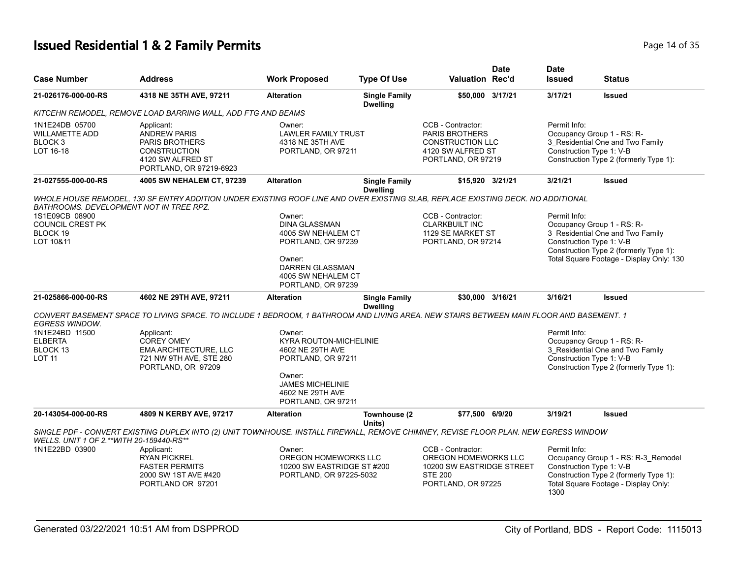# Issued Residential 1 & 2 Family Permits

| Case Number | Address | Work Proposed | Type Of Use | Valuation | Date Rec'd | Date Issued | Status |
|---|---|---|---|---|---|---|---|
| 21-026176-000-00-RS | 4318 NE 35TH AVE, 97211 | Alteration | Single Family Dwelling | $50,000 | 3/17/21 | 3/17/21 | Issued |

*KITCEHN REMODEL, REMOVE LOAD BARRING WALL, ADD FTG AND BEAMS*

1N1E24DB 05700
WILLAMETTE ADD
BLOCK 3
LOT 16-18

Applicant:
ANDREW PARIS
PARIS BROTHERS
CONSTRUCTION
4120 SW ALFRED ST
PORTLAND, OR 97219-6923

Owner:
LAWLER FAMILY TRUST
4318 NE 35TH AVE
PORTLAND, OR 97211

CCB - Contractor:
PARIS BROTHERS
CONSTRUCTION LLC
4120 SW ALFRED ST
PORTLAND, OR 97219

Permit Info:
Occupancy Group 1 - RS: R-3_Residential One and Two Family
Construction Type 1: V-B
Construction Type 2 (formerly Type 1):

| Case Number | Address | Work Proposed | Type Of Use | Valuation | Date Rec'd | Date Issued | Status |
|---|---|---|---|---|---|---|---|
| 21-027555-000-00-RS | 4005 SW NEHALEM CT, 97239 | Alteration | Single Family Dwelling | $15,920 | 3/21/21 | 3/21/21 | Issued |

*WHOLE HOUSE REMODEL, 130 SF ENTRY ADDITION UNDER EXISTING ROOF LINE AND OVER EXISTING SLAB, REPLACE EXISTING DECK. NO ADDITIONAL BATHROOMS. DEVELOPMENT NOT IN TREE RPZ.*

1S1E09CB 08900
COUNCIL CREST PK
BLOCK 19
LOT 10&11

Owner:
DINA GLASSMAN
4005 SW NEHALEM CT
PORTLAND, OR 97239

Owner:
DARREN GLASSMAN
4005 SW NEHALEM CT
PORTLAND, OR 97239

CCB - Contractor:
CLARKBUILT INC
1129 SE MARKET ST
PORTLAND, OR 97214

Permit Info:
Occupancy Group 1 - RS: R-3_Residential One and Two Family
Construction Type 1: V-B
Construction Type 2 (formerly Type 1):
Total Square Footage - Display Only: 130

| Case Number | Address | Work Proposed | Type Of Use | Valuation | Date Rec'd | Date Issued | Status |
|---|---|---|---|---|---|---|---|
| 21-025866-000-00-RS | 4602 NE 29TH AVE, 97211 | Alteration | Single Family Dwelling | $30,000 | 3/16/21 | 3/16/21 | Issued |

*CONVERT BASEMENT SPACE TO LIVING SPACE. TO INCLUDE 1 BEDROOM, 1 BATHROOM AND LIVING AREA. NEW STAIRS BETWEEN MAIN FLOOR AND BASEMENT. 1 EGRESS WINDOW.*

1N1E24BD 11500
ELBERTA
BLOCK 13
LOT 11

Applicant:
COREY OMEY
EMA ARCHITECTURE, LLC
721 NW 9TH AVE, STE 280
PORTLAND, OR 97209

Owner:
KYRA ROUTON-MICHELINIE
4602 NE 29TH AVE
PORTLAND, OR 97211

Owner:
JAMES MICHELINIE
4602 NE 29TH AVE
PORTLAND, OR 97211

Permit Info:
Occupancy Group 1 - RS: R-3_Residential One and Two Family
Construction Type 1: V-B
Construction Type 2 (formerly Type 1):

| Case Number | Address | Work Proposed | Type Of Use | Valuation | Date Rec'd | Date Issued | Status |
|---|---|---|---|---|---|---|---|
| 20-143054-000-00-RS | 4809 N KERBY AVE, 97217 | Alteration | Townhouse (2 Units) | $77,500 | 6/9/20 | 3/19/21 | Issued |

*SINGLE PDF - CONVERT EXISTING DUPLEX INTO (2) UNIT TOWNHOUSE. INSTALL FIREWALL, REMOVE CHIMNEY, REVISE FLOOR PLAN. NEW EGRESS WINDOW WELLS. UNIT 1 OF 2.**WITH 20-159440-RS***

1N1E22BD 03900

Applicant:
RYAN PICKREL
FASTER PERMITS
2000 SW 1ST AVE #420
PORTLAND OR 97201

Owner:
OREGON HOMEWORKS LLC
10200 SW EASTRIDGE ST #200
PORTLAND, OR 97225-5032

CCB - Contractor:
OREGON HOMEWORKS LLC
10200 SW EASTRIDGE STREET
STE 200
PORTLAND, OR 97225

Permit Info:
Occupancy Group 1 - RS: R-3_Remodel
Construction Type 1: V-B
Construction Type 2 (formerly Type 1):
Total Square Footage - Display Only: 1300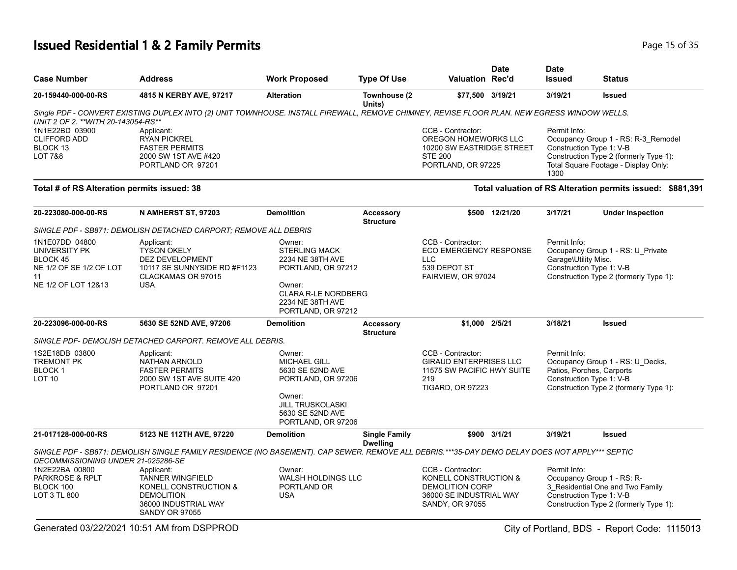# Issued Residential 1 & 2 Family Permits

| Case Number | Address | Work Proposed | Type Of Use | Valuation | Date Rec'd | Date Issued | Status |
|---|---|---|---|---|---|---|---|
| 20-159440-000-00-RS | 4815 N KERBY AVE, 97217 | Alteration | Townhouse (2 Units) | $77,500 | 3/19/21 | 3/19/21 | Issued |

*Single PDF - CONVERT EXISTING DUPLEX INTO (2) UNIT TOWNHOUSE. INSTALL FIREWALL, REMOVE CHIMNEY, REVISE FLOOR PLAN. NEW EGRESS WINDOW WELLS. UNIT 2 OF 2. **WITH 20-143054-RS***

1N1E22BD 03900
CLIFFORD ADD
BLOCK 13
LOT 7&8

Applicant:
RYAN PICKREL
FASTER PERMITS
2000 SW 1ST AVE #420
PORTLAND OR 97201

CCB - Contractor:
OREGON HOMEWORKS LLC
10200 SW EASTRIDGE STREET
STE 200
PORTLAND, OR 97225

Permit Info:
Occupancy Group 1 - RS: R-3_Remodel
Construction Type 1: V-B
Construction Type 2 (formerly Type 1):
Total Square Footage - Display Only: 1300

**Total # of RS Alteration permits issued: 38**

**Total valuation of RS Alteration permits issued: $881,391**

| Case Number | Address | Work Proposed | Type Of Use | Valuation | Date Rec'd | Date Issued | Status |
|---|---|---|---|---|---|---|---|
| 20-223080-000-00-RS | N AMHERST ST, 97203 | Demolition | Accessory Structure | $500 | 12/21/20 | 3/17/21 | Under Inspection |

*SINGLE PDF - SB871: DEMOLISH DETACHED CARPORT; REMOVE ALL DEBRIS*

1N1E07DD 04800
UNIVERSITY PK
BLOCK 45
NE 1/2 OF SE 1/2 OF LOT 11
NE 1/2 OF LOT 12&13

Applicant:
TYSON OKELY
DEZ DEVELOPMENT
10117 SE SUNNYSIDE RD #F1123
CLACKAMAS OR 97015
USA

Owner:
STERLING MACK
2234 NE 38TH AVE
PORTLAND, OR 97212

Owner:
CLARA R-LE NORDBERG
2234 NE 38TH AVE
PORTLAND, OR 97212

CCB - Contractor:
ECO EMERGENCY RESPONSE LLC
539 DEPOT ST
FAIRVIEW, OR 97024

Permit Info:
Occupancy Group 1 - RS: U_Private Garage\Utility Misc.
Construction Type 1: V-B
Construction Type 2 (formerly Type 1):

| Case Number | Address | Work Proposed | Type Of Use | Valuation | Date Rec'd | Date Issued | Status |
|---|---|---|---|---|---|---|---|
| 20-223096-000-00-RS | 5630 SE 52ND AVE, 97206 | Demolition | Accessory Structure | $1,000 | 2/5/21 | 3/18/21 | Issued |

*SINGLE PDF- DEMOLISH DETACHED CARPORT. REMOVE ALL DEBRIS.*

1S2E18DB 03800
TREMONT PK
BLOCK 1
LOT 10

Applicant:
NATHAN ARNOLD
FASTER PERMITS
2000 SW 1ST AVE SUITE 420
PORTLAND OR 97201

Owner:
MICHAEL GILL
5630 SE 52ND AVE
PORTLAND, OR 97206

Owner:
JILL TRUSKOLASKI
5630 SE 52ND AVE
PORTLAND, OR 97206

CCB - Contractor:
GIRAUD ENTERPRISES LLC
11575 SW PACIFIC HWY SUITE 219
TIGARD, OR 97223

Permit Info:
Occupancy Group 1 - RS: U_Decks, Patios, Porches, Carports
Construction Type 1: V-B
Construction Type 2 (formerly Type 1):

| Case Number | Address | Work Proposed | Type Of Use | Valuation | Date Rec'd | Date Issued | Status |
|---|---|---|---|---|---|---|---|
| 21-017128-000-00-RS | 5123 NE 112TH AVE, 97220 | Demolition | Single Family Dwelling | $900 | 3/1/21 | 3/19/21 | Issued |

*SINGLE PDF - SB871: DEMOLISH SINGLE FAMILY RESIDENCE (NO BASEMENT). CAP SEWER. REMOVE ALL DEBRIS.***35-DAY DEMO DELAY DOES NOT APPLY*** SEPTIC DECOMMISSIONING UNDER 21-025286-SE*

1N2E22BA 00800
PARKROSE & RPLT
BLOCK 100
LOT 3 TL 800

Applicant:
TANNER WINGFIELD
KONELL CONSTRUCTION & DEMOLITION
36000 INDUSTRIAL WAY
SANDY OR 97055

Owner:
WALSH HOLDINGS LLC
PORTLAND OR
USA

CCB - Contractor:
KONELL CONSTRUCTION & DEMOLITION CORP
36000 SE INDUSTRIAL WAY
SANDY, OR 97055

Permit Info:
Occupancy Group 1 - RS: R-3_Residential One and Two Family
Construction Type 1: V-B
Construction Type 2 (formerly Type 1):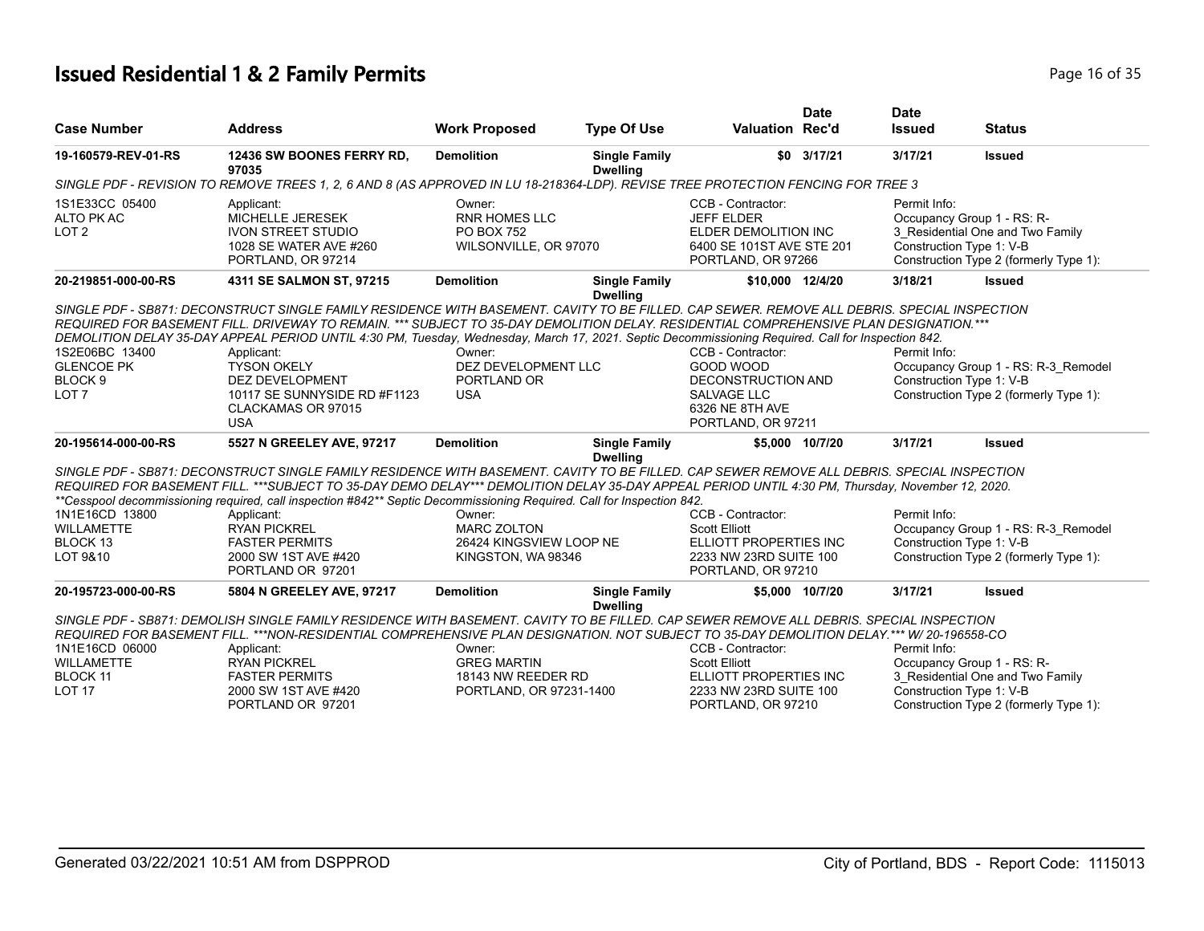# Issued Residential 1 & 2 Family Permits

| Case Number | Address | Work Proposed | Type Of Use | Valuation | Date Rec'd | Date Issued | Status |
|---|---|---|---|---|---|---|---|
| 19-160579-REV-01-RS | 12436 SW BOONES FERRY RD, 97035 | Demolition | Single Family Dwelling | $0 | 3/17/21 | 3/17/21 | Issued |

*SINGLE PDF - REVISION TO REMOVE TREES 1, 2, 6 AND 8 (AS APPROVED IN LU 18-218364-LDP). REVISE TREE PROTECTION FENCING FOR TREE 3*

| | Applicant: | Owner: | CCB - Contractor: | Permit Info: |
|---|---|---|---|---|
| 1S1E33CC 05400 | MICHELLE JERESEK | RNR HOMES LLC | JEFF ELDER | Occupancy Group 1 - RS: R-3_Residential One and Two Family |
| ALTO PK AC | IVON STREET STUDIO | PO BOX 752 | ELDER DEMOLITION INC | Construction Type 1: V-B |
| LOT 2 | 1028 SE WATER AVE #260 | WILSONVILLE, OR 97070 | 6400 SE 101ST AVE STE 201 | Construction Type 2 (formerly Type 1): |
| | PORTLAND, OR 97214 | | PORTLAND, OR 97266 | |

| Case Number | Address | Work Proposed | Type Of Use | Valuation | Date Rec'd | Date Issued | Status |
|---|---|---|---|---|---|---|---|
| 20-219851-000-00-RS | 4311 SE SALMON ST, 97215 | Demolition | Single Family Dwelling | $10,000 | 12/4/20 | 3/18/21 | Issued |

*SINGLE PDF - SB871: DECONSTRUCT SINGLE FAMILY RESIDENCE WITH BASEMENT. CAVITY TO BE FILLED. CAP SEWER. REMOVE ALL DEBRIS. SPECIAL INSPECTION REQUIRED FOR BASEMENT FILL. DRIVEWAY TO REMAIN. *** SUBJECT TO 35-DAY DEMOLITION DELAY. RESIDENTIAL COMPREHENSIVE PLAN DESIGNATION.*** DEMOLITION DELAY 35-DAY APPEAL PERIOD UNTIL 4:30 PM, Tuesday, Wednesday, March 17, 2021. Septic Decommissioning Required. Call for Inspection 842.*

| | Applicant: | Owner: | CCB - Contractor: | Permit Info: |
|---|---|---|---|---|
| 1S2E06BC 13400 | TYSON OKELY | DEZ DEVELOPMENT LLC | GOOD WOOD | Occupancy Group 1 - RS: R-3_Remodel |
| GLENCOE PK | DEZ DEVELOPMENT | PORTLAND OR | DECONSTRUCTION AND | Construction Type 1: V-B |
| BLOCK 9 | 10117 SE SUNNYSIDE RD #F1123 | USA | SALVAGE LLC | Construction Type 2 (formerly Type 1): |
| LOT 7 | CLACKAMAS OR 97015 | | 6326 NE 8TH AVE | |
| | USA | | PORTLAND, OR 97211 | |

| Case Number | Address | Work Proposed | Type Of Use | Valuation | Date Rec'd | Date Issued | Status |
|---|---|---|---|---|---|---|---|
| 20-195614-000-00-RS | 5527 N GREELEY AVE, 97217 | Demolition | Single Family Dwelling | $5,000 | 10/7/20 | 3/17/21 | Issued |

*SINGLE PDF - SB871: DECONSTRUCT SINGLE FAMILY RESIDENCE WITH BASEMENT. CAVITY TO BE FILLED. CAP SEWER REMOVE ALL DEBRIS. SPECIAL INSPECTION REQUIRED FOR BASEMENT FILL. ***SUBJECT TO 35-DAY DEMO DELAY*** DEMOLITION DELAY 35-DAY APPEAL PERIOD UNTIL 4:30 PM, Thursday, November 12, 2020. **Cesspool decommissioning required, call inspection #842** Septic Decommissioning Required. Call for Inspection 842.*

| | Applicant: | Owner: | CCB - Contractor: | Permit Info: |
|---|---|---|---|---|
| 1N1E16CD 13800 | RYAN PICKREL | MARC ZOLTON | Scott Elliott | Occupancy Group 1 - RS: R-3_Remodel |
| WILLAMETTE | FASTER PERMITS | 26424 KINGSVIEW LOOP NE | ELLIOTT PROPERTIES INC | Construction Type 1: V-B |
| BLOCK 13 | 2000 SW 1ST AVE #420 | KINGSTON, WA 98346 | 2233 NW 23RD SUITE 100 | Construction Type 2 (formerly Type 1): |
| LOT 9&10 | PORTLAND OR 97201 | | PORTLAND, OR 97210 | |

| Case Number | Address | Work Proposed | Type Of Use | Valuation | Date Rec'd | Date Issued | Status |
|---|---|---|---|---|---|---|---|
| 20-195723-000-00-RS | 5804 N GREELEY AVE, 97217 | Demolition | Single Family Dwelling | $5,000 | 10/7/20 | 3/17/21 | Issued |

*SINGLE PDF - SB871: DEMOLISH SINGLE FAMILY RESIDENCE WITH BASEMENT. CAVITY TO BE FILLED. CAP SEWER REMOVE ALL DEBRIS. SPECIAL INSPECTION REQUIRED FOR BASEMENT FILL. ***NON-RESIDENTIAL COMPREHENSIVE PLAN DESIGNATION. NOT SUBJECT TO 35-DAY DEMOLITION DELAY.*** W/ 20-196558-CO*

| | Applicant: | Owner: | CCB - Contractor: | Permit Info: |
|---|---|---|---|---|
| 1N1E16CD 06000 | RYAN PICKREL | GREG MARTIN | Scott Elliott | Occupancy Group 1 - RS: R-3_Residential One and Two Family |
| WILLAMETTE | FASTER PERMITS | 18143 NW REEDER RD | ELLIOTT PROPERTIES INC | Construction Type 1: V-B |
| BLOCK 11 | 2000 SW 1ST AVE #420 | PORTLAND, OR 97231-1400 | 2233 NW 23RD SUITE 100 | Construction Type 2 (formerly Type 1): |
| LOT 17 | PORTLAND OR 97201 | | PORTLAND, OR 97210 | |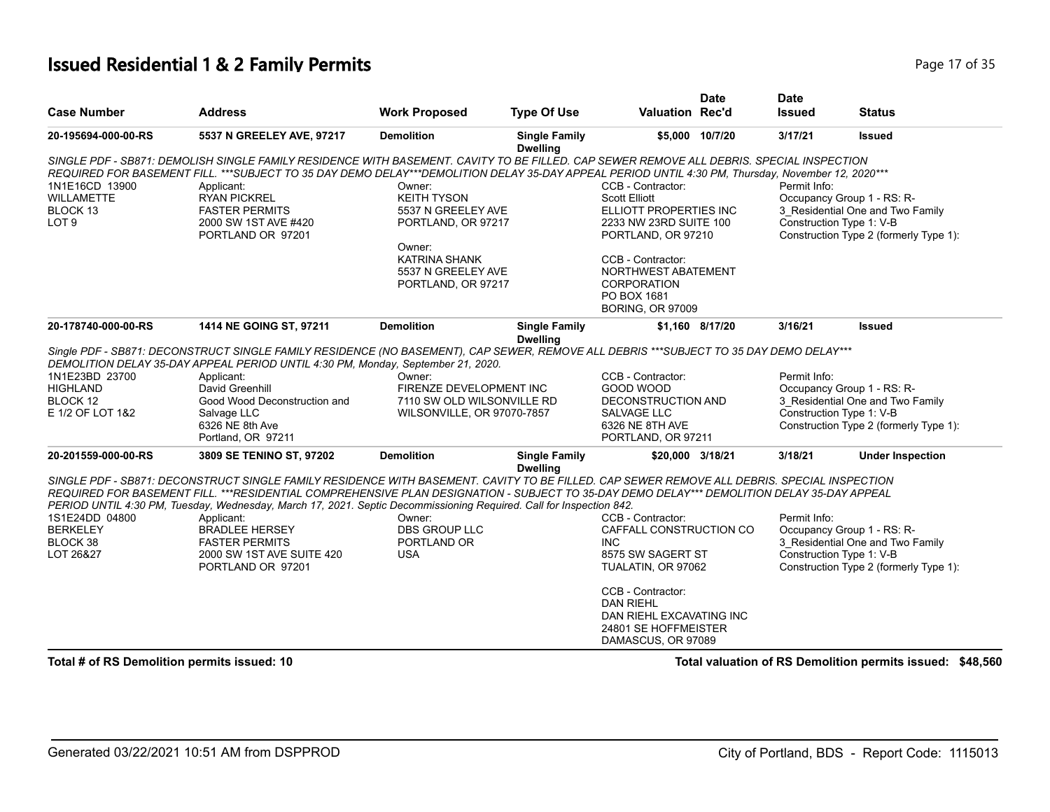# Issued Residential 1 & 2 Family Permits

| Case Number | Address | Work Proposed | Type Of Use | Valuation | Date Rec'd | Date Issued | Status |
|---|---|---|---|---|---|---|---|
| 20-195694-000-00-RS | 5537 N GREELEY AVE, 97217 | Demolition | Single Family Dwelling | $5,000 | 10/7/20 | 3/17/21 | Issued |

*SINGLE PDF - SB871: DEMOLISH SINGLE FAMILY RESIDENCE WITH BASEMENT. CAVITY TO BE FILLED. CAP SEWER REMOVE ALL DEBRIS. SPECIAL INSPECTION REQUIRED FOR BASEMENT FILL. ***SUBJECT TO 35 DAY DEMO DELAY***DEMOLITION DELAY 35-DAY APPEAL PERIOD UNTIL 4:30 PM, Thursday, November 12, 2020****

1N1E16CD 13900
WILLAMETTE
BLOCK 13
LOT 9

Applicant:
RYAN PICKREL
FASTER PERMITS
2000 SW 1ST AVE #420
PORTLAND OR 97201

Owner:
KEITH TYSON
5537 N GREELEY AVE
PORTLAND, OR 97217

Owner:
KATRINA SHANK
5537 N GREELEY AVE
PORTLAND, OR 97217

CCB - Contractor:
Scott Elliott
ELLIOTT PROPERTIES INC
2233 NW 23RD SUITE 100
PORTLAND, OR 97210

CCB - Contractor:
NORTHWEST ABATEMENT CORPORATION
PO BOX 1681
BORING, OR 97009

Permit Info:
Occupancy Group 1 - RS: R-3_Residential One and Two Family
Construction Type 1: V-B
Construction Type 2 (formerly Type 1):

| Case Number | Address | Work Proposed | Type Of Use | Valuation | Date Rec'd | Date Issued | Status |
|---|---|---|---|---|---|---|---|
| 20-178740-000-00-RS | 1414 NE GOING ST, 97211 | Demolition | Single Family Dwelling | $1,160 | 8/17/20 | 3/16/21 | Issued |

*Single PDF - SB871: DECONSTRUCT SINGLE FAMILY RESIDENCE (NO BASEMENT), CAP SEWER, REMOVE ALL DEBRIS ***SUBJECT TO 35 DAY DEMO DELAY*** DEMOLITION DELAY 35-DAY APPEAL PERIOD UNTIL 4:30 PM, Monday, September 21, 2020.*

1N1E23BD 23700
HIGHLAND
BLOCK 12
E 1/2 OF LOT 1&2

Applicant:
David Greenhill
Good Wood Deconstruction and Salvage LLC
6326 NE 8th Ave
Portland, OR 97211

Owner:
FIRENZE DEVELOPMENT INC
7110 SW OLD WILSONVILLE RD
WILSONVILLE, OR 97070-7857

CCB - Contractor:
GOOD WOOD DECONSTRUCTION AND SALVAGE LLC
6326 NE 8TH AVE
PORTLAND, OR 97211

Permit Info:
Occupancy Group 1 - RS: R-3_Residential One and Two Family
Construction Type 1: V-B
Construction Type 2 (formerly Type 1):

| Case Number | Address | Work Proposed | Type Of Use | Valuation | Date Rec'd | Date Issued | Status |
|---|---|---|---|---|---|---|---|
| 20-201559-000-00-RS | 3809 SE TENINO ST, 97202 | Demolition | Single Family Dwelling | $20,000 | 3/18/21 | 3/18/21 | Under Inspection |

*SINGLE PDF - SB871: DECONSTRUCT SINGLE FAMILY RESIDENCE WITH BASEMENT. CAVITY TO BE FILLED. CAP SEWER REMOVE ALL DEBRIS. SPECIAL INSPECTION REQUIRED FOR BASEMENT FILL. ***RESIDENTIAL COMPREHENSIVE PLAN DESIGNATION - SUBJECT TO 35-DAY DEMO DELAY*** DEMOLITION DELAY 35-DAY APPEAL PERIOD UNTIL 4:30 PM, Tuesday, Wednesday, March 17, 2021. Septic Decommissioning Required. Call for Inspection 842.*

1S1E24DD 04800
BERKELEY
BLOCK 38
LOT 26&27

Applicant:
BRADLEE HERSEY
FASTER PERMITS
2000 SW 1ST AVE SUITE 420
PORTLAND OR 97201

Owner:
DBS GROUP LLC
PORTLAND OR
USA

CCB - Contractor:
CAFFALL CONSTRUCTION CO INC
8575 SW SAGERT ST
TUALATIN, OR 97062

CCB - Contractor:
DAN RIEHL
DAN RIEHL EXCAVATING INC
24801 SE HOFFMEISTER
DAMASCUS, OR 97089

Permit Info:
Occupancy Group 1 - RS: R-3_Residential One and Two Family
Construction Type 1: V-B
Construction Type 2 (formerly Type 1):

**Total # of RS Demolition permits issued: 10**

**Total valuation of RS Demolition permits issued: $48,560**

Generated 03/22/2021 10:51 AM from DSPPROD — City of Portland, BDS - Report Code: 1115013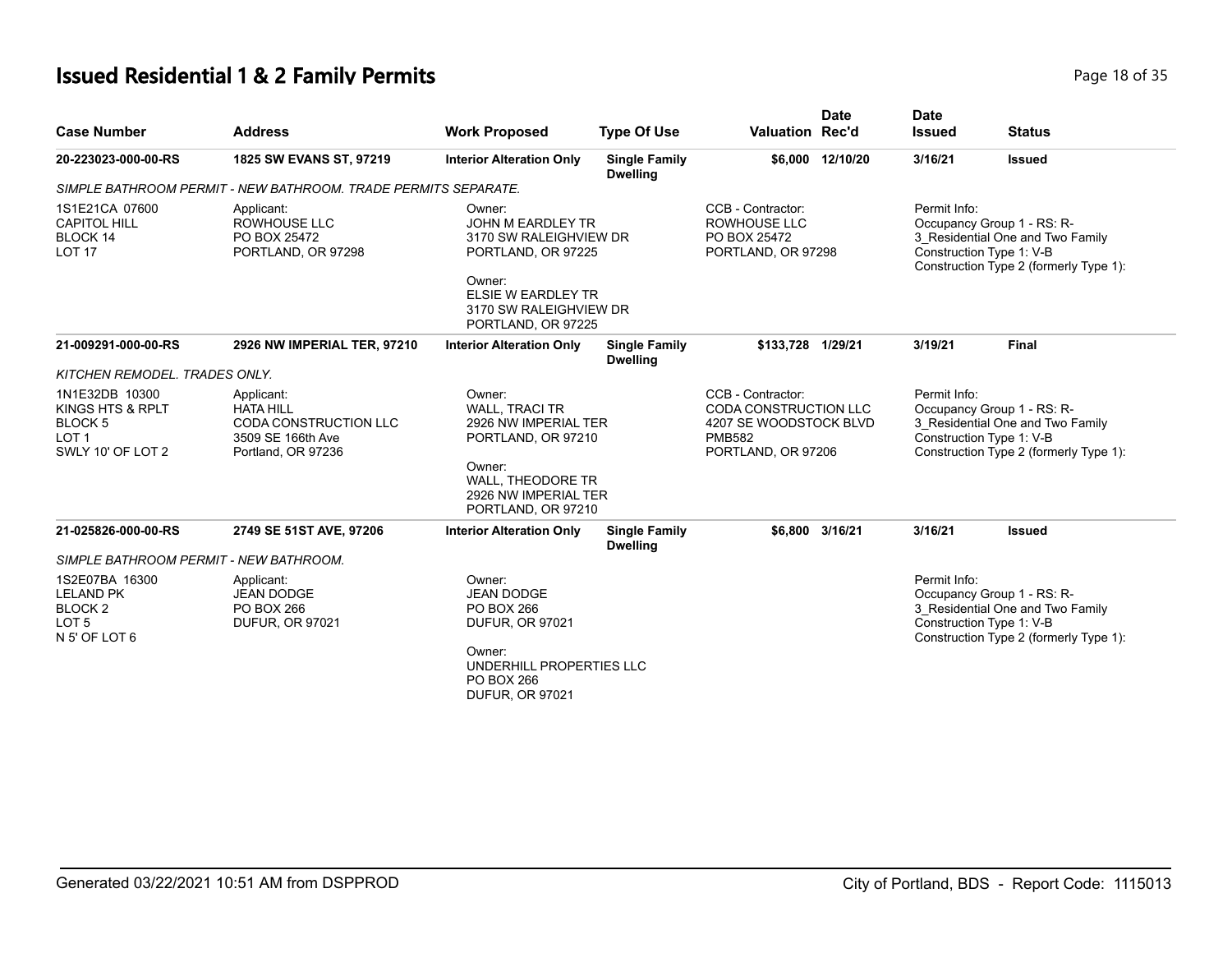# Issued Residential 1 & 2 Family Permits

| Case Number | Address | Work Proposed | Type Of Use | Valuation | Date Rec'd | Date Issued | Status |
|---|---|---|---|---|---|---|---|
| 20-223023-000-00-RS | 1825 SW EVANS ST, 97219 | Interior Alteration Only | Single Family Dwelling | $6,000 | 12/10/20 | 3/16/21 | Issued |

*SIMPLE BATHROOM PERMIT - NEW BATHROOM. TRADE PERMITS SEPARATE.*

1S1E21CA 07600
CAPITOL HILL
BLOCK 14
LOT 17

Applicant:
ROWHOUSE LLC
PO BOX 25472
PORTLAND, OR 97298

Owner:
JOHN M EARDLEY TR
3170 SW RALEIGHVIEW DR
PORTLAND, OR 97225

Owner:
ELSIE W EARDLEY TR
3170 SW RALEIGHVIEW DR
PORTLAND, OR 97225

CCB - Contractor:
ROWHOUSE LLC
PO BOX 25472
PORTLAND, OR 97298

Permit Info:
Occupancy Group 1 - RS: R-3_Residential One and Two Family
Construction Type 1: V-B
Construction Type 2 (formerly Type 1):

| Case Number | Address | Work Proposed | Type Of Use | Valuation | Date Rec'd | Date Issued | Status |
|---|---|---|---|---|---|---|---|
| 21-009291-000-00-RS | 2926 NW IMPERIAL TER, 97210 | Interior Alteration Only | Single Family Dwelling | $133,728 | 1/29/21 | 3/19/21 | Final |

*KITCHEN REMODEL. TRADES ONLY.*

1N1E32DB 10300
KINGS HTS & RPLT
BLOCK 5
LOT 1
SWLY 10' OF LOT 2

Applicant:
HATA HILL
CODA CONSTRUCTION LLC
3509 SE 166th Ave
Portland, OR 97236

Owner:
WALL, TRACI TR
2926 NW IMPERIAL TER
PORTLAND, OR 97210

Owner:
WALL, THEODORE TR
2926 NW IMPERIAL TER
PORTLAND, OR 97210

CCB - Contractor:
CODA CONSTRUCTION LLC
4207 SE WOODSTOCK BLVD
PMB582
PORTLAND, OR 97206

Permit Info:
Occupancy Group 1 - RS: R-3_Residential One and Two Family
Construction Type 1: V-B
Construction Type 2 (formerly Type 1):

| Case Number | Address | Work Proposed | Type Of Use | Valuation | Date Rec'd | Date Issued | Status |
|---|---|---|---|---|---|---|---|
| 21-025826-000-00-RS | 2749 SE 51ST AVE, 97206 | Interior Alteration Only | Single Family Dwelling | $6,800 | 3/16/21 | 3/16/21 | Issued |

*SIMPLE BATHROOM PERMIT - NEW BATHROOM.*

1S2E07BA 16300
LELAND PK
BLOCK 2
LOT 5
N 5' OF LOT 6

Applicant:
JEAN DODGE
PO BOX 266
DUFUR, OR 97021

Owner:
JEAN DODGE
PO BOX 266
DUFUR, OR 97021

Owner:
UNDERHILL PROPERTIES LLC
PO BOX 266
DUFUR, OR 97021

Permit Info:
Occupancy Group 1 - RS: R-3_Residential One and Two Family
Construction Type 1: V-B
Construction Type 2 (formerly Type 1):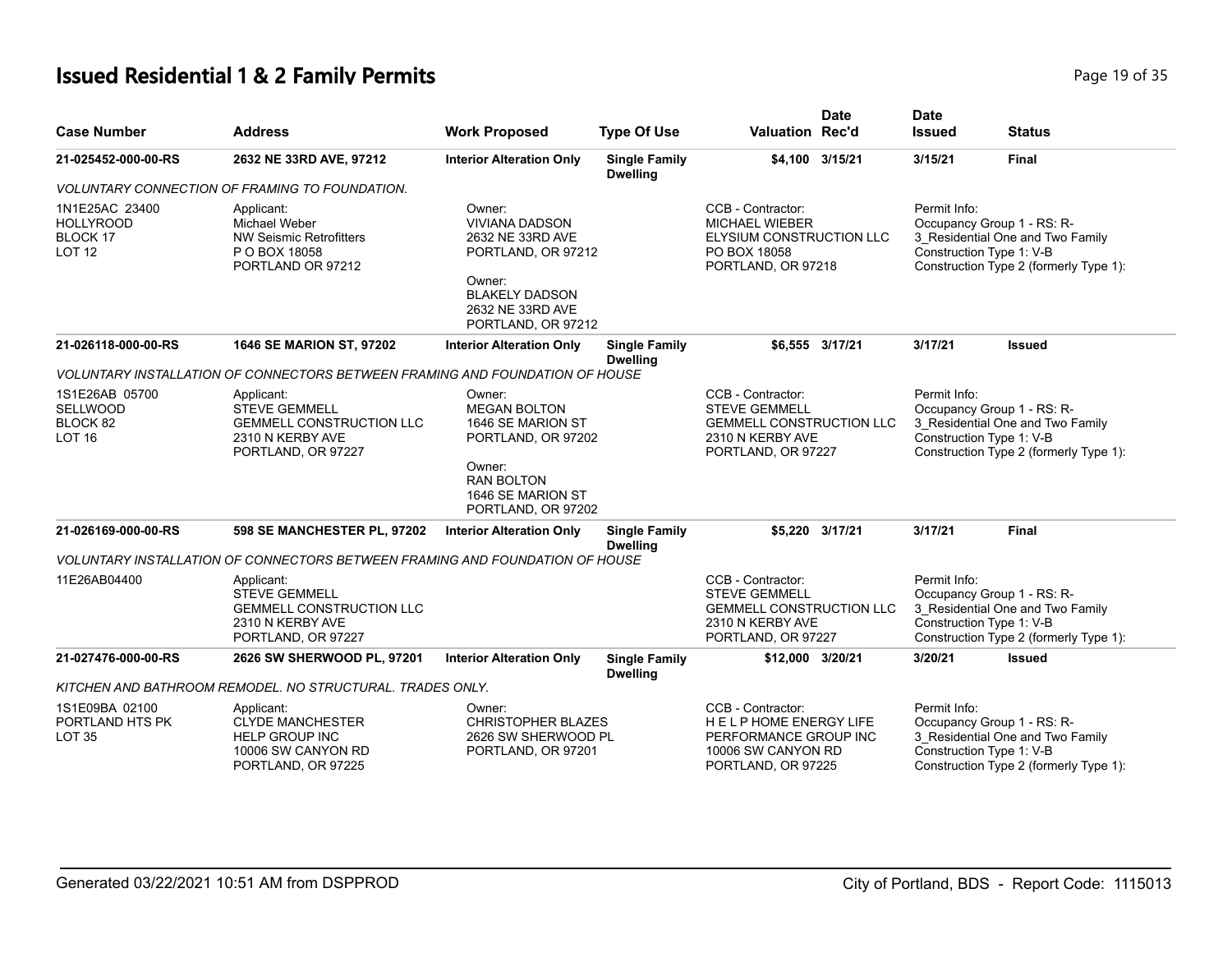# Issued Residential 1 & 2 Family Permits

| Case Number | Address | Work Proposed | Type Of Use | Valuation | Date Rec'd | Date Issued | Status |
|---|---|---|---|---|---|---|---|
| 21-025452-000-00-RS | 2632 NE 33RD AVE, 97212 | Interior Alteration Only | Single Family Dwelling | $4,100 | 3/15/21 | 3/15/21 | Final |

*VOLUNTARY CONNECTION OF FRAMING TO FOUNDATION.*

1N1E25AC 23400
HOLLYROOD
BLOCK 17
LOT 12

Applicant:
Michael Weber
NW Seismic Retrofitters
P O BOX 18058
PORTLAND OR 97212

Owner:
VIVIANA DADSON
2632 NE 33RD AVE
PORTLAND, OR 97212

Owner:
BLAKELY DADSON
2632 NE 33RD AVE
PORTLAND, OR 97212

CCB - Contractor:
MICHAEL WIEBER
ELYSIUM CONSTRUCTION LLC
PO BOX 18058
PORTLAND, OR 97218

Permit Info:
Occupancy Group 1 - RS: R-3_Residential One and Two Family
Construction Type 1: V-B
Construction Type 2 (formerly Type 1):

| Case Number | Address | Work Proposed | Type Of Use | Valuation | Date Rec'd | Date Issued | Status |
|---|---|---|---|---|---|---|---|
| 21-026118-000-00-RS | 1646 SE MARION ST, 97202 | Interior Alteration Only | Single Family Dwelling | $6,555 | 3/17/21 | 3/17/21 | Issued |

*VOLUNTARY INSTALLATION OF CONNECTORS BETWEEN FRAMING AND FOUNDATION OF HOUSE*

1S1E26AB 05700
SELLWOOD
BLOCK 82
LOT 16

Applicant:
STEVE GEMMELL
GEMMELL CONSTRUCTION LLC
2310 N KERBY AVE
PORTLAND, OR 97227

Owner:
MEGAN BOLTON
1646 SE MARION ST
PORTLAND, OR 97202

Owner:
RAN BOLTON
1646 SE MARION ST
PORTLAND, OR 97202

CCB - Contractor:
STEVE GEMMELL
GEMMELL CONSTRUCTION LLC
2310 N KERBY AVE
PORTLAND, OR 97227

Permit Info:
Occupancy Group 1 - RS: R-3_Residential One and Two Family
Construction Type 1: V-B
Construction Type 2 (formerly Type 1):

| Case Number | Address | Work Proposed | Type Of Use | Valuation | Date Rec'd | Date Issued | Status |
|---|---|---|---|---|---|---|---|
| 21-026169-000-00-RS | 598 SE MANCHESTER PL, 97202 | Interior Alteration Only | Single Family Dwelling | $5,220 | 3/17/21 | 3/17/21 | Final |

*VOLUNTARY INSTALLATION OF CONNECTORS BETWEEN FRAMING AND FOUNDATION OF HOUSE*

11E26AB04400

Applicant:
STEVE GEMMELL
GEMMELL CONSTRUCTION LLC
2310 N KERBY AVE
PORTLAND, OR 97227

CCB - Contractor:
STEVE GEMMELL
GEMMELL CONSTRUCTION LLC
2310 N KERBY AVE
PORTLAND, OR 97227

Permit Info:
Occupancy Group 1 - RS: R-3_Residential One and Two Family
Construction Type 1: V-B
Construction Type 2 (formerly Type 1):

| Case Number | Address | Work Proposed | Type Of Use | Valuation | Date Rec'd | Date Issued | Status |
|---|---|---|---|---|---|---|---|
| 21-027476-000-00-RS | 2626 SW SHERWOOD PL, 97201 | Interior Alteration Only | Single Family Dwelling | $12,000 | 3/20/21 | 3/20/21 | Issued |

*KITCHEN AND BATHROOM REMODEL. NO STRUCTURAL. TRADES ONLY.*

1S1E09BA 02100
PORTLAND HTS PK
LOT 35

Applicant:
CLYDE MANCHESTER
HELP GROUP INC
10006 SW CANYON RD
PORTLAND, OR 97225

Owner:
CHRISTOPHER BLAZES
2626 SW SHERWOOD PL
PORTLAND, OR 97201

CCB - Contractor:
H E L P HOME ENERGY LIFE PERFORMANCE GROUP INC
10006 SW CANYON RD
PORTLAND, OR 97225

Permit Info:
Occupancy Group 1 - RS: R-3_Residential One and Two Family
Construction Type 1: V-B
Construction Type 2 (formerly Type 1):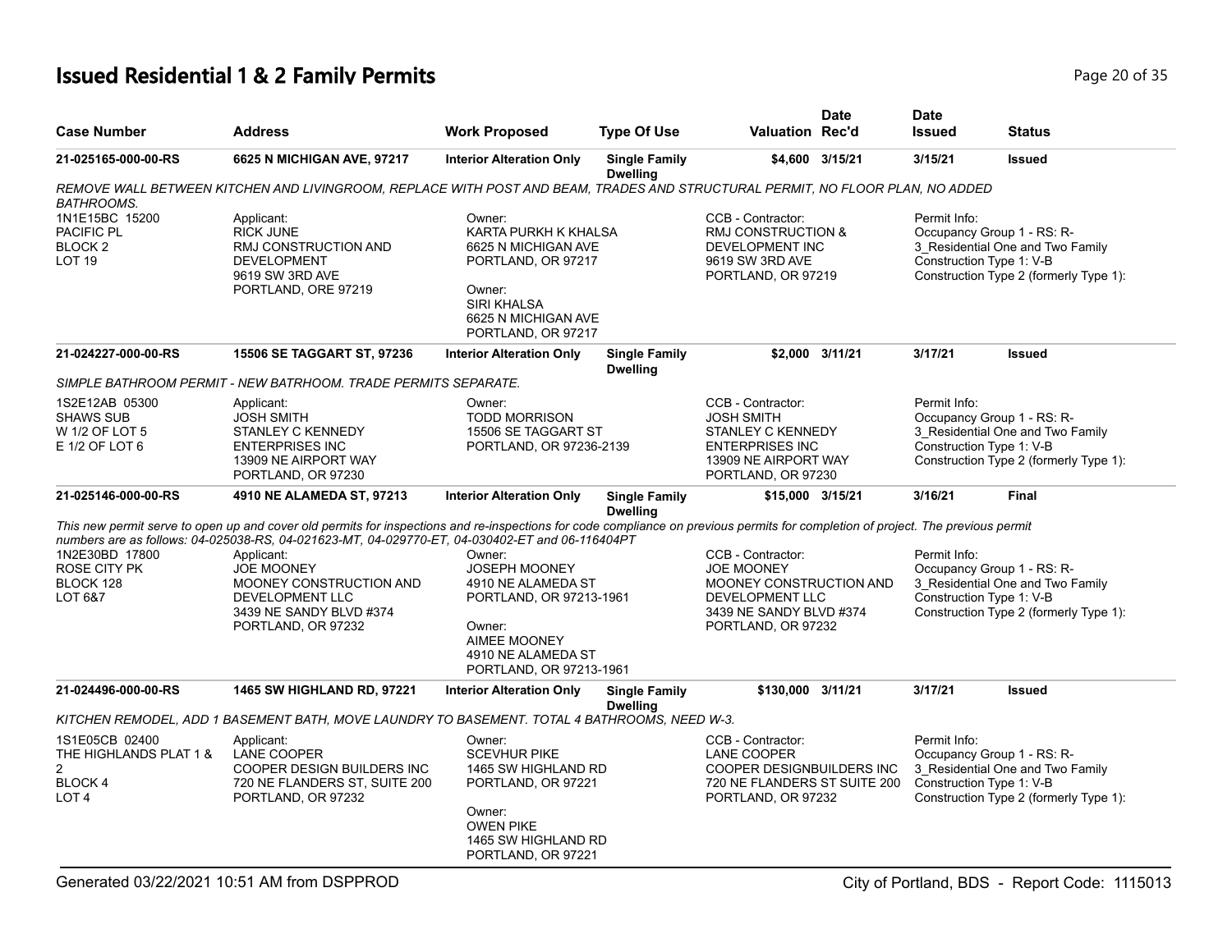# Issued Residential 1 & 2 Family Permits

| Case Number | Address | Work Proposed | Type Of Use | Valuation | Date Rec'd | Date Issued | Status |
|---|---|---|---|---|---|---|---|
| 21-025165-000-00-RS | 6625 N MICHIGAN AVE, 97217 | Interior Alteration Only | Single Family Dwelling | $4,600 | 3/15/21 | 3/15/21 | Issued |

*REMOVE WALL BETWEEN KITCHEN AND LIVINGROOM, REPLACE WITH POST AND BEAM, TRADES AND STRUCTURAL PERMIT, NO FLOOR PLAN, NO ADDED BATHROOMS.*

1N1E15BC 15200
PACIFIC PL
BLOCK 2
LOT 19

Applicant:
RICK JUNE
RMJ CONSTRUCTION AND DEVELOPMENT
9619 SW 3RD AVE
PORTLAND, ORE 97219

Owner:
KARTA PURKH K KHALSA
6625 N MICHIGAN AVE
PORTLAND, OR 97217

Owner:
SIRI KHALSA
6625 N MICHIGAN AVE
PORTLAND, OR 97217

CCB - Contractor:
RMJ CONSTRUCTION & DEVELOPMENT INC
9619 SW 3RD AVE
PORTLAND, OR 97219

Permit Info:
Occupancy Group 1 - RS: R-3_Residential One and Two Family
Construction Type 1: V-B
Construction Type 2 (formerly Type 1):

| Case Number | Address | Work Proposed | Type Of Use | Valuation | Date Rec'd | Date Issued | Status |
|---|---|---|---|---|---|---|---|
| 21-024227-000-00-RS | 15506 SE TAGGART ST, 97236 | Interior Alteration Only | Single Family Dwelling | $2,000 | 3/11/21 | 3/17/21 | Issued |

*SIMPLE BATHROOM PERMIT - NEW BATRHOOM. TRADE PERMITS SEPARATE.*

1S2E12AB 05300
SHAWS SUB
W 1/2 OF LOT 5
E 1/2 OF LOT 6

Applicant:
JOSH SMITH
STANLEY C KENNEDY
ENTERPRISES INC
13909 NE AIRPORT WAY
PORTLAND, OR 97230

Owner:
TODD MORRISON
15506 SE TAGGART ST
PORTLAND, OR 97236-2139

CCB - Contractor:
JOSH SMITH
STANLEY C KENNEDY
ENTERPRISES INC
13909 NE AIRPORT WAY
PORTLAND, OR 97230

Permit Info:
Occupancy Group 1 - RS: R-3_Residential One and Two Family
Construction Type 1: V-B
Construction Type 2 (formerly Type 1):

| Case Number | Address | Work Proposed | Type Of Use | Valuation | Date Rec'd | Date Issued | Status |
|---|---|---|---|---|---|---|---|
| 21-025146-000-00-RS | 4910 NE ALAMEDA ST, 97213 | Interior Alteration Only | Single Family Dwelling | $15,000 | 3/15/21 | 3/16/21 | Final |

*This new permit serve to open up and cover old permits for inspections and re-inspections for code compliance on previous permits for completion of project. The previous permit numbers are as follows: 04-025038-RS, 04-021623-MT, 04-029770-ET, 04-030402-ET and 06-116404PT*

1N2E30BD 17800
ROSE CITY PK
BLOCK 128
LOT 6&7

Applicant:
JOE MOONEY
MOONEY CONSTRUCTION AND DEVELOPMENT LLC
3439 NE SANDY BLVD #374
PORTLAND, OR 97232

Owner:
JOSEPH MOONEY
4910 NE ALAMEDA ST
PORTLAND, OR 97213-1961

Owner:
AIMEE MOONEY
4910 NE ALAMEDA ST
PORTLAND, OR 97213-1961

CCB - Contractor:
JOE MOONEY
MOONEY CONSTRUCTION AND DEVELOPMENT LLC
3439 NE SANDY BLVD #374
PORTLAND, OR 97232

Permit Info:
Occupancy Group 1 - RS: R-3_Residential One and Two Family
Construction Type 1: V-B
Construction Type 2 (formerly Type 1):

| Case Number | Address | Work Proposed | Type Of Use | Valuation | Date Rec'd | Date Issued | Status |
|---|---|---|---|---|---|---|---|
| 21-024496-000-00-RS | 1465 SW HIGHLAND RD, 97221 | Interior Alteration Only | Single Family Dwelling | $130,000 | 3/11/21 | 3/17/21 | Issued |

*KITCHEN REMODEL, ADD 1 BASEMENT BATH, MOVE LAUNDRY TO BASEMENT. TOTAL 4 BATHROOMS, NEED W-3.*

1S1E05CB 02400
THE HIGHLANDS PLAT 1 & 2
BLOCK 4
LOT 4

Applicant:
LANE COOPER
COOPER DESIGN BUILDERS INC
720 NE FLANDERS ST, SUITE 200
PORTLAND, OR 97232

Owner:
SCEVHUR PIKE
1465 SW HIGHLAND RD
PORTLAND, OR 97221

Owner:
OWEN PIKE
1465 SW HIGHLAND RD
PORTLAND, OR 97221

CCB - Contractor:
LANE COOPER
COOPER DESIGNBUILDERS INC
720 NE FLANDERS ST SUITE 200
PORTLAND, OR 97232

Permit Info:
Occupancy Group 1 - RS: R-3_Residential One and Two Family
Construction Type 1: V-B
Construction Type 2 (formerly Type 1):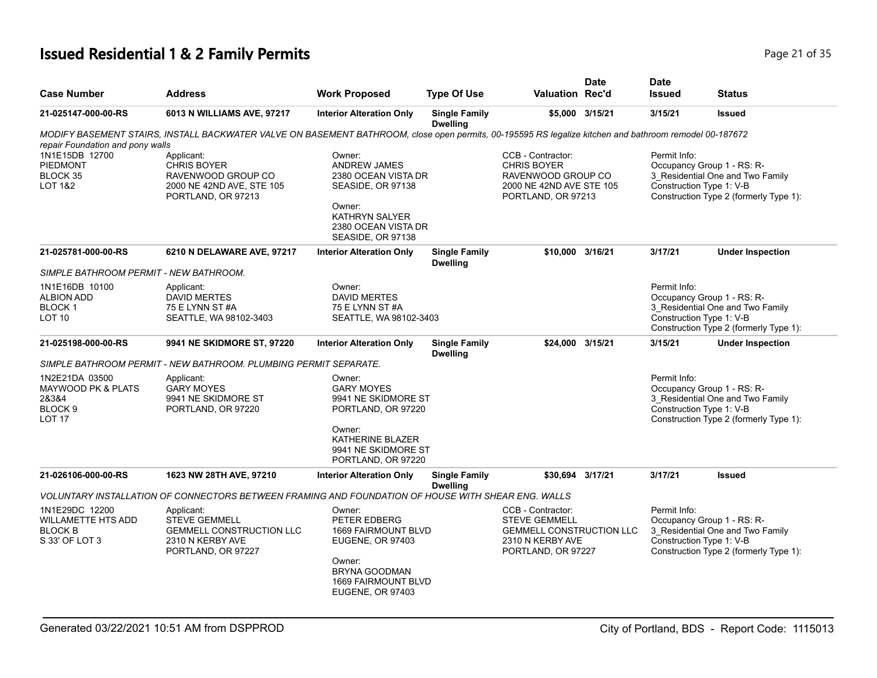# Issued Residential 1 & 2 Family Permits

| Case Number | Address | Work Proposed | Type Of Use | Valuation | Date Rec'd | Date Issued | Status |
|---|---|---|---|---|---|---|---|
| 21-025147-000-00-RS | 6013 N WILLIAMS AVE, 97217 | Interior Alteration Only | Single Family Dwelling | $5,000 | 3/15/21 | 3/15/21 | Issued |

*MODIFY BASEMENT STAIRS, INSTALL BACKWATER VALVE ON BASEMENT BATHROOM, close open permits, 00-195595 RS legalize kitchen and bathroom remodel 00-187672 repair Foundation and pony walls*

1N1E15DB 12700
PIEDMONT
BLOCK 35
LOT 1&2

Applicant:
CHRIS BOYER
RAVENWOOD GROUP CO
2000 NE 42ND AVE, STE 105
PORTLAND, OR 97213

Owner:
ANDREW JAMES
2380 OCEAN VISTA DR
SEASIDE, OR 97138

Owner:
KATHRYN SALYER
2380 OCEAN VISTA DR
SEASIDE, OR 97138

CCB - Contractor:
CHRIS BOYER
RAVENWOOD GROUP CO
2000 NE 42ND AVE STE 105
PORTLAND, OR 97213

Permit Info:
Occupancy Group 1 - RS: R-3_Residential One and Two Family
Construction Type 1: V-B
Construction Type 2 (formerly Type 1):

---

| Case Number | Address | Work Proposed | Type Of Use | Valuation | Date Rec'd | Date Issued | Status |
|---|---|---|---|---|---|---|---|
| 21-025781-000-00-RS | 6210 N DELAWARE AVE, 97217 | Interior Alteration Only | Single Family Dwelling | $10,000 | 3/16/21 | 3/17/21 | Under Inspection |

*SIMPLE BATHROOM PERMIT - NEW BATHROOM.*

1N1E16DB 10100
ALBION ADD
BLOCK 1
LOT 10

Applicant:
DAVID MERTES
75 E LYNN ST #A
SEATTLE, WA 98102-3403

Owner:
DAVID MERTES
75 E LYNN ST #A
SEATTLE, WA 98102-3403

Permit Info:
Occupancy Group 1 - RS: R-3_Residential One and Two Family
Construction Type 1: V-B
Construction Type 2 (formerly Type 1):

---

| Case Number | Address | Work Proposed | Type Of Use | Valuation | Date Rec'd | Date Issued | Status |
|---|---|---|---|---|---|---|---|
| 21-025198-000-00-RS | 9941 NE SKIDMORE ST, 97220 | Interior Alteration Only | Single Family Dwelling | $24,000 | 3/15/21 | 3/15/21 | Under Inspection |

*SIMPLE BATHROOM PERMIT - NEW BATHROOM. PLUMBING PERMIT SEPARATE.*

1N2E21DA 03500
MAYWOOD PK & PLATS 2&3&4
BLOCK 9
LOT 17

Applicant:
GARY MOYES
9941 NE SKIDMORE ST
PORTLAND, OR 97220

Owner:
GARY MOYES
9941 NE SKIDMORE ST
PORTLAND, OR 97220

Owner:
KATHERINE BLAZER
9941 NE SKIDMORE ST
PORTLAND, OR 97220

Permit Info:
Occupancy Group 1 - RS: R-3_Residential One and Two Family
Construction Type 1: V-B
Construction Type 2 (formerly Type 1):

---

| Case Number | Address | Work Proposed | Type Of Use | Valuation | Date Rec'd | Date Issued | Status |
|---|---|---|---|---|---|---|---|
| 21-026106-000-00-RS | 1623 NW 28TH AVE, 97210 | Interior Alteration Only | Single Family Dwelling | $30,694 | 3/17/21 | 3/17/21 | Issued |

*VOLUNTARY INSTALLATION OF CONNECTORS BETWEEN FRAMING AND FOUNDATION OF HOUSE WITH SHEAR ENG. WALLS*

1N1E29DC 12200
WILLAMETTE HTS ADD
BLOCK B
S 33' OF LOT 3

Applicant:
STEVE GEMMELL
GEMMELL CONSTRUCTION LLC
2310 N KERBY AVE
PORTLAND, OR 97227

Owner:
PETER EDBERG
1669 FAIRMOUNT BLVD
EUGENE, OR 97403

Owner:
BRYNA GOODMAN
1669 FAIRMOUNT BLVD
EUGENE, OR 97403

CCB - Contractor:
STEVE GEMMELL
GEMMELL CONSTRUCTION LLC
2310 N KERBY AVE
PORTLAND, OR 97227

Permit Info:
Occupancy Group 1 - RS: R-3_Residential One and Two Family
Construction Type 1: V-B
Construction Type 2 (formerly Type 1):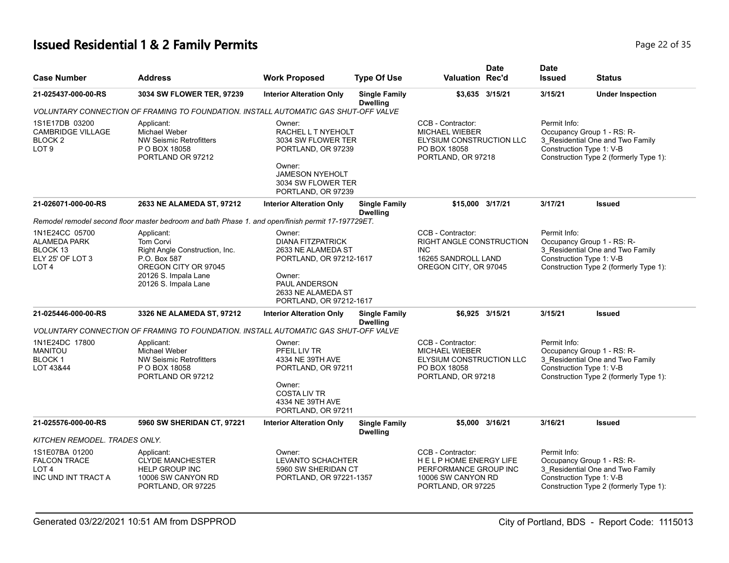# Issued Residential 1 & 2 Family Permits

| Case Number | Address | Work Proposed | Type Of Use | Valuation | Date Rec'd | Date Issued | Status |
|---|---|---|---|---|---|---|---|
| 21-025437-000-00-RS | 3034 SW FLOWER TER, 97239 | Interior Alteration Only | Single Family Dwelling | $3,635 | 3/15/21 | 3/15/21 | Under Inspection |

*VOLUNTARY CONNECTION OF FRAMING TO FOUNDATION. INSTALL AUTOMATIC GAS SHUT-OFF VALVE*

1S1E17DB 03200
CAMBRIDGE VILLAGE
BLOCK 2
LOT 9

Applicant:
Michael Weber
NW Seismic Retrofitters
P O BOX 18058
PORTLAND OR 97212

Owner:
RACHEL L T NYEHOLT
3034 SW FLOWER TER
PORTLAND, OR 97239

Owner:
JAMESON NYEHOLT
3034 SW FLOWER TER
PORTLAND, OR 97239

CCB - Contractor:
MICHAEL WIEBER
ELYSIUM CONSTRUCTION LLC
PO BOX 18058
PORTLAND, OR 97218

Permit Info:
Occupancy Group 1 - RS: R-3_Residential One and Two Family
Construction Type 1: V-B
Construction Type 2 (formerly Type 1):

| Case Number | Address | Work Proposed | Type Of Use | Valuation | Date Rec'd | Date Issued | Status |
|---|---|---|---|---|---|---|---|
| 21-026071-000-00-RS | 2633 NE ALAMEDA ST, 97212 | Interior Alteration Only | Single Family Dwelling | $15,000 | 3/17/21 | 3/17/21 | Issued |

*Remodel remodel second floor master bedroom and bath Phase 1. and open/finish permit 17-197729ET.*

1N1E24CC 05700
ALAMEDA PARK
BLOCK 13
ELY 25' OF LOT 3
LOT 4

Applicant:
Tom Corvi
Right Angle Construction, Inc.
P.O. Box 587
OREGON CITY OR 97045
20126 S. Impala Lane
20126 S. Impala Lane

Owner:
DIANA FITZPATRICK
2633 NE ALAMEDA ST
PORTLAND, OR 97212-1617

Owner:
PAUL ANDERSON
2633 NE ALAMEDA ST
PORTLAND, OR 97212-1617

CCB - Contractor:
RIGHT ANGLE CONSTRUCTION INC
16265 SANDROLL LAND
OREGON CITY, OR 97045

Permit Info:
Occupancy Group 1 - RS: R-3_Residential One and Two Family
Construction Type 1: V-B
Construction Type 2 (formerly Type 1):

| Case Number | Address | Work Proposed | Type Of Use | Valuation | Date Rec'd | Date Issued | Status |
|---|---|---|---|---|---|---|---|
| 21-025446-000-00-RS | 3326 NE ALAMEDA ST, 97212 | Interior Alteration Only | Single Family Dwelling | $6,925 | 3/15/21 | 3/15/21 | Issued |

*VOLUNTARY CONNECTION OF FRAMING TO FOUNDATION. INSTALL AUTOMATIC GAS SHUT-OFF VALVE*

1N1E24DC 17800
MANITOU
BLOCK 1
LOT 43&44

Applicant:
Michael Weber
NW Seismic Retrofitters
P O BOX 18058
PORTLAND OR 97212

Owner:
PFEIL LIV TR
4334 NE 39TH AVE
PORTLAND, OR 97211

Owner:
COSTA LIV TR
4334 NE 39TH AVE
PORTLAND, OR 97211

CCB - Contractor:
MICHAEL WIEBER
ELYSIUM CONSTRUCTION LLC
PO BOX 18058
PORTLAND, OR 97218

Permit Info:
Occupancy Group 1 - RS: R-3_Residential One and Two Family
Construction Type 1: V-B
Construction Type 2 (formerly Type 1):

| Case Number | Address | Work Proposed | Type Of Use | Valuation | Date Rec'd | Date Issued | Status |
|---|---|---|---|---|---|---|---|
| 21-025576-000-00-RS | 5960 SW SHERIDAN CT, 97221 | Interior Alteration Only | Single Family Dwelling | $5,000 | 3/16/21 | 3/16/21 | Issued |

*KITCHEN REMODEL. TRADES ONLY.*

1S1E07BA 01200
FALCON TRACE
LOT 4
INC UND INT TRACT A

Applicant:
CLYDE MANCHESTER
HELP GROUP INC
10006 SW CANYON RD
PORTLAND, OR 97225

Owner:
LEVANTO SCHACHTER
5960 SW SHERIDAN CT
PORTLAND, OR 97221-1357

CCB - Contractor:
H E L P HOME ENERGY LIFE PERFORMANCE GROUP INC
10006 SW CANYON RD
PORTLAND, OR 97225

Permit Info:
Occupancy Group 1 - RS: R-3_Residential One and Two Family
Construction Type 1: V-B
Construction Type 2 (formerly Type 1):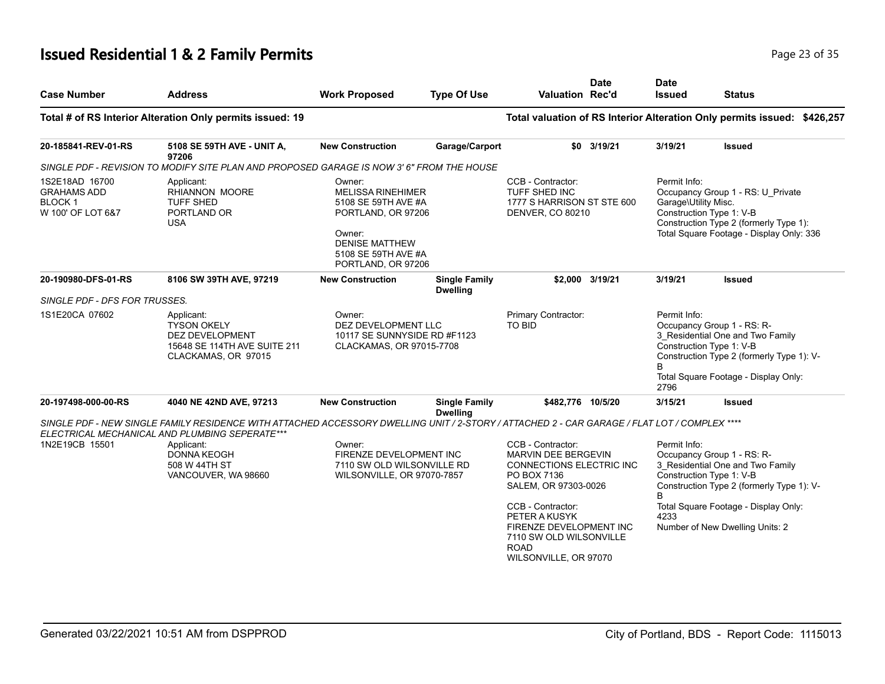# Issued Residential 1 & 2 Family Permits

| Case Number | Address | Work Proposed | Type Of Use | Valuation | Date Rec'd | Date Issued | Status |
|---|---|---|---|---|---|---|---|

**Total # of RS Interior Alteration Only permits issued: 19**

**Total valuation of RS Interior Alteration Only permits issued: $426,257**

| Case Number | Address | Work Proposed | Type Of Use | Valuation | Date Rec'd | Date Issued | Status |
|---|---|---|---|---|---|---|---|
| **20-185841-REV-01-RS** | **5108 SE 59TH AVE - UNIT A, 97206** | **New Construction** | **Garage/Carport** | **$0** | **3/19/21** | **3/19/21** | **Issued** |

*SINGLE PDF - REVISION TO MODIFY SITE PLAN AND PROPOSED GARAGE IS NOW 3' 6" FROM THE HOUSE*

| | | | | |
|---|---|---|---|---|
| 1S2E18AD 16700<br>GRAHAMS ADD<br>BLOCK 1<br>W 100' OF LOT 6&7 | Applicant:<br>RHIANNON MOORE<br>TUFF SHED<br>PORTLAND OR<br>USA | Owner:<br>MELISSA RINEHIMER<br>5108 SE 59TH AVE #A<br>PORTLAND, OR 97206<br><br>Owner:<br>DENISE MATTHEW<br>5108 SE 59TH AVE #A<br>PORTLAND, OR 97206 | CCB - Contractor:<br>TUFF SHED INC<br>1777 S HARRISON ST STE 600<br>DENVER, CO 80210 | Permit Info:<br>Occupancy Group 1 - RS: U_Private Garage\Utility Misc.<br>Construction Type 1: V-B<br>Construction Type 2 (formerly Type 1):<br>Total Square Footage - Display Only: 336 |

| Case Number | Address | Work Proposed | Type Of Use | Valuation | Date Rec'd | Date Issued | Status |
|---|---|---|---|---|---|---|---|
| **20-190980-DFS-01-RS** | **8106 SW 39TH AVE, 97219** | **New Construction** | **Single Family Dwelling** | **$2,000** | **3/19/21** | **3/19/21** | **Issued** |

*SINGLE PDF - DFS FOR TRUSSES.*

| | | | | |
|---|---|---|---|---|
| 1S1E20CA 07602 | Applicant:<br>TYSON OKELY<br>DEZ DEVELOPMENT<br>15648 SE 114TH AVE SUITE 211<br>CLACKAMAS, OR 97015 | Owner:<br>DEZ DEVELOPMENT LLC<br>10117 SE SUNNYSIDE RD #F1123<br>CLACKAMAS, OR 97015-7708 | Primary Contractor:<br>TO BID | Permit Info:<br>Occupancy Group 1 - RS: R-3_Residential One and Two Family<br>Construction Type 1: V-B<br>Construction Type 2 (formerly Type 1): V-B<br>Total Square Footage - Display Only: 2796 |

| Case Number | Address | Work Proposed | Type Of Use | Valuation | Date Rec'd | Date Issued | Status |
|---|---|---|---|---|---|---|---|
| **20-197498-000-00-RS** | **4040 NE 42ND AVE, 97213** | **New Construction** | **Single Family Dwelling** | **$482,776** | **10/5/20** | **3/15/21** | **Issued** |

*SINGLE PDF - NEW SINGLE FAMILY RESIDENCE WITH ATTACHED ACCESSORY DWELLING UNIT / 2-STORY / ATTACHED 2 - CAR GARAGE / FLAT LOT / COMPLEX **** ELECTRICAL MECHANICAL AND PLUMBING SEPERATE****

| | | | | |
|---|---|---|---|---|
| 1N2E19CB 15501 | Applicant:<br>DONNA KEOGH<br>508 W 44TH ST<br>VANCOUVER, WA 98660 | Owner:<br>FIRENZE DEVELOPMENT INC<br>7110 SW OLD WILSONVILLE RD<br>WILSONVILLE, OR 97070-7857 | CCB - Contractor:<br>MARVIN DEE BERGEVIN<br>CONNECTIONS ELECTRIC INC<br>PO BOX 7136<br>SALEM, OR 97303-0026<br><br>CCB - Contractor:<br>PETER A KUSYK<br>FIRENZE DEVELOPMENT INC<br>7110 SW OLD WILSONVILLE ROAD<br>WILSONVILLE, OR 97070 | Permit Info:<br>Occupancy Group 1 - RS: R-3_Residential One and Two Family<br>Construction Type 1: V-B<br>Construction Type 2 (formerly Type 1): V-B<br>Total Square Footage - Display Only: 4233<br>Number of New Dwelling Units: 2 |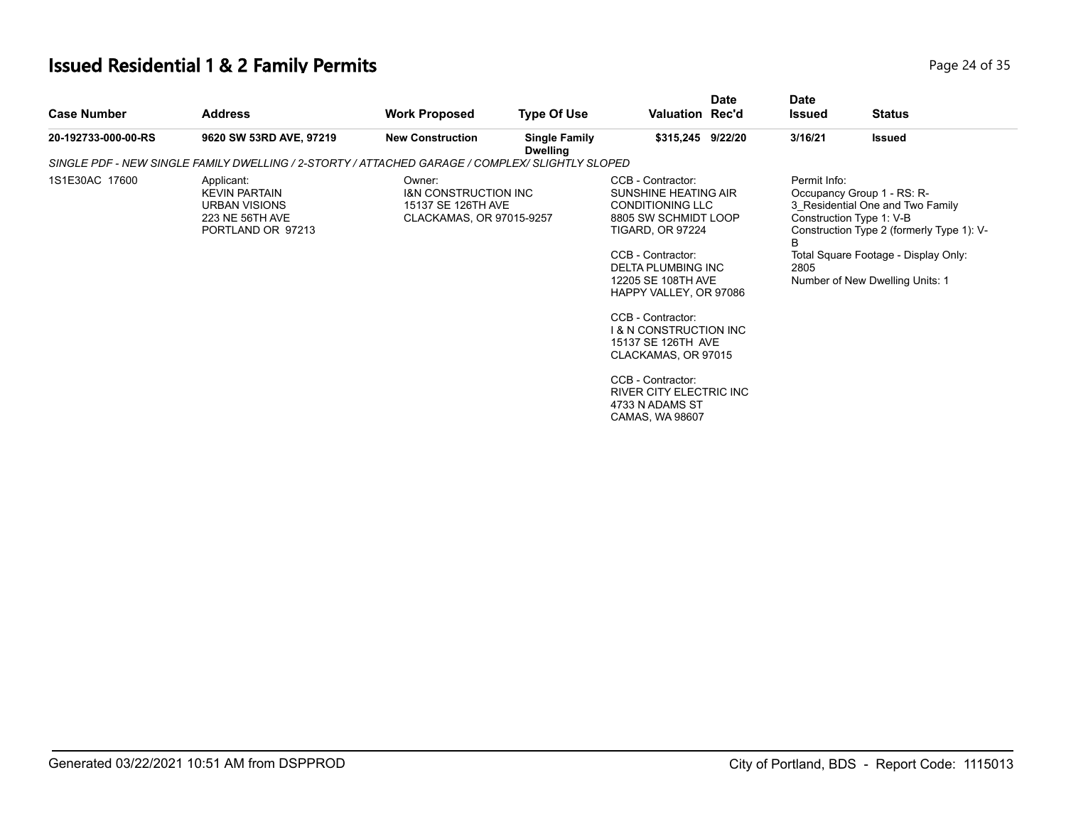# Issued Residential 1 & 2 Family Permits

| Case Number | Address | Work Proposed | Type Of Use | Valuation | Date Rec'd | Date Issued | Status |
|---|---|---|---|---|---|---|---|
| 20-192733-000-00-RS | 9620 SW 53RD AVE, 97219 | New Construction | Single Family Dwelling | $315,245 | 9/22/20 | 3/16/21 | Issued |

*SINGLE PDF - NEW SINGLE FAMILY DWELLING / 2-STORTY / ATTACHED GARAGE / COMPLEX/ SLIGHTLY SLOPED*

1S1E30AC 17600

Applicant:
KEVIN PARTAIN
URBAN VISIONS
223 NE 56TH AVE
PORTLAND OR 97213

Owner:
I&N CONSTRUCTION INC
15137 SE 126TH AVE
CLACKAMAS, OR 97015-9257

CCB - Contractor:
SUNSHINE HEATING AIR CONDITIONING LLC
8805 SW SCHMIDT LOOP
TIGARD, OR 97224

CCB - Contractor:
DELTA PLUMBING INC
12205 SE 108TH AVE
HAPPY VALLEY, OR 97086

CCB - Contractor:
I & N CONSTRUCTION INC
15137 SE 126TH AVE
CLACKAMAS, OR 97015

CCB - Contractor:
RIVER CITY ELECTRIC INC
4733 N ADAMS ST
CAMAS, WA 98607

Permit Info:
Occupancy Group 1 - RS: R-3_Residential One and Two Family
Construction Type 1: V-B
Construction Type 2 (formerly Type 1): V-B
Total Square Footage - Display Only: 2805
Number of New Dwelling Units: 1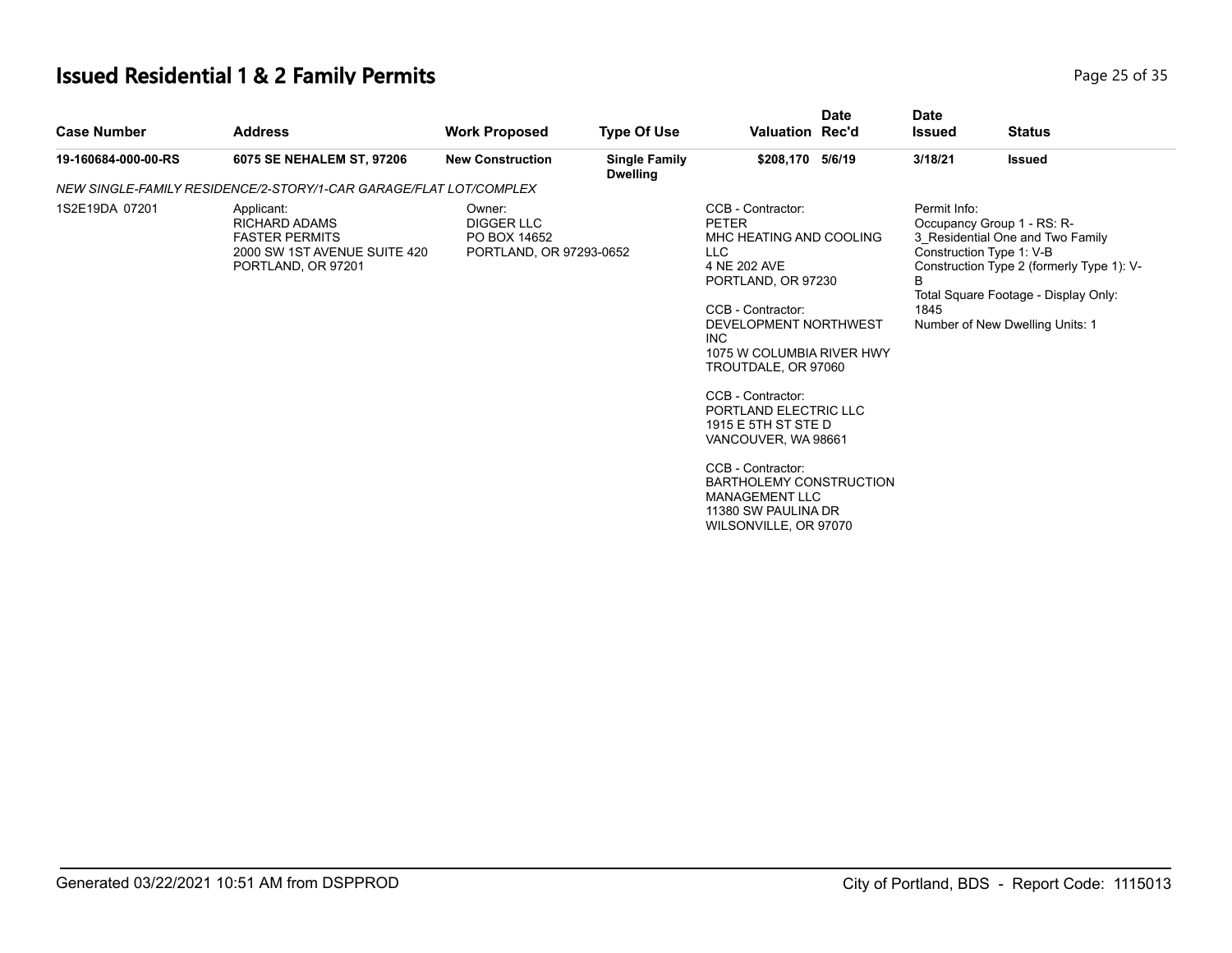# Issued Residential 1 & 2 Family Permits

| Case Number | Address | Work Proposed | Type Of Use | Valuation | Date Rec'd | Date Issued | Status |
|---|---|---|---|---|---|---|---|
| 19-160684-000-00-RS | 6075 SE NEHALEM ST, 97206 | New Construction | Single Family Dwelling | $208,170 | 5/6/19 | 3/18/21 | Issued |

*NEW SINGLE-FAMILY RESIDENCE/2-STORY/1-CAR GARAGE/FLAT LOT/COMPLEX*

1S2E19DA 07201

Applicant:
RICHARD ADAMS
FASTER PERMITS
2000 SW 1ST AVENUE SUITE 420
PORTLAND, OR 97201

Owner:
DIGGER LLC
PO BOX 14652
PORTLAND, OR 97293-0652

CCB - Contractor:
PETER
MHC HEATING AND COOLING LLC
4 NE 202 AVE
PORTLAND, OR 97230

CCB - Contractor:
DEVELOPMENT NORTHWEST INC
1075 W COLUMBIA RIVER HWY
TROUTDALE, OR 97060

CCB - Contractor:
PORTLAND ELECTRIC LLC
1915 E 5TH ST STE D
VANCOUVER, WA 98661

CCB - Contractor:
BARTHOLEMY CONSTRUCTION MANAGEMENT LLC
11380 SW PAULINA DR
WILSONVILLE, OR 97070

Permit Info:
Occupancy Group 1 - RS: R-3_Residential One and Two Family
Construction Type 1: V-B
Construction Type 2 (formerly Type 1): V-B
Total Square Footage - Display Only: 1845
Number of New Dwelling Units: 1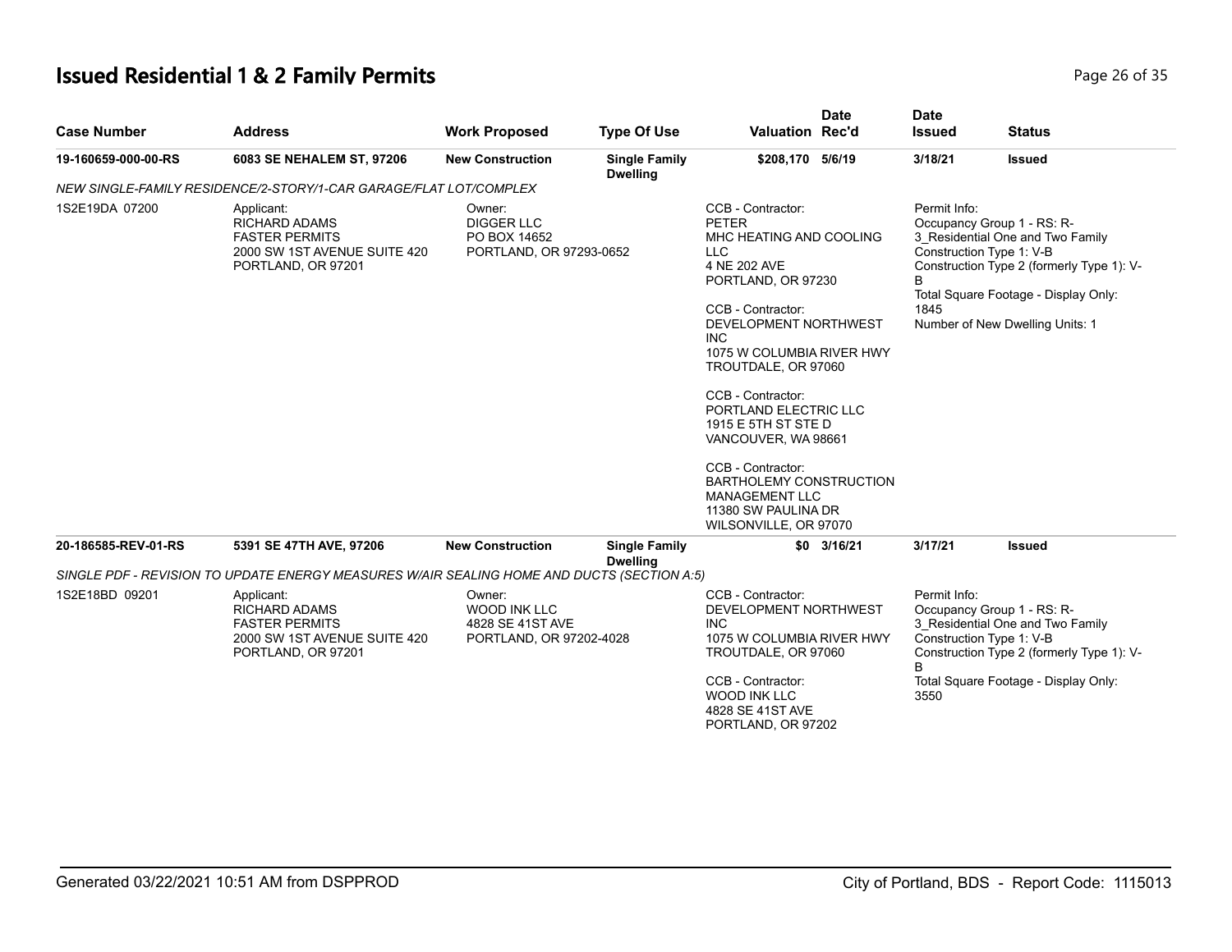# Issued Residential 1 & 2 Family Permits

| Case Number | Address | Work Proposed | Type Of Use | Valuation | Date Rec'd | Date Issued | Status |
|---|---|---|---|---|---|---|---|
| 19-160659-000-00-RS | 6083 SE NEHALEM ST, 97206 | New Construction | Single Family Dwelling | $208,170 | 5/6/19 | 3/18/21 | Issued |

*NEW SINGLE-FAMILY RESIDENCE/2-STORY/1-CAR GARAGE/FLAT LOT/COMPLEX*

1S2E19DA 07200

Applicant:
RICHARD ADAMS
FASTER PERMITS
2000 SW 1ST AVENUE SUITE 420
PORTLAND, OR 97201

Owner:
DIGGER LLC
PO BOX 14652
PORTLAND, OR 97293-0652

CCB - Contractor:
PETER
MHC HEATING AND COOLING LLC
4 NE 202 AVE
PORTLAND, OR 97230

CCB - Contractor:
DEVELOPMENT NORTHWEST INC
1075 W COLUMBIA RIVER HWY
TROUTDALE, OR 97060

CCB - Contractor:
PORTLAND ELECTRIC LLC
1915 E 5TH ST STE D
VANCOUVER, WA 98661

CCB - Contractor:
BARTHOLEMY CONSTRUCTION MANAGEMENT LLC
11380 SW PAULINA DR
WILSONVILLE, OR 97070

Permit Info:
Occupancy Group 1 - RS: R-3_Residential One and Two Family
Construction Type 1: V-B
Construction Type 2 (formerly Type 1): V-B
Total Square Footage - Display Only: 1845
Number of New Dwelling Units: 1

| Case Number | Address | Work Proposed | Type Of Use | Valuation | Date Rec'd | Date Issued | Status |
|---|---|---|---|---|---|---|---|
| 20-186585-REV-01-RS | 5391 SE 47TH AVE, 97206 | New Construction | Single Family Dwelling | $0 | 3/16/21 | 3/17/21 | Issued |

*SINGLE PDF - REVISION TO UPDATE ENERGY MEASURES W/AIR SEALING HOME AND DUCTS (SECTION A:5)*

1S2E18BD 09201

Applicant:
RICHARD ADAMS
FASTER PERMITS
2000 SW 1ST AVENUE SUITE 420
PORTLAND, OR 97201

Owner:
WOOD INK LLC
4828 SE 41ST AVE
PORTLAND, OR 97202-4028

CCB - Contractor:
DEVELOPMENT NORTHWEST INC
1075 W COLUMBIA RIVER HWY
TROUTDALE, OR 97060

CCB - Contractor:
WOOD INK LLC
4828 SE 41ST AVE
PORTLAND, OR 97202

Permit Info:
Occupancy Group 1 - RS: R-3_Residential One and Two Family
Construction Type 1: V-B
Construction Type 2 (formerly Type 1): V-B
Total Square Footage - Display Only: 3550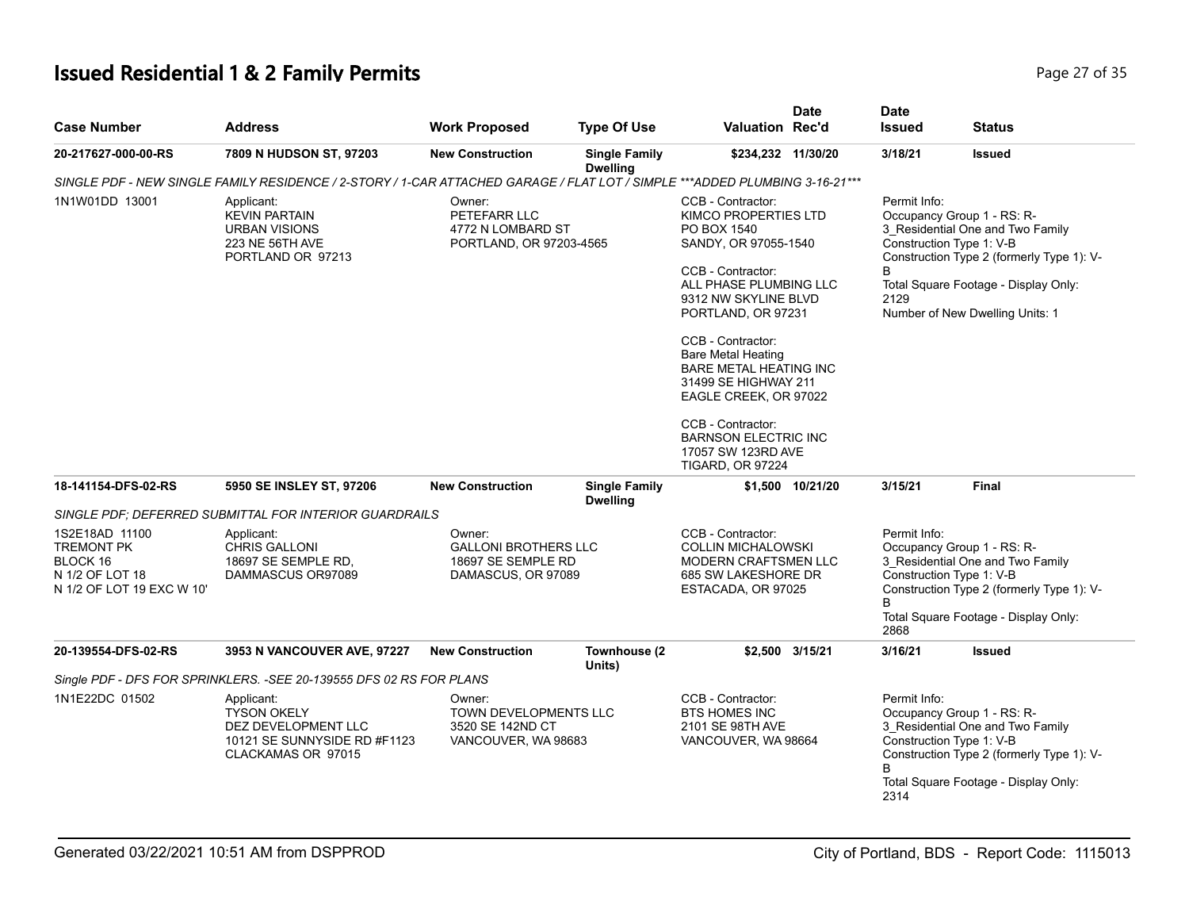# Issued Residential 1 & 2 Family Permits

| Case Number | Address | Work Proposed | Type Of Use | Valuation | Date Rec'd | Date Issued | Status |
|---|---|---|---|---|---|---|---|
| 20-217627-000-00-RS | 7809 N HUDSON ST, 97203 | New Construction | Single Family Dwelling | $234,232 | 11/30/20 | 3/18/21 | Issued |

*SINGLE PDF - NEW SINGLE FAMILY RESIDENCE / 2-STORY / 1-CAR ATTACHED GARAGE / FLAT LOT / SIMPLE \*\*\*ADDED PLUMBING 3-16-21\*\*\**

1N1W01DD 13001

Applicant:
KEVIN PARTAIN
URBAN VISIONS
223 NE 56TH AVE
PORTLAND OR 97213

Owner:
PETEFARR LLC
4772 N LOMBARD ST
PORTLAND, OR 97203-4565

CCB - Contractor:
KIMCO PROPERTIES LTD
PO BOX 1540
SANDY, OR 97055-1540

CCB - Contractor:
ALL PHASE PLUMBING LLC
9312 NW SKYLINE BLVD
PORTLAND, OR 97231

CCB - Contractor:
Bare Metal Heating
BARE METAL HEATING INC
31499 SE HIGHWAY 211
EAGLE CREEK, OR 97022

CCB - Contractor:
BARNSON ELECTRIC INC
17057 SW 123RD AVE
TIGARD, OR 97224

Permit Info:
Occupancy Group 1 - RS: R-3_Residential One and Two Family
Construction Type 1: V-B
Construction Type 2 (formerly Type 1): V-B
Total Square Footage - Display Only: 2129
Number of New Dwelling Units: 1

| Case Number | Address | Work Proposed | Type Of Use | Valuation | Date Rec'd | Date Issued | Status |
|---|---|---|---|---|---|---|---|
| 18-141154-DFS-02-RS | 5950 SE INSLEY ST, 97206 | New Construction | Single Family Dwelling | $1,500 | 10/21/20 | 3/15/21 | Final |

*SINGLE PDF; DEFERRED SUBMITTAL FOR INTERIOR GUARDRAILS*

1S2E18AD 11100
TREMONT PK
BLOCK 16
N 1/2 OF LOT 18
N 1/2 OF LOT 19 EXC W 10'

Applicant:
CHRIS GALLONI
18697 SE SEMPLE RD,
DAMMASCUS OR97089

Owner:
GALLONI BROTHERS LLC
18697 SE SEMPLE RD
DAMASCUS, OR 97089

CCB - Contractor:
COLLIN MICHALOWSKI
MODERN CRAFTSMEN LLC
685 SW LAKESHORE DR
ESTACADA, OR 97025

Permit Info:
Occupancy Group 1 - RS: R-3_Residential One and Two Family
Construction Type 1: V-B
Construction Type 2 (formerly Type 1): V-B
Total Square Footage - Display Only: 2868

| Case Number | Address | Work Proposed | Type Of Use | Valuation | Date Rec'd | Date Issued | Status |
|---|---|---|---|---|---|---|---|
| 20-139554-DFS-02-RS | 3953 N VANCOUVER AVE, 97227 | New Construction | Townhouse (2 Units) | $2,500 | 3/15/21 | 3/16/21 | Issued |

*Single PDF - DFS FOR SPRINKLERS. -SEE 20-139555 DFS 02 RS FOR PLANS*

1N1E22DC 01502

Applicant:
TYSON OKELY
DEZ DEVELOPMENT LLC
10121 SE SUNNYSIDE RD #F1123
CLACKAMAS OR 97015

Owner:
TOWN DEVELOPMENTS LLC
3520 SE 142ND CT
VANCOUVER, WA 98683

CCB - Contractor:
BTS HOMES INC
2101 SE 98TH AVE
VANCOUVER, WA 98664

Permit Info:
Occupancy Group 1 - RS: R-3_Residential One and Two Family
Construction Type 1: V-B
Construction Type 2 (formerly Type 1): V-B
Total Square Footage - Display Only: 2314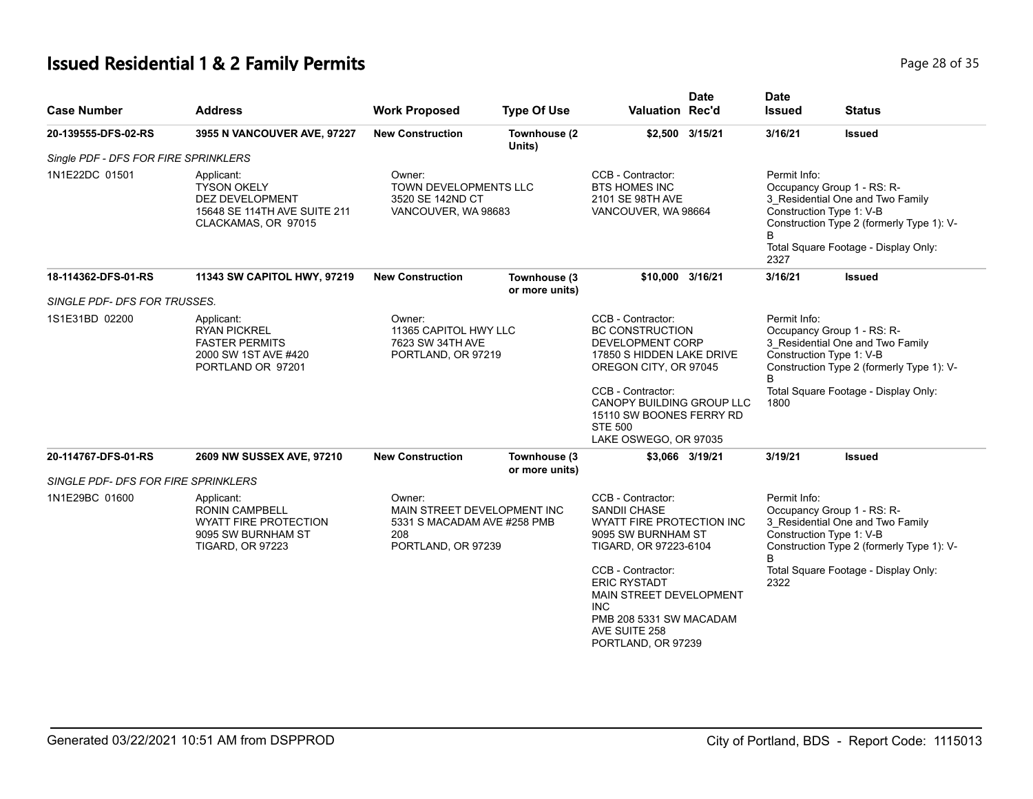# Issued Residential 1 & 2 Family Permits

| Case Number | Address | Work Proposed | Type Of Use | Valuation | Date Rec'd | Date Issued | Status |
|---|---|---|---|---|---|---|---|
| 20-139555-DFS-02-RS | 3955 N VANCOUVER AVE, 97227 | New Construction | Townhouse (2 Units) | $2,500 | 3/15/21 | 3/16/21 | Issued |
| *Single PDF - DFS FOR FIRE SPRINKLERS* | | | | | | | |
| 1N1E22DC 01501 | Applicant: TYSON OKELY DEZ DEVELOPMENT 15648 SE 114TH AVE SUITE 211 CLACKAMAS, OR 97015 | Owner: TOWN DEVELOPMENTS LLC 3520 SE 142ND CT VANCOUVER, WA 98683 | | CCB - Contractor: BTS HOMES INC 2101 SE 98TH AVE VANCOUVER, WA 98664 | | Permit Info: Occupancy Group 1 - RS: R-3_Residential One and Two Family Construction Type 1: V-B Construction Type 2 (formerly Type 1): V-B Total Square Footage - Display Only: 2327 | |
| 18-114362-DFS-01-RS | 11343 SW CAPITOL HWY, 97219 | New Construction | Townhouse (3 or more units) | $10,000 | 3/16/21 | 3/16/21 | Issued |
| *SINGLE PDF- DFS FOR TRUSSES.* | | | | | | | |
| 1S1E31BD 02200 | Applicant: RYAN PICKREL FASTER PERMITS 2000 SW 1ST AVE #420 PORTLAND OR 97201 | Owner: 11365 CAPITOL HWY LLC 7623 SW 34TH AVE PORTLAND, OR 97219 | | CCB - Contractor: BC CONSTRUCTION DEVELOPMENT CORP 17850 S HIDDEN LAKE DRIVE OREGON CITY, OR 97045<br>CCB - Contractor: CANOPY BUILDING GROUP LLC 15110 SW BOONES FERRY RD STE 500 LAKE OSWEGO, OR 97035 | | Permit Info: Occupancy Group 1 - RS: R-3_Residential One and Two Family Construction Type 1: V-B Construction Type 2 (formerly Type 1): V-B Total Square Footage - Display Only: 1800 | |
| 20-114767-DFS-01-RS | 2609 NW SUSSEX AVE, 97210 | New Construction | Townhouse (3 or more units) | $3,066 | 3/19/21 | 3/19/21 | Issued |
| *SINGLE PDF- DFS FOR FIRE SPRINKLERS* | | | | | | | |
| 1N1E29BC 01600 | Applicant: RONIN CAMPBELL WYATT FIRE PROTECTION 9095 SW BURNHAM ST TIGARD, OR 97223 | Owner: MAIN STREET DEVELOPMENT INC 5331 S MACADAM AVE #258 PMB 208 PORTLAND, OR 97239 | | CCB - Contractor: SANDII CHASE WYATT FIRE PROTECTION INC 9095 SW BURNHAM ST TIGARD, OR 97223-6104<br>CCB - Contractor: ERIC RYSTADT MAIN STREET DEVELOPMENT INC PMB 208 5331 SW MACADAM AVE SUITE 258 PORTLAND, OR 97239 | | Permit Info: Occupancy Group 1 - RS: R-3_Residential One and Two Family Construction Type 1: V-B Construction Type 2 (formerly Type 1): V-B Total Square Footage - Display Only: 2322 | |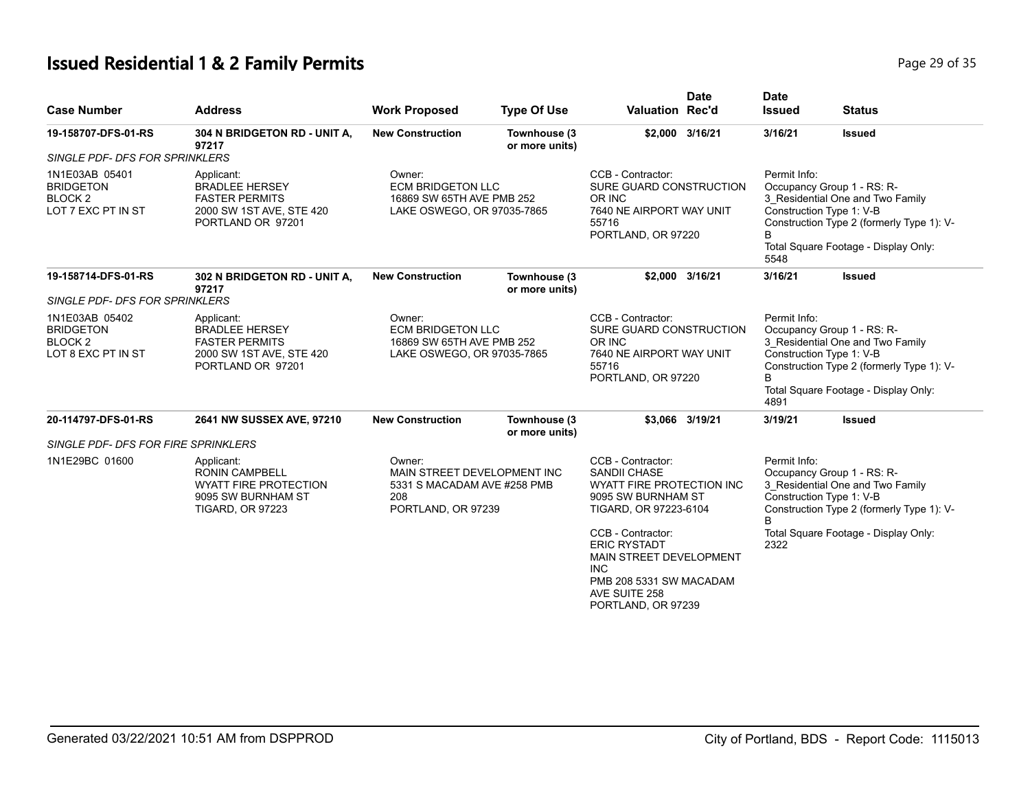# Issued Residential 1 & 2 Family Permits

| Case Number | Address | Work Proposed | Type Of Use | Valuation | Date Rec'd | Date Issued | Status |
|---|---|---|---|---|---|---|---|
| 19-158707-DFS-01-RS | 304 N BRIDGETON RD - UNIT A, 97217 | New Construction | Townhouse (3 or more units) | $2,000 | 3/16/21 | 3/16/21 | Issued |
| *SINGLE PDF- DFS FOR SPRINKLERS* | | | | | | | |
| 1N1E03AB 05401 BRIDGETON BLOCK 2 LOT 7 EXC PT IN ST | Applicant: BRADLEE HERSEY FASTER PERMITS 2000 SW 1ST AVE, STE 420 PORTLAND OR 97201 | Owner: ECM BRIDGETON LLC 16869 SW 65TH AVE PMB 252 LAKE OSWEGO, OR 97035-7865 | | CCB - Contractor: SURE GUARD CONSTRUCTION OR INC 7640 NE AIRPORT WAY UNIT 55716 PORTLAND, OR 97220 | | Permit Info: Occupancy Group 1 - RS: R-3_Residential One and Two Family Construction Type 1: V-B Construction Type 2 (formerly Type 1): V-B Total Square Footage - Display Only: 5548 | |
| 19-158714-DFS-01-RS | 302 N BRIDGETON RD - UNIT A, 97217 | New Construction | Townhouse (3 or more units) | $2,000 | 3/16/21 | 3/16/21 | Issued |
| *SINGLE PDF- DFS FOR SPRINKLERS* | | | | | | | |
| 1N1E03AB 05402 BRIDGETON BLOCK 2 LOT 8 EXC PT IN ST | Applicant: BRADLEE HERSEY FASTER PERMITS 2000 SW 1ST AVE, STE 420 PORTLAND OR 97201 | Owner: ECM BRIDGETON LLC 16869 SW 65TH AVE PMB 252 LAKE OSWEGO, OR 97035-7865 | | CCB - Contractor: SURE GUARD CONSTRUCTION OR INC 7640 NE AIRPORT WAY UNIT 55716 PORTLAND, OR 97220 | | Permit Info: Occupancy Group 1 - RS: R-3_Residential One and Two Family Construction Type 1: V-B Construction Type 2 (formerly Type 1): V-B Total Square Footage - Display Only: 4891 | |
| 20-114797-DFS-01-RS | 2641 NW SUSSEX AVE, 97210 | New Construction | Townhouse (3 or more units) | $3,066 | 3/19/21 | 3/19/21 | Issued |
| *SINGLE PDF- DFS FOR FIRE SPRINKLERS* | | | | | | | |
| 1N1E29BC 01600 | Applicant: RONIN CAMPBELL WYATT FIRE PROTECTION 9095 SW BURNHAM ST TIGARD, OR 97223 | Owner: MAIN STREET DEVELOPMENT INC 5331 S MACADAM AVE #258 PMB 208 PORTLAND, OR 97239 | | CCB - Contractor: SANDII CHASE WYATT FIRE PROTECTION INC 9095 SW BURNHAM ST TIGARD, OR 97223-6104 CCB - Contractor: ERIC RYSTADT MAIN STREET DEVELOPMENT INC PMB 208 5331 SW MACADAM AVE SUITE 258 PORTLAND, OR 97239 | | Permit Info: Occupancy Group 1 - RS: R-3_Residential One and Two Family Construction Type 1: V-B Construction Type 2 (formerly Type 1): V-B Total Square Footage - Display Only: 2322 | |

Generated 03/22/2021 10:51 AM from DSPPROD

City of Portland, BDS - Report Code: 1115013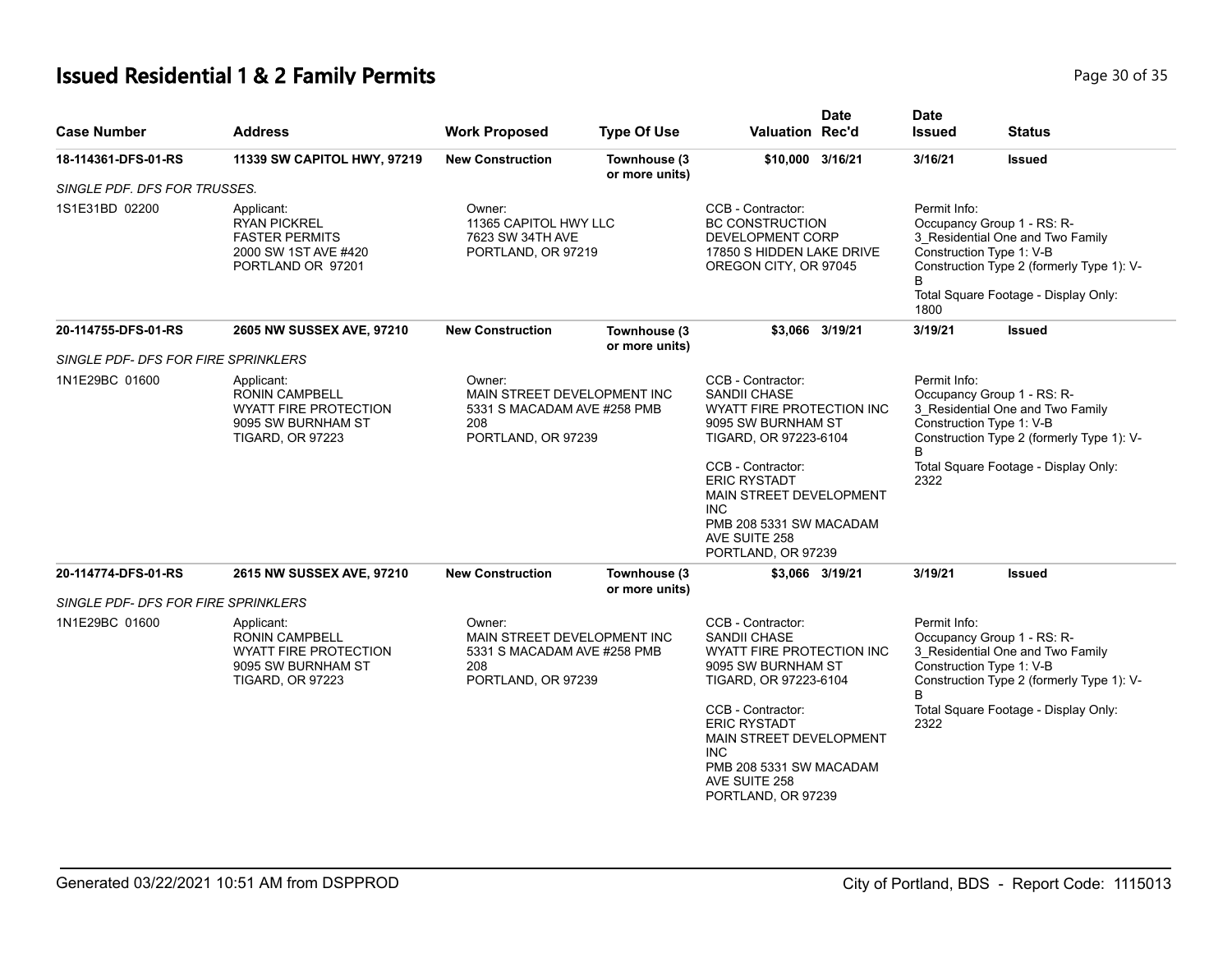# Issued Residential 1 & 2 Family Permits

| Case Number | Address | Work Proposed | Type Of Use | Valuation | Date Rec'd | Date Issued | Status |
|---|---|---|---|---|---|---|---|
| **18-114361-DFS-01-RS** | **11339 SW CAPITOL HWY, 97219** | **New Construction** | **Townhouse (3 or more units)** | **$10,000** | **3/16/21** | **3/16/21** | **Issued** |
| *SINGLE PDF. DFS FOR TRUSSES.* | | | | | | | |
| 1S1E31BD 02200 | Applicant: RYAN PICKREL FASTER PERMITS 2000 SW 1ST AVE #420 PORTLAND OR 97201 | Owner: 11365 CAPITOL HWY LLC 7623 SW 34TH AVE PORTLAND, OR 97219 | | CCB - Contractor: BC CONSTRUCTION DEVELOPMENT CORP 17850 S HIDDEN LAKE DRIVE OREGON CITY, OR 97045 | | Permit Info: Occupancy Group 1 - RS: R-3_Residential One and Two Family Construction Type 1: V-B Construction Type 2 (formerly Type 1): V-B Total Square Footage - Display Only: 1800 | |
| **20-114755-DFS-01-RS** | **2605 NW SUSSEX AVE, 97210** | **New Construction** | **Townhouse (3 or more units)** | **$3,066** | **3/19/21** | **3/19/21** | **Issued** |
| *SINGLE PDF- DFS FOR FIRE SPRINKLERS* | | | | | | | |
| 1N1E29BC 01600 | Applicant: RONIN CAMPBELL WYATT FIRE PROTECTION 9095 SW BURNHAM ST TIGARD, OR 97223 | Owner: MAIN STREET DEVELOPMENT INC 5331 S MACADAM AVE #258 PMB 208 PORTLAND, OR 97239 | | CCB - Contractor: SANDII CHASE WYATT FIRE PROTECTION INC 9095 SW BURNHAM ST TIGARD, OR 97223-6104<br><br>CCB - Contractor: ERIC RYSTADT MAIN STREET DEVELOPMENT INC PMB 208 5331 SW MACADAM AVE SUITE 258 PORTLAND, OR 97239 | | Permit Info: Occupancy Group 1 - RS: R-3_Residential One and Two Family Construction Type 1: V-B Construction Type 2 (formerly Type 1): V-B Total Square Footage - Display Only: 2322 | |
| **20-114774-DFS-01-RS** | **2615 NW SUSSEX AVE, 97210** | **New Construction** | **Townhouse (3 or more units)** | **$3,066** | **3/19/21** | **3/19/21** | **Issued** |
| *SINGLE PDF- DFS FOR FIRE SPRINKLERS* | | | | | | | |
| 1N1E29BC 01600 | Applicant: RONIN CAMPBELL WYATT FIRE PROTECTION 9095 SW BURNHAM ST TIGARD, OR 97223 | Owner: MAIN STREET DEVELOPMENT INC 5331 S MACADAM AVE #258 PMB 208 PORTLAND, OR 97239 | | CCB - Contractor: SANDII CHASE WYATT FIRE PROTECTION INC 9095 SW BURNHAM ST TIGARD, OR 97223-6104<br><br>CCB - Contractor: ERIC RYSTADT MAIN STREET DEVELOPMENT INC PMB 208 5331 SW MACADAM AVE SUITE 258 PORTLAND, OR 97239 | | Permit Info: Occupancy Group 1 - RS: R-3_Residential One and Two Family Construction Type 1: V-B Construction Type 2 (formerly Type 1): V-B Total Square Footage - Display Only: 2322 | |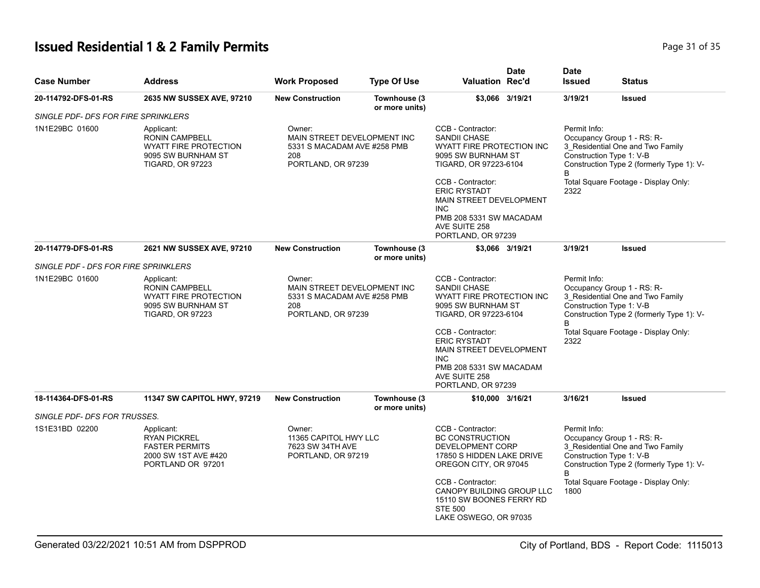# Issued Residential 1 & 2 Family Permits

| Case Number | Address | Work Proposed | Type Of Use | Valuation | Date Rec'd | Date Issued | Status |
|---|---|---|---|---|---|---|---|
| 20-114792-DFS-01-RS | 2635 NW SUSSEX AVE, 97210 | New Construction | Townhouse (3 or more units) | $3,066 | 3/19/21 | 3/19/21 | Issued |
| *SINGLE PDF- DFS FOR FIRE SPRINKLERS* | | | | | | | |
| 1N1E29BC 01600 | Applicant: RONIN CAMPBELL WYATT FIRE PROTECTION 9095 SW BURNHAM ST TIGARD, OR 97223 | Owner: MAIN STREET DEVELOPMENT INC 5331 S MACADAM AVE #258 PMB 208 PORTLAND, OR 97239 | | CCB - Contractor: SANDII CHASE WYATT FIRE PROTECTION INC 9095 SW BURNHAM ST TIGARD, OR 97223-6104<br>CCB - Contractor: ERIC RYSTADT MAIN STREET DEVELOPMENT INC PMB 208 5331 SW MACADAM AVE SUITE 258 PORTLAND, OR 97239 | | Permit Info: Occupancy Group 1 - RS: R-3_Residential One and Two Family Construction Type 1: V-B Construction Type 2 (formerly Type 1): V-B Total Square Footage - Display Only: 2322 | |
| 20-114779-DFS-01-RS | 2621 NW SUSSEX AVE, 97210 | New Construction | Townhouse (3 or more units) | $3,066 | 3/19/21 | 3/19/21 | Issued |
| *SINGLE PDF - DFS FOR FIRE SPRINKLERS* | | | | | | | |
| 1N1E29BC 01600 | Applicant: RONIN CAMPBELL WYATT FIRE PROTECTION 9095 SW BURNHAM ST TIGARD, OR 97223 | Owner: MAIN STREET DEVELOPMENT INC 5331 S MACADAM AVE #258 PMB 208 PORTLAND, OR 97239 | | CCB - Contractor: SANDII CHASE WYATT FIRE PROTECTION INC 9095 SW BURNHAM ST TIGARD, OR 97223-6104<br>CCB - Contractor: ERIC RYSTADT MAIN STREET DEVELOPMENT INC PMB 208 5331 SW MACADAM AVE SUITE 258 PORTLAND, OR 97239 | | Permit Info: Occupancy Group 1 - RS: R-3_Residential One and Two Family Construction Type 1: V-B Construction Type 2 (formerly Type 1): V-B Total Square Footage - Display Only: 2322 | |
| 18-114364-DFS-01-RS | 11347 SW CAPITOL HWY, 97219 | New Construction | Townhouse (3 or more units) | $10,000 | 3/16/21 | 3/16/21 | Issued |
| *SINGLE PDF- DFS FOR TRUSSES.* | | | | | | | |
| 1S1E31BD 02200 | Applicant: RYAN PICKREL FASTER PERMITS 2000 SW 1ST AVE #420 PORTLAND OR 97201 | Owner: 11365 CAPITOL HWY LLC 7623 SW 34TH AVE PORTLAND, OR 97219 | | CCB - Contractor: BC CONSTRUCTION DEVELOPMENT CORP 17850 S HIDDEN LAKE DRIVE OREGON CITY, OR 97045<br>CCB - Contractor: CANOPY BUILDING GROUP LLC 15110 SW BOONES FERRY RD STE 500 LAKE OSWEGO, OR 97035 | | Permit Info: Occupancy Group 1 - RS: R-3_Residential One and Two Family Construction Type 1: V-B Construction Type 2 (formerly Type 1): V-B Total Square Footage - Display Only: 1800 | |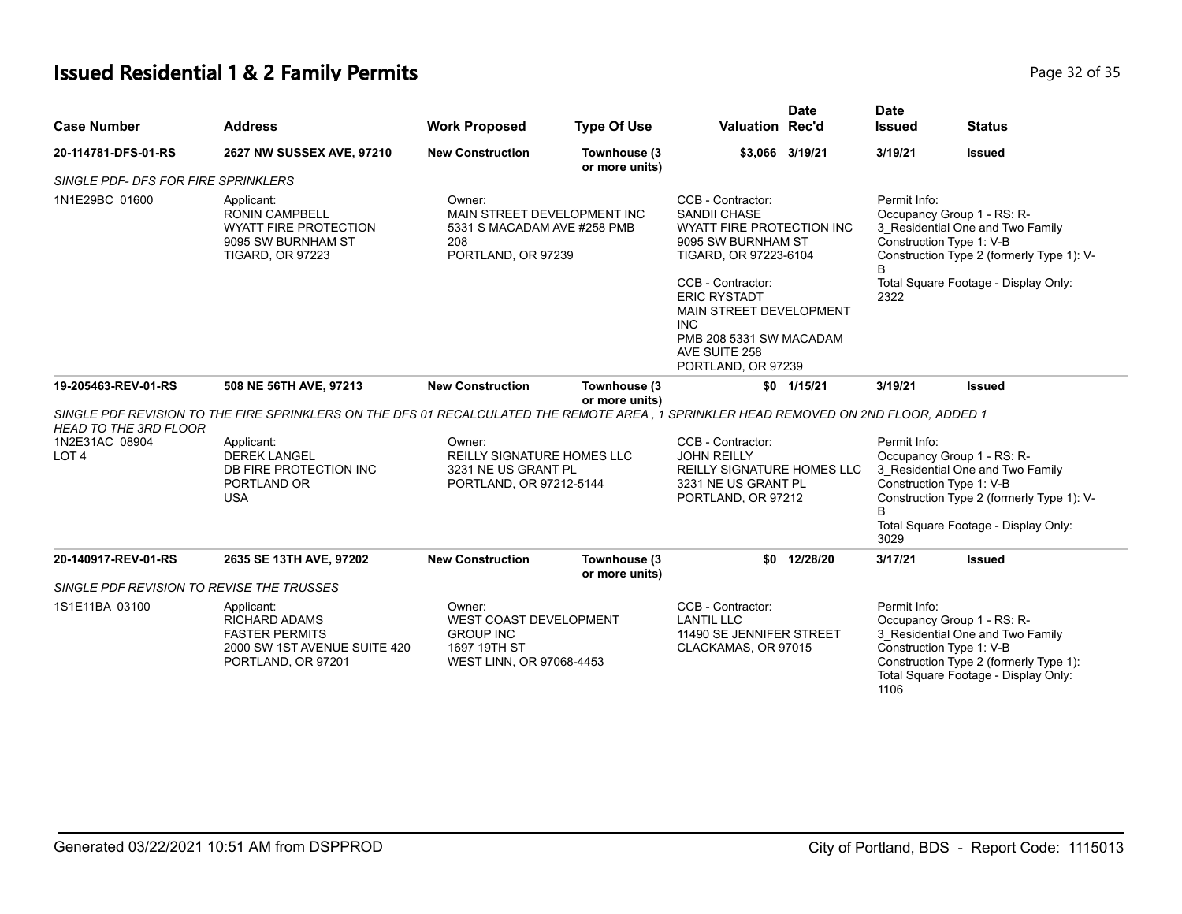## Issued Residential 1 & 2 Family Permits

| Case Number | Address | Work Proposed | Type Of Use | Valuation | Date Rec'd | Date Issued | Status |
|---|---|---|---|---|---|---|---|
| 20-114781-DFS-01-RS | 2627 NW SUSSEX AVE, 97210 | New Construction | Townhouse (3 or more units) | $3,066 | 3/19/21 | 3/19/21 | Issued |

*SINGLE PDF- DFS FOR FIRE SPRINKLERS*

1N1E29BC 01600

Applicant:
RONIN CAMPBELL
WYATT FIRE PROTECTION
9095 SW BURNHAM ST
TIGARD, OR 97223

Owner:
MAIN STREET DEVELOPMENT INC
5331 S MACADAM AVE #258 PMB 208
PORTLAND, OR 97239

CCB - Contractor:
SANDII CHASE
WYATT FIRE PROTECTION INC
9095 SW BURNHAM ST
TIGARD, OR 97223-6104

CCB - Contractor:
ERIC RYSTADT
MAIN STREET DEVELOPMENT INC
PMB 208 5331 SW MACADAM AVE SUITE 258
PORTLAND, OR 97239

Permit Info:
Occupancy Group 1 - RS: R-3_Residential One and Two Family
Construction Type 1: V-B
Construction Type 2 (formerly Type 1): V-B
Total Square Footage - Display Only: 2322

| Case Number | Address | Work Proposed | Type Of Use | Valuation | Date Rec'd | Date Issued | Status |
|---|---|---|---|---|---|---|---|
| 19-205463-REV-01-RS | 508 NE 56TH AVE, 97213 | New Construction | Townhouse (3 or more units) | $0 | 1/15/21 | 3/19/21 | Issued |

*SINGLE PDF REVISION TO THE FIRE SPRINKLERS ON THE DFS 01 RECALCULATED THE REMOTE AREA , 1 SPRINKLER HEAD REMOVED ON 2ND FLOOR, ADDED 1 HEAD TO THE 3RD FLOOR*

1N2E31AC 08904
LOT 4

Applicant:
DEREK LANGEL
DB FIRE PROTECTION INC
PORTLAND OR
USA

Owner:
REILLY SIGNATURE HOMES LLC
3231 NE US GRANT PL
PORTLAND, OR 97212-5144

CCB - Contractor:
JOHN REILLY
REILLY SIGNATURE HOMES LLC
3231 NE US GRANT PL
PORTLAND, OR 97212

Permit Info:
Occupancy Group 1 - RS: R-3_Residential One and Two Family
Construction Type 1: V-B
Construction Type 2 (formerly Type 1): V-B
Total Square Footage - Display Only: 3029

| Case Number | Address | Work Proposed | Type Of Use | Valuation | Date Rec'd | Date Issued | Status |
|---|---|---|---|---|---|---|---|
| 20-140917-REV-01-RS | 2635 SE 13TH AVE, 97202 | New Construction | Townhouse (3 or more units) | $0 | 12/28/20 | 3/17/21 | Issued |

*SINGLE PDF REVISION TO REVISE THE TRUSSES*

1S1E11BA 03100

Applicant:
RICHARD ADAMS
FASTER PERMITS
2000 SW 1ST AVENUE SUITE 420
PORTLAND, OR 97201

Owner:
WEST COAST DEVELOPMENT GROUP INC
1697 19TH ST
WEST LINN, OR 97068-4453

CCB - Contractor:
LANTIL LLC
11490 SE JENNIFER STREET
CLACKAMAS, OR 97015

Permit Info:
Occupancy Group 1 - RS: R-3_Residential One and Two Family
Construction Type 1: V-B
Construction Type 2 (formerly Type 1):
Total Square Footage - Display Only: 1106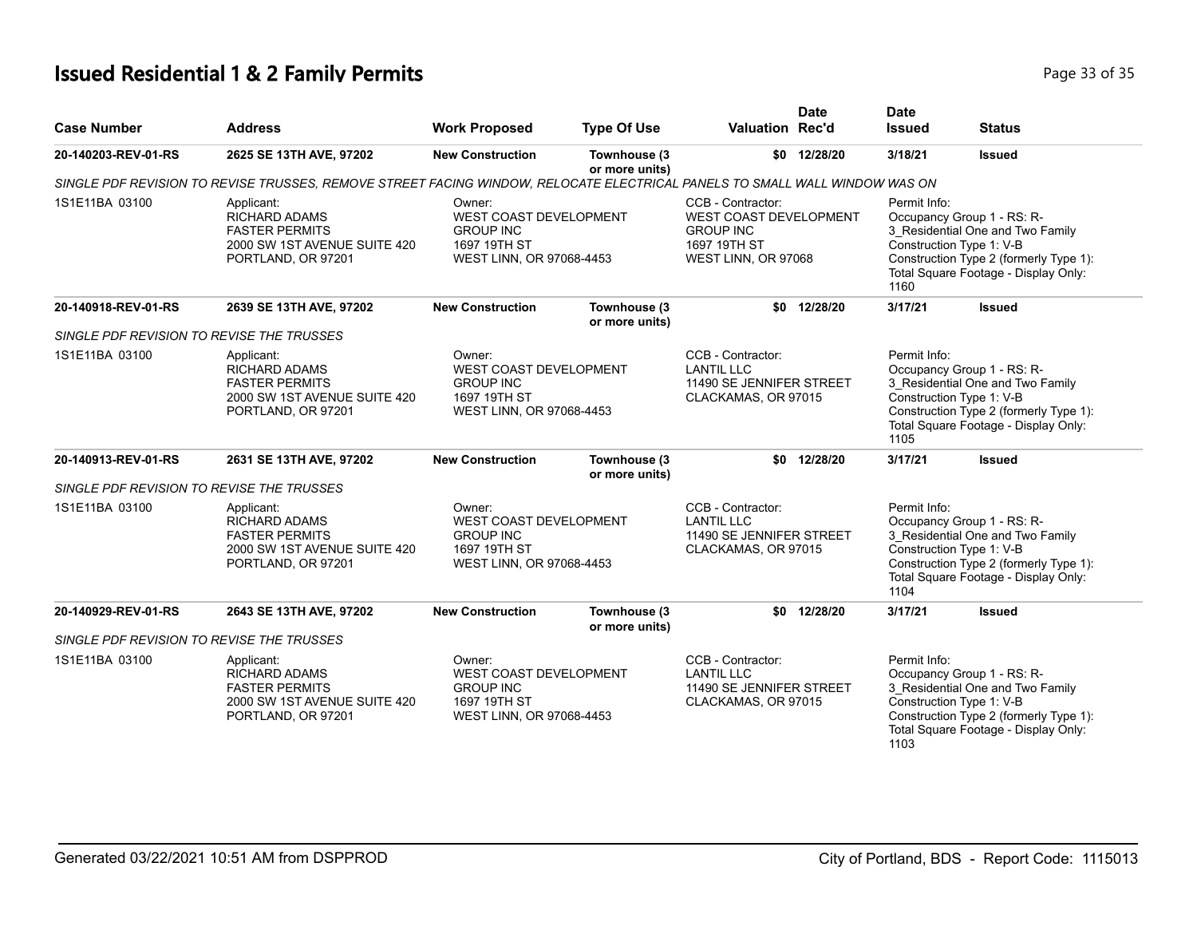# Issued Residential 1 & 2 Family Permits

| Case Number | Address | Work Proposed | Type Of Use | Valuation | Date Rec'd | Date Issued | Status |
|---|---|---|---|---|---|---|---|
| 20-140203-REV-01-RS | 2625 SE 13TH AVE, 97202 | New Construction | Townhouse (3 or more units) | $0 | 12/28/20 | 3/18/21 | Issued |
| *SINGLE PDF REVISION TO REVISE TRUSSES, REMOVE STREET FACING WINDOW, RELOCATE ELECTRICAL PANELS TO SMALL WALL WINDOW WAS ON* | | | | | | | |
| 1S1E11BA 03100 | Applicant: RICHARD ADAMS FASTER PERMITS 2000 SW 1ST AVENUE SUITE 420 PORTLAND, OR 97201 | Owner: WEST COAST DEVELOPMENT GROUP INC 1697 19TH ST WEST LINN, OR 97068-4453 | | CCB - Contractor: WEST COAST DEVELOPMENT GROUP INC 1697 19TH ST WEST LINN, OR 97068 | | Permit Info: Occupancy Group 1 - RS: R-3_Residential One and Two Family Construction Type 1: V-B Construction Type 2 (formerly Type 1): Total Square Footage - Display Only: 1160 | |
| 20-140918-REV-01-RS | 2639 SE 13TH AVE, 97202 | New Construction | Townhouse (3 or more units) | $0 | 12/28/20 | 3/17/21 | Issued |
| *SINGLE PDF REVISION TO REVISE THE TRUSSES* | | | | | | | |
| 1S1E11BA 03100 | Applicant: RICHARD ADAMS FASTER PERMITS 2000 SW 1ST AVENUE SUITE 420 PORTLAND, OR 97201 | Owner: WEST COAST DEVELOPMENT GROUP INC 1697 19TH ST WEST LINN, OR 97068-4453 | | CCB - Contractor: LANTIL LLC 11490 SE JENNIFER STREET CLACKAMAS, OR 97015 | | Permit Info: Occupancy Group 1 - RS: R-3_Residential One and Two Family Construction Type 1: V-B Construction Type 2 (formerly Type 1): Total Square Footage - Display Only: 1105 | |
| 20-140913-REV-01-RS | 2631 SE 13TH AVE, 97202 | New Construction | Townhouse (3 or more units) | $0 | 12/28/20 | 3/17/21 | Issued |
| *SINGLE PDF REVISION TO REVISE THE TRUSSES* | | | | | | | |
| 1S1E11BA 03100 | Applicant: RICHARD ADAMS FASTER PERMITS 2000 SW 1ST AVENUE SUITE 420 PORTLAND, OR 97201 | Owner: WEST COAST DEVELOPMENT GROUP INC 1697 19TH ST WEST LINN, OR 97068-4453 | | CCB - Contractor: LANTIL LLC 11490 SE JENNIFER STREET CLACKAMAS, OR 97015 | | Permit Info: Occupancy Group 1 - RS: R-3_Residential One and Two Family Construction Type 1: V-B Construction Type 2 (formerly Type 1): Total Square Footage - Display Only: 1104 | |
| 20-140929-REV-01-RS | 2643 SE 13TH AVE, 97202 | New Construction | Townhouse (3 or more units) | $0 | 12/28/20 | 3/17/21 | Issued |
| *SINGLE PDF REVISION TO REVISE THE TRUSSES* | | | | | | | |
| 1S1E11BA 03100 | Applicant: RICHARD ADAMS FASTER PERMITS 2000 SW 1ST AVENUE SUITE 420 PORTLAND, OR 97201 | Owner: WEST COAST DEVELOPMENT GROUP INC 1697 19TH ST WEST LINN, OR 97068-4453 | | CCB - Contractor: LANTIL LLC 11490 SE JENNIFER STREET CLACKAMAS, OR 97015 | | Permit Info: Occupancy Group 1 - RS: R-3_Residential One and Two Family Construction Type 1: V-B Construction Type 2 (formerly Type 1): Total Square Footage - Display Only: 1103 | |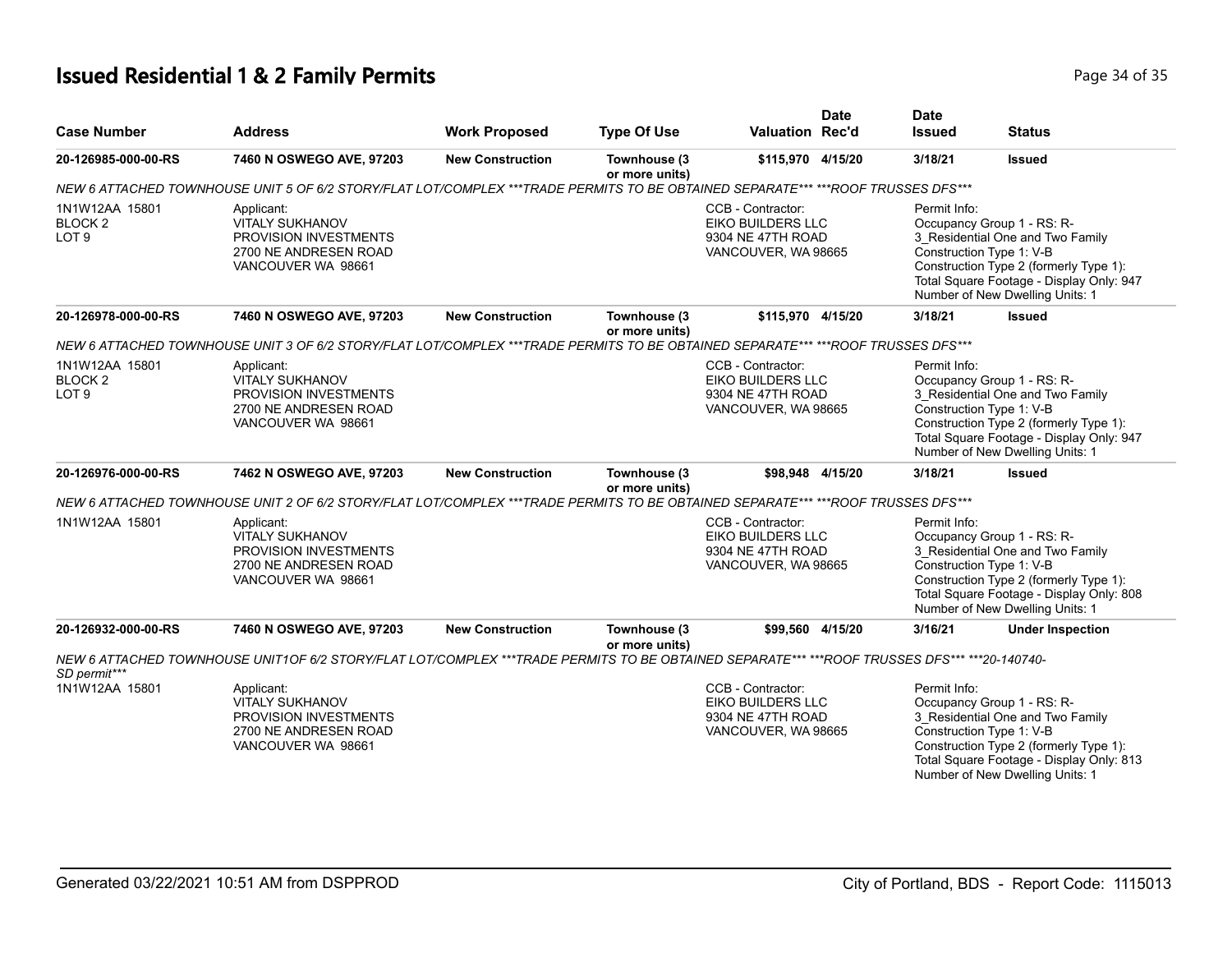# Issued Residential 1 & 2 Family Permits

| Case Number | Address | Work Proposed | Type Of Use | Valuation | Date Rec'd | Date Issued | Status |
|---|---|---|---|---|---|---|---|
| 20-126985-000-00-RS | 7460 N OSWEGO AVE, 97203 | New Construction | Townhouse (3 or more units) | $115,970 | 4/15/20 | 3/18/21 | Issued |
| *NEW 6 ATTACHED TOWNHOUSE UNIT 5 OF 6/2 STORY/FLAT LOT/COMPLEX ***TRADE PERMITS TO BE OBTAINED SEPARATE*** ***ROOF TRUSSES DFS**** | | | | | | | |
| 1N1W12AA 15801<br>BLOCK 2<br>LOT 9 | Applicant:<br>VITALY SUKHANOV<br>PROVISION INVESTMENTS<br>2700 NE ANDRESEN ROAD<br>VANCOUVER WA 98661 | | | CCB - Contractor:<br>EIKO BUILDERS LLC<br>9304 NE 47TH ROAD<br>VANCOUVER, WA 98665 | | Permit Info:<br>Occupancy Group 1 - RS: R-3_Residential One and Two Family<br>Construction Type 1: V-B<br>Construction Type 2 (formerly Type 1):<br>Total Square Footage - Display Only: 947<br>Number of New Dwelling Units: 1 | |
| 20-126978-000-00-RS | 7460 N OSWEGO AVE, 97203 | New Construction | Townhouse (3 or more units) | $115,970 | 4/15/20 | 3/18/21 | Issued |
| *NEW 6 ATTACHED TOWNHOUSE UNIT 3 OF 6/2 STORY/FLAT LOT/COMPLEX ***TRADE PERMITS TO BE OBTAINED SEPARATE*** ***ROOF TRUSSES DFS**** | | | | | | | |
| 1N1W12AA 15801<br>BLOCK 2<br>LOT 9 | Applicant:<br>VITALY SUKHANOV<br>PROVISION INVESTMENTS<br>2700 NE ANDRESEN ROAD<br>VANCOUVER WA 98661 | | | CCB - Contractor:<br>EIKO BUILDERS LLC<br>9304 NE 47TH ROAD<br>VANCOUVER, WA 98665 | | Permit Info:<br>Occupancy Group 1 - RS: R-3_Residential One and Two Family<br>Construction Type 1: V-B<br>Construction Type 2 (formerly Type 1):<br>Total Square Footage - Display Only: 947<br>Number of New Dwelling Units: 1 | |
| 20-126976-000-00-RS | 7462 N OSWEGO AVE, 97203 | New Construction | Townhouse (3 or more units) | $98,948 | 4/15/20 | 3/18/21 | Issued |
| *NEW 6 ATTACHED TOWNHOUSE UNIT 2 OF 6/2 STORY/FLAT LOT/COMPLEX ***TRADE PERMITS TO BE OBTAINED SEPARATE*** ***ROOF TRUSSES DFS**** | | | | | | | |
| 1N1W12AA 15801 | Applicant:<br>VITALY SUKHANOV<br>PROVISION INVESTMENTS<br>2700 NE ANDRESEN ROAD<br>VANCOUVER WA 98661 | | | CCB - Contractor:<br>EIKO BUILDERS LLC<br>9304 NE 47TH ROAD<br>VANCOUVER, WA 98665 | | Permit Info:<br>Occupancy Group 1 - RS: R-3_Residential One and Two Family<br>Construction Type 1: V-B<br>Construction Type 2 (formerly Type 1):<br>Total Square Footage - Display Only: 808<br>Number of New Dwelling Units: 1 | |
| 20-126932-000-00-RS | 7460 N OSWEGO AVE, 97203 | New Construction | Townhouse (3 or more units) | $99,560 | 4/15/20 | 3/16/21 | Under Inspection |
| *NEW 6 ATTACHED TOWNHOUSE UNIT1OF 6/2 STORY/FLAT LOT/COMPLEX ***TRADE PERMITS TO BE OBTAINED SEPARATE*** ***ROOF TRUSSES DFS*** ***20-140740-SD permit**** | | | | | | | |
| 1N1W12AA 15801 | Applicant:<br>VITALY SUKHANOV<br>PROVISION INVESTMENTS<br>2700 NE ANDRESEN ROAD<br>VANCOUVER WA 98661 | | | CCB - Contractor:<br>EIKO BUILDERS LLC<br>9304 NE 47TH ROAD<br>VANCOUVER, WA 98665 | | Permit Info:<br>Occupancy Group 1 - RS: R-3_Residential One and Two Family<br>Construction Type 1: V-B<br>Construction Type 2 (formerly Type 1):<br>Total Square Footage - Display Only: 813<br>Number of New Dwelling Units: 1 | |

Generated 03/22/2021 10:51 AM from DSPPROD

City of Portland, BDS - Report Code: 1115013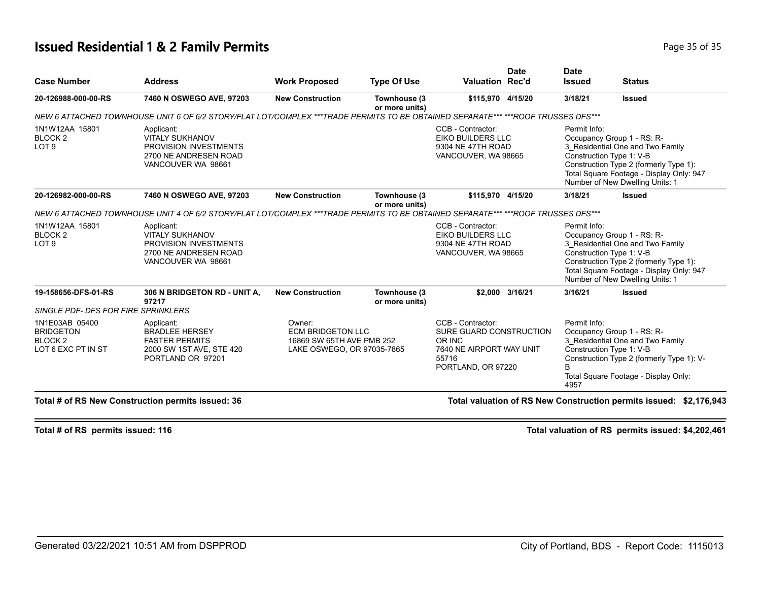# Issued Residential 1 & 2 Family Permits

| Case Number | Address | Work Proposed | Type Of Use | Valuation | Date Rec'd | Date Issued | Status |
|---|---|---|---|---|---|---|---|
| **20-126988-000-00-RS** | **7460 N OSWEGO AVE, 97203** | **New Construction** | **Townhouse (3 or more units)** | **$115,970** | **4/15/20** | **3/18/21** | **Issued** |
| *NEW 6 ATTACHED TOWNHOUSE UNIT 6 OF 6/2 STORY/FLAT LOT/COMPLEX \*\*\*TRADE PERMITS TO BE OBTAINED SEPARATE\*\*\* \*\*\*ROOF TRUSSES DFS\*\*\** | | | | | | | |
| 1N1W12AA 15801<br>BLOCK 2<br>LOT 9 | Applicant:<br>VITALY SUKHANOV<br>PROVISION INVESTMENTS<br>2700 NE ANDRESEN ROAD<br>VANCOUVER WA 98661 | | | CCB - Contractor:<br>EIKO BUILDERS LLC<br>9304 NE 47TH ROAD<br>VANCOUVER, WA 98665 | | Permit Info:<br>Occupancy Group 1 - RS: R-3_Residential One and Two Family<br>Construction Type 1: V-B<br>Construction Type 2 (formerly Type 1):<br>Total Square Footage - Display Only: 947<br>Number of New Dwelling Units: 1 | |
| **20-126982-000-00-RS** | **7460 N OSWEGO AVE, 97203** | **New Construction** | **Townhouse (3 or more units)** | **$115,970** | **4/15/20** | **3/18/21** | **Issued** |
| *NEW 6 ATTACHED TOWNHOUSE UNIT 4 OF 6/2 STORY/FLAT LOT/COMPLEX \*\*\*TRADE PERMITS TO BE OBTAINED SEPARATE\*\*\* \*\*\*ROOF TRUSSES DFS\*\*\** | | | | | | | |
| 1N1W12AA 15801<br>BLOCK 2<br>LOT 9 | Applicant:<br>VITALY SUKHANOV<br>PROVISION INVESTMENTS<br>2700 NE ANDRESEN ROAD<br>VANCOUVER WA 98661 | | | CCB - Contractor:<br>EIKO BUILDERS LLC<br>9304 NE 47TH ROAD<br>VANCOUVER, WA 98665 | | Permit Info:<br>Occupancy Group 1 - RS: R-3_Residential One and Two Family<br>Construction Type 1: V-B<br>Construction Type 2 (formerly Type 1):<br>Total Square Footage - Display Only: 947<br>Number of New Dwelling Units: 1 | |
| **19-158656-DFS-01-RS** | **306 N BRIDGETON RD - UNIT A, 97217** | **New Construction** | **Townhouse (3 or more units)** | **$2,000** | **3/16/21** | **3/16/21** | **Issued** |
| *SINGLE PDF- DFS FOR FIRE SPRINKLERS* | | | | | | | |
| 1N1E03AB 05400<br>BRIDGETON<br>BLOCK 2<br>LOT 6 EXC PT IN ST | Applicant:<br>BRADLEE HERSEY<br>FASTER PERMITS<br>2000 SW 1ST AVE, STE 420<br>PORTLAND OR 97201 | Owner:<br>ECM BRIDGETON LLC<br>16869 SW 65TH AVE PMB 252<br>LAKE OSWEGO, OR 97035-7865 | | CCB - Contractor:<br>SURE GUARD CONSTRUCTION OR INC<br>7640 NE AIRPORT WAY UNIT 55716<br>PORTLAND, OR 97220 | | Permit Info:<br>Occupancy Group 1 - RS: R-3_Residential One and Two Family<br>Construction Type 1: V-B<br>Construction Type 2 (formerly Type 1): V-B<br>Total Square Footage - Display Only: 4957 | |

**Total # of RS New Construction permits issued: 36**

**Total valuation of RS New Construction permits issued: $2,176,943**

**Total # of RS permits issued: 116**

**Total valuation of RS permits issued: $4,202,461**

Generated 03/22/2021 10:51 AM from DSPPROD

City of Portland, BDS - Report Code: 1115013